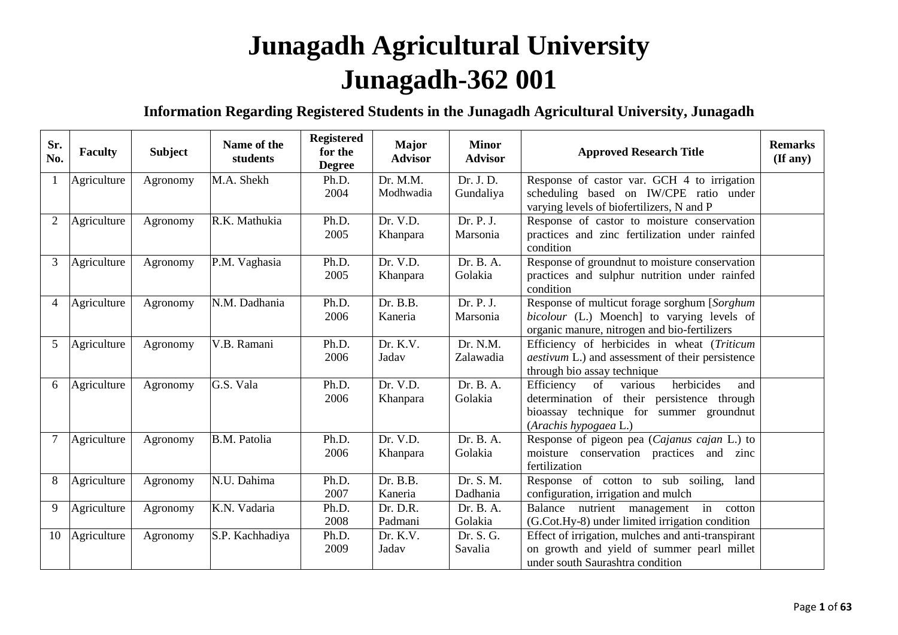# Junagadh Agricultural University
# Junagadh-362 001

## Information Regarding Registered Students in the Junagadh Agricultural University, Junagadh

| Sr. No. | Faculty | Subject | Name of the students | Registered for the Degree | Major Advisor | Minor Advisor | Approved Research Title | Remarks (If any) |
|---|---|---|---|---|---|---|---|---|
| 1 | Agriculture | Agronomy | M.A. Shekh | Ph.D. 2004 | Dr. M.M. Modhwadia | Dr. J. D. Gundaliya | Response of castor var. GCH 4 to irrigation scheduling based on IW/CPE ratio under varying levels of biofertilizers, N and P | |
| 2 | Agriculture | Agronomy | R.K. Mathukia | Ph.D. 2005 | Dr. V.D. Khanpara | Dr. P. J. Marsonia | Response of castor to moisture conservation practices and zinc fertilization under rainfed condition | |
| 3 | Agriculture | Agronomy | P.M. Vaghasia | Ph.D. 2005 | Dr. V.D. Khanpara | Dr. B. A. Golakia | Response of groundnut to moisture conservation practices and sulphur nutrition under rainfed condition | |
| 4 | Agriculture | Agronomy | N.M. Dadhania | Ph.D. 2006 | Dr. B.B. Kaneria | Dr. P. J. Marsonia | Response of multicut forage sorghum [*Sorghum bicolour* (L.) Moench] to varying levels of organic manure, nitrogen and bio-fertilizers | |
| 5 | Agriculture | Agronomy | V.B. Ramani | Ph.D. 2006 | Dr. K.V. Jadav | Dr. N.M. Zalawadia | Efficiency of herbicides in wheat (*Triticum aestivum* L.) and assessment of their persistence through bio assay technique | |
| 6 | Agriculture | Agronomy | G.S. Vala | Ph.D. 2006 | Dr. V.D. Khanpara | Dr. B. A. Golakia | Efficiency of various herbicides and determination of their persistence through bioassay technique for summer groundnut (*Arachis hypogaea* L.) | |
| 7 | Agriculture | Agronomy | B.M. Patolia | Ph.D. 2006 | Dr. V.D. Khanpara | Dr. B. A. Golakia | Response of pigeon pea (*Cajanus cajan* L.) to moisture conservation practices and zinc fertilization | |
| 8 | Agriculture | Agronomy | N.U. Dahima | Ph.D. 2007 | Dr. B.B. Kaneria | Dr. S. M. Dadhania | Response of cotton to sub soiling, land configuration, irrigation and mulch | |
| 9 | Agriculture | Agronomy | K.N. Vadaria | Ph.D. 2008 | Dr. D.R. Padmani | Dr. B. A. Golakia | Balance nutrient management in cotton (G.Cot.Hy-8) under limited irrigation condition | |
| 10 | Agriculture | Agronomy | S.P. Kachhadiya | Ph.D. 2009 | Dr. K.V. Jadav | Dr. S. G. Savalia | Effect of irrigation, mulches and anti-transpirant on growth and yield of summer pearl millet under south Saurashtra condition | |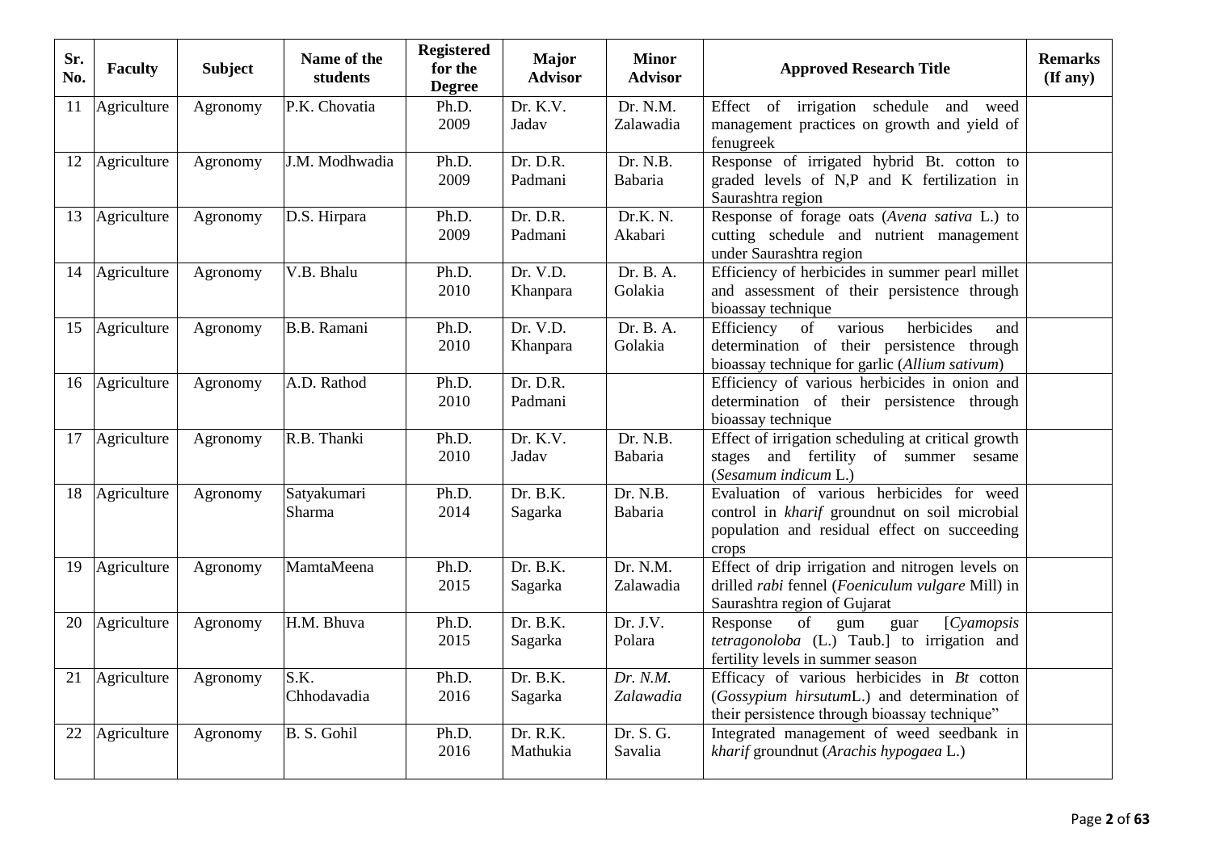| Sr. No. | Faculty | Subject | Name of the students | Registered for the Degree | Major Advisor | Minor Advisor | Approved Research Title | Remarks (If any) |
|---|---|---|---|---|---|---|---|---|
| 11 | Agriculture | Agronomy | P.K. Chovatia | Ph.D. 2009 | Dr. K.V. Jadav | Dr. N.M. Zalawadia | Effect of irrigation schedule and weed management practices on growth and yield of fenugreek | |
| 12 | Agriculture | Agronomy | J.M. Modhwadia | Ph.D. 2009 | Dr. D.R. Padmani | Dr. N.B. Babaria | Response of irrigated hybrid Bt. cotton to graded levels of N,P and K fertilization in Saurashtra region | |
| 13 | Agriculture | Agronomy | D.S. Hirpara | Ph.D. 2009 | Dr. D.R. Padmani | Dr.K. N. Akabari | Response of forage oats (*Avena sativa* L.) to cutting schedule and nutrient management under Saurashtra region | |
| 14 | Agriculture | Agronomy | V.B. Bhalu | Ph.D. 2010 | Dr. V.D. Khanpara | Dr. B. A. Golakia | Efficiency of herbicides in summer pearl millet and assessment of their persistence through bioassay technique | |
| 15 | Agriculture | Agronomy | B.B. Ramani | Ph.D. 2010 | Dr. V.D. Khanpara | Dr. B. A. Golakia | Efficiency of various herbicides and determination of their persistence through bioassay technique for garlic (*Allium sativum*) | |
| 16 | Agriculture | Agronomy | A.D. Rathod | Ph.D. 2010 | Dr. D.R. Padmani | | Efficiency of various herbicides in onion and determination of their persistence through bioassay technique | |
| 17 | Agriculture | Agronomy | R.B. Thanki | Ph.D. 2010 | Dr. K.V. Jadav | Dr. N.B. Babaria | Effect of irrigation scheduling at critical growth stages and fertility of summer sesame (*Sesamum indicum* L.) | |
| 18 | Agriculture | Agronomy | Satyakumari Sharma | Ph.D. 2014 | Dr. B.K. Sagarka | Dr. N.B. Babaria | Evaluation of various herbicides for weed control in *kharif* groundnut on soil microbial population and residual effect on succeeding crops | |
| 19 | Agriculture | Agronomy | MamtaMeena | Ph.D. 2015 | Dr. B.K. Sagarka | Dr. N.M. Zalawadia | Effect of drip irrigation and nitrogen levels on drilled *rabi* fennel (*Foeniculum vulgare* Mill) in Saurashtra region of Gujarat | |
| 20 | Agriculture | Agronomy | H.M. Bhuva | Ph.D. 2015 | Dr. B.K. Sagarka | Dr. J.V. Polara | Response of gum guar [*Cyamopsis tetragonoloba* (L.) Taub.] to irrigation and fertility levels in summer season | |
| 21 | Agriculture | Agronomy | S.K. Chhodavadia | Ph.D. 2016 | Dr. B.K. Sagarka | *Dr. N.M. Zalawadia* | Efficacy of various herbicides in *Bt* cotton (*Gossypium hirsutum*L.) and determination of their persistence through bioassay technique" | |
| 22 | Agriculture | Agronomy | B. S. Gohil | Ph.D. 2016 | Dr. R.K. Mathukia | Dr. S. G. Savalia | Integrated management of weed seedbank in *kharif* groundnut (*Arachis hypogaea* L.) | |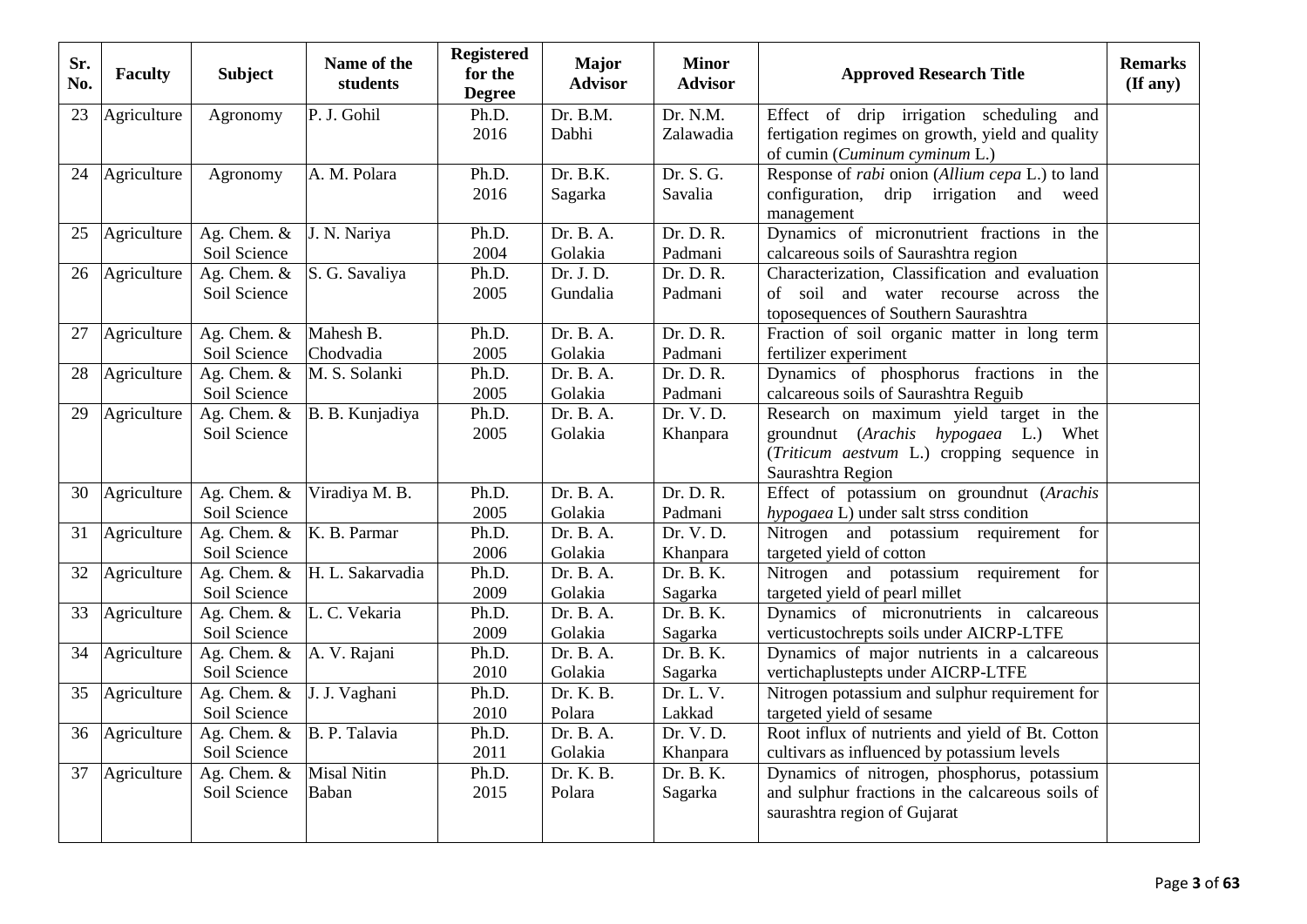| Sr. No. | Faculty | Subject | Name of the students | Registered for the Degree | Major Advisor | Minor Advisor | Approved Research Title | Remarks (If any) |
|---|---|---|---|---|---|---|---|---|
| 23 | Agriculture | Agronomy | P. J. Gohil | Ph.D. 2016 | Dr. B.M. Dabhi | Dr. N.M. Zalawadia | Effect of drip irrigation scheduling and fertigation regimes on growth, yield and quality of cumin (*Cuminum cyminum* L.) | |
| 24 | Agriculture | Agronomy | A. M. Polara | Ph.D. 2016 | Dr. B.K. Sagarka | Dr. S. G. Savalia | Response of *rabi* onion (*Allium cepa* L.) to land configuration, drip irrigation and weed management | |
| 25 | Agriculture | Ag. Chem. & Soil Science | J. N. Nariya | Ph.D. 2004 | Dr. B. A. Golakia | Dr. D. R. Padmani | Dynamics of micronutrient fractions in the calcareous soils of Saurashtra region | |
| 26 | Agriculture | Ag. Chem. & Soil Science | S. G. Savaliya | Ph.D. 2005 | Dr. J. D. Gundalia | Dr. D. R. Padmani | Characterization, Classification and evaluation of soil and water recourse across the toposequences of Southern Saurashtra | |
| 27 | Agriculture | Ag. Chem. & Soil Science | Mahesh B. Chodvadia | Ph.D. 2005 | Dr. B. A. Golakia | Dr. D. R. Padmani | Fraction of soil organic matter in long term fertilizer experiment | |
| 28 | Agriculture | Ag. Chem. & Soil Science | M. S. Solanki | Ph.D. 2005 | Dr. B. A. Golakia | Dr. D. R. Padmani | Dynamics of phosphorus fractions in the calcareous soils of Saurashtra Reguib | |
| 29 | Agriculture | Ag. Chem. & Soil Science | B. B. Kunjadiya | Ph.D. 2005 | Dr. B. A. Golakia | Dr. V. D. Khanpara | Research on maximum yield target in the groundnut (*Arachis hypogaea* L.) Whet (*Triticum aestvum* L.) cropping sequence in Saurashtra Region | |
| 30 | Agriculture | Ag. Chem. & Soil Science | Viradiya M. B. | Ph.D. 2005 | Dr. B. A. Golakia | Dr. D. R. Padmani | Effect of potassium on groundnut (*Arachis hypogaea* L) under salt strss condition | |
| 31 | Agriculture | Ag. Chem. & Soil Science | K. B. Parmar | Ph.D. 2006 | Dr. B. A. Golakia | Dr. V. D. Khanpara | Nitrogen and potassium requirement for targeted yield of cotton | |
| 32 | Agriculture | Ag. Chem. & Soil Science | H. L. Sakarvadia | Ph.D. 2009 | Dr. B. A. Golakia | Dr. B. K. Sagarka | Nitrogen and potassium requirement for targeted yield of pearl millet | |
| 33 | Agriculture | Ag. Chem. & Soil Science | L. C. Vekaria | Ph.D. 2009 | Dr. B. A. Golakia | Dr. B. K. Sagarka | Dynamics of micronutrients in calcareous verticustochrepts soils under AICRP-LTFE | |
| 34 | Agriculture | Ag. Chem. & Soil Science | A. V. Rajani | Ph.D. 2010 | Dr. B. A. Golakia | Dr. B. K. Sagarka | Dynamics of major nutrients in a calcareous vertichaplustepts under AICRP-LTFE | |
| 35 | Agriculture | Ag. Chem. & Soil Science | J. J. Vaghani | Ph.D. 2010 | Dr. K. B. Polara | Dr. L. V. Lakkad | Nitrogen potassium and sulphur requirement for targeted yield of sesame | |
| 36 | Agriculture | Ag. Chem. & Soil Science | B. P. Talavia | Ph.D. 2011 | Dr. B. A. Golakia | Dr. V. D. Khanpara | Root influx of nutrients and yield of Bt. Cotton cultivars as influenced by potassium levels | |
| 37 | Agriculture | Ag. Chem. & Soil Science | Misal Nitin Baban | Ph.D. 2015 | Dr. K. B. Polara | Dr. B. K. Sagarka | Dynamics of nitrogen, phosphorus, potassium and sulphur fractions in the calcareous soils of saurashtra region of Gujarat | |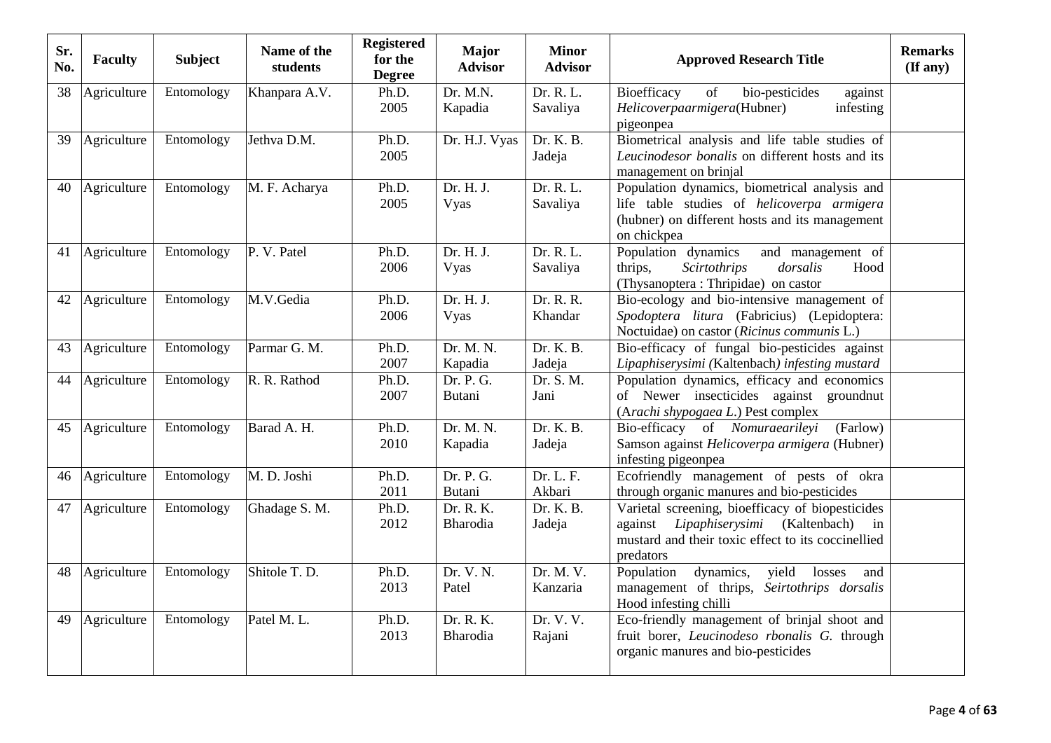| Sr. No. | Faculty | Subject | Name of the students | Registered for the Degree | Major Advisor | Minor Advisor | Approved Research Title | Remarks (If any) |
|---|---|---|---|---|---|---|---|---|
| 38 | Agriculture | Entomology | Khanpara A.V. | Ph.D. 2005 | Dr. M.N. Kapadia | Dr. R. L. Savaliya | Bioefficacy of bio-pesticides against *Helicoverpaarmigera*(Hubner) infesting pigeonpea | |
| 39 | Agriculture | Entomology | Jethva D.M. | Ph.D. 2005 | Dr. H.J. Vyas | Dr. K. B. Jadeja | Biometrical analysis and life table studies of *Leucinodesor bonalis* on different hosts and its management on brinjal | |
| 40 | Agriculture | Entomology | M. F. Acharya | Ph.D. 2005 | Dr. H. J. Vyas | Dr. R. L. Savaliya | Population dynamics, biometrical analysis and life table studies of *helicoverpa armigera* (hubner) on different hosts and its management on chickpea | |
| 41 | Agriculture | Entomology | P. V. Patel | Ph.D. 2006 | Dr. H. J. Vyas | Dr. R. L. Savaliya | Population dynamics and management of thrips, *Scirtothrips dorsalis* Hood (Thysanoptera : Thripidae) on castor | |
| 42 | Agriculture | Entomology | M.V.Gedia | Ph.D. 2006 | Dr. H. J. Vyas | Dr. R. R. Khandar | Bio-ecology and bio-intensive management of *Spodoptera litura* (Fabricius) (Lepidoptera: Noctuidae) on castor (*Ricinus communis* L.) | |
| 43 | Agriculture | Entomology | Parmar G. M. | Ph.D. 2007 | Dr. M. N. Kapadia | Dr. K. B. Jadeja | Bio-efficacy of fungal bio-pesticides against *Lipaphiserysimi (*Kaltenbach*) infesting mustard* | |
| 44 | Agriculture | Entomology | R. R. Rathod | Ph.D. 2007 | Dr. P. G. Butani | Dr. S. M. Jani | Population dynamics, efficacy and economics of Newer insecticides against groundnut (A*rachi shypogaea L.*) Pest complex | |
| 45 | Agriculture | Entomology | Barad A. H. | Ph.D. 2010 | Dr. M. N. Kapadia | Dr. K. B. Jadeja | Bio-efficacy of *Nomuraearileyi* (Farlow) Samson against *Helicoverpa armigera* (Hubner) infesting pigeonpea | |
| 46 | Agriculture | Entomology | M. D. Joshi | Ph.D. 2011 | Dr. P. G. Butani | Dr. L. F. Akbari | Ecofriendly management of pests of okra through organic manures and bio-pesticides | |
| 47 | Agriculture | Entomology | Ghadage S. M. | Ph.D. 2012 | Dr. R. K. Bharodia | Dr. K. B. Jadeja | Varietal screening, bioefficacy of biopesticides against *Lipaphiserysimi* (Kaltenbach) in mustard and their toxic effect to its coccinellied predators | |
| 48 | Agriculture | Entomology | Shitole T. D. | Ph.D. 2013 | Dr. V. N. Patel | Dr. M. V. Kanzaria | Population dynamics, yield losses and management of thrips, *Seirtothrips dorsalis* Hood infesting chilli | |
| 49 | Agriculture | Entomology | Patel M. L. | Ph.D. 2013 | Dr. R. K. Bharodia | Dr. V. V. Rajani | Eco-friendly management of brinjal shoot and fruit borer, *Leucinodeso rbonalis G.* through organic manures and bio-pesticides | |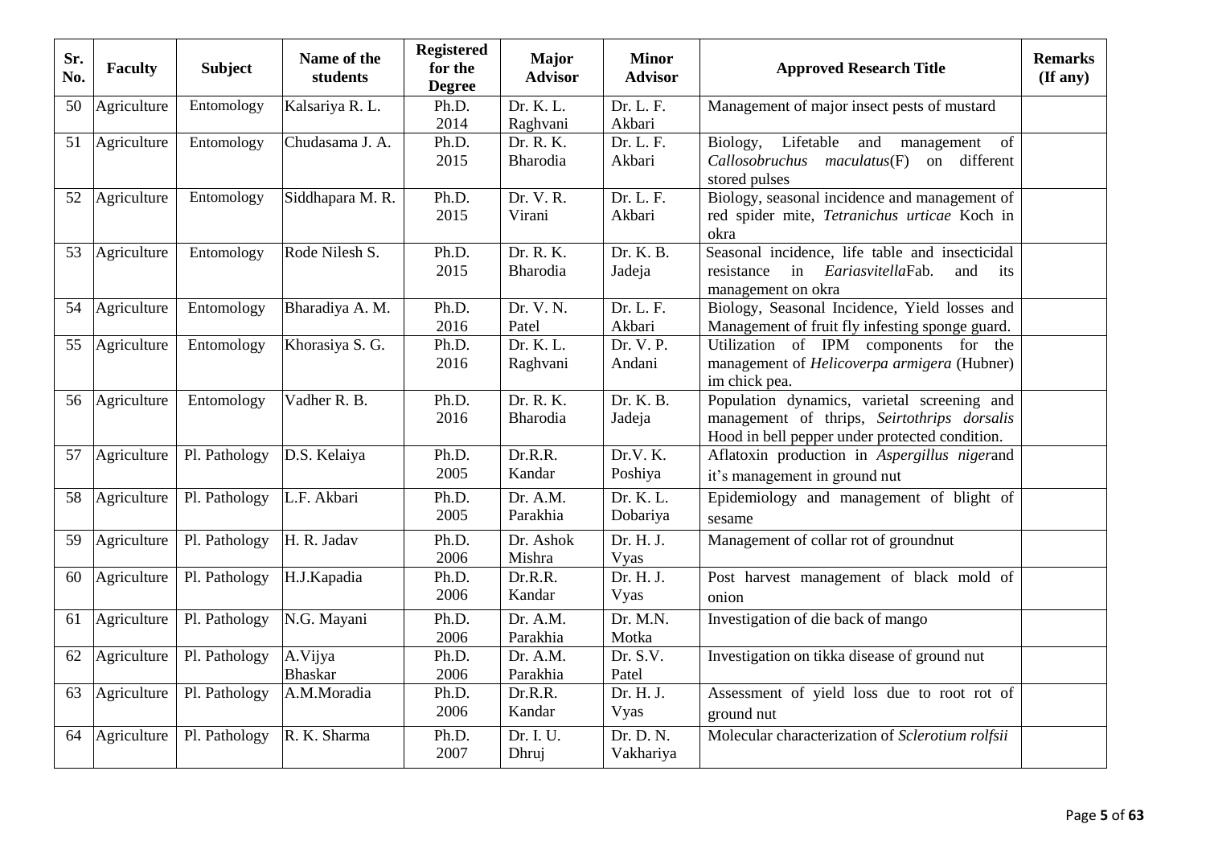| Sr. No. | Faculty | Subject | Name of the students | Registered for the Degree | Major Advisor | Minor Advisor | Approved Research Title | Remarks (If any) |
|---|---|---|---|---|---|---|---|---|
| 50 | Agriculture | Entomology | Kalsariya R. L. | Ph.D. 2014 | Dr. K. L. Raghvani | Dr. L. F. Akbari | Management of major insect pests of mustard | |
| 51 | Agriculture | Entomology | Chudasama J. A. | Ph.D. 2015 | Dr. R. K. Bharodia | Dr. L. F. Akbari | Biology, Lifetable and management of *Callosobruchus maculatus*(F) on different stored pulses | |
| 52 | Agriculture | Entomology | Siddhapara M. R. | Ph.D. 2015 | Dr. V. R. Virani | Dr. L. F. Akbari | Biology, seasonal incidence and management of red spider mite, *Tetranichus urticae* Koch in okra | |
| 53 | Agriculture | Entomology | Rode Nilesh S. | Ph.D. 2015 | Dr. R. K. Bharodia | Dr. K. B. Jadeja | Seasonal incidence, life table and insecticidal resistance in *Eariasvitella*Fab. and its management on okra | |
| 54 | Agriculture | Entomology | Bharadiya A. M. | Ph.D. 2016 | Dr. V. N. Patel | Dr. L. F. Akbari | Biology, Seasonal Incidence, Yield losses and Management of fruit fly infesting sponge guard. | |
| 55 | Agriculture | Entomology | Khorasiya S. G. | Ph.D. 2016 | Dr. K. L. Raghvani | Dr. V. P. Andani | Utilization of IPM components for the management of *Helicoverpa armigera* (Hubner) im chick pea. | |
| 56 | Agriculture | Entomology | Vadher R. B. | Ph.D. 2016 | Dr. R. K. Bharodia | Dr. K. B. Jadeja | Population dynamics, varietal screening and management of thrips, *Seirtothrips dorsalis* Hood in bell pepper under protected condition. | |
| 57 | Agriculture | Pl. Pathology | D.S. Kelaiya | Ph.D. 2005 | Dr.R.R. Kandar | Dr.V. K. Poshiya | Aflatoxin production in *Aspergillus niger*and it's management in ground nut | |
| 58 | Agriculture | Pl. Pathology | L.F. Akbari | Ph.D. 2005 | Dr. A.M. Parakhia | Dr. K. L. Dobariya | Epidemiology and management of blight of sesame | |
| 59 | Agriculture | Pl. Pathology | H. R. Jadav | Ph.D. 2006 | Dr. Ashok Mishra | Dr. H. J. Vyas | Management of collar rot of groundnut | |
| 60 | Agriculture | Pl. Pathology | H.J.Kapadia | Ph.D. 2006 | Dr.R.R. Kandar | Dr. H. J. Vyas | Post harvest management of black mold of onion | |
| 61 | Agriculture | Pl. Pathology | N.G. Mayani | Ph.D. 2006 | Dr. A.M. Parakhia | Dr. M.N. Motka | Investigation of die back of mango | |
| 62 | Agriculture | Pl. Pathology | A.Vijya Bhaskar | Ph.D. 2006 | Dr. A.M. Parakhia | Dr. S.V. Patel | Investigation on tikka disease of ground nut | |
| 63 | Agriculture | Pl. Pathology | A.M.Moradia | Ph.D. 2006 | Dr.R.R. Kandar | Dr. H. J. Vyas | Assessment of yield loss due to root rot of ground nut | |
| 64 | Agriculture | Pl. Pathology | R. K. Sharma | Ph.D. 2007 | Dr. I. U. Dhruj | Dr. D. N. Vakhariya | Molecular characterization of *Sclerotium rolfsii* | |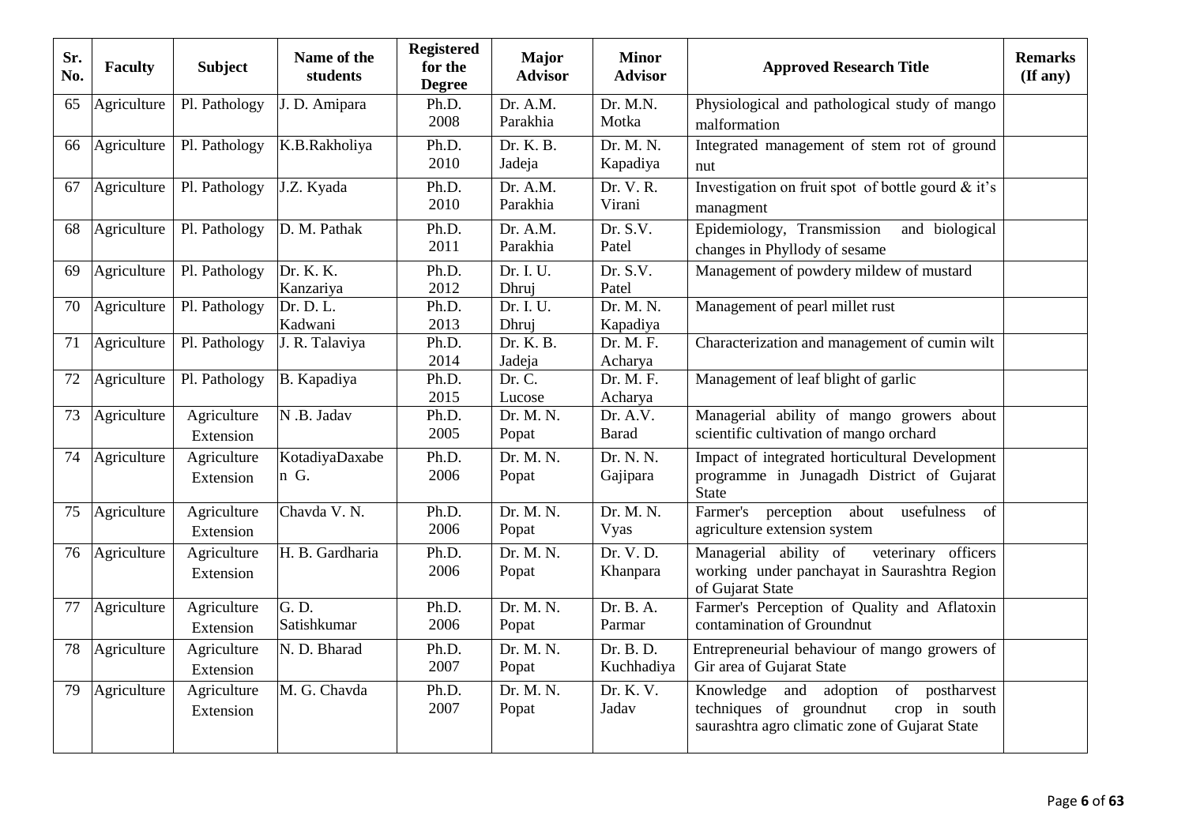| Sr. No. | Faculty | Subject | Name of the students | Registered for the Degree | Major Advisor | Minor Advisor | Approved Research Title | Remarks (If any) |
|---|---|---|---|---|---|---|---|---|
| 65 | Agriculture | Pl. Pathology | J. D. Amipara | Ph.D. 2008 | Dr. A.M. Parakhia | Dr. M.N. Motka | Physiological and pathological study of mango malformation | |
| 66 | Agriculture | Pl. Pathology | K.B.Rakholiya | Ph.D. 2010 | Dr. K. B. Jadeja | Dr. M. N. Kapadiya | Integrated management of stem rot of ground nut | |
| 67 | Agriculture | Pl. Pathology | J.Z. Kyada | Ph.D. 2010 | Dr. A.M. Parakhia | Dr. V. R. Virani | Investigation on fruit spot of bottle gourd & it's managment | |
| 68 | Agriculture | Pl. Pathology | D. M. Pathak | Ph.D. 2011 | Dr. A.M. Parakhia | Dr. S.V. Patel | Epidemiology, Transmission and biological changes in Phyllody of sesame | |
| 69 | Agriculture | Pl. Pathology | Dr. K. K. Kanzariya | Ph.D. 2012 | Dr. I. U. Dhruj | Dr. S.V. Patel | Management of powdery mildew of mustard | |
| 70 | Agriculture | Pl. Pathology | Dr. D. L. Kadwani | Ph.D. 2013 | Dr. I. U. Dhruj | Dr. M. N. Kapadiya | Management of pearl millet rust | |
| 71 | Agriculture | Pl. Pathology | J. R. Talaviya | Ph.D. 2014 | Dr. K. B. Jadeja | Dr. M. F. Acharya | Characterization and management of cumin wilt | |
| 72 | Agriculture | Pl. Pathology | B. Kapadiya | Ph.D. 2015 | Dr. C. Lucose | Dr. M. F. Acharya | Management of leaf blight of garlic | |
| 73 | Agriculture | Agriculture Extension | N .B. Jadav | Ph.D. 2005 | Dr. M. N. Popat | Dr. A.V. Barad | Managerial ability of mango growers about scientific cultivation of mango orchard | |
| 74 | Agriculture | Agriculture Extension | KotadiyaDaxaben G. | Ph.D. 2006 | Dr. M. N. Popat | Dr. N. N. Gajipara | Impact of integrated horticultural Development programme in Junagadh District of Gujarat State | |
| 75 | Agriculture | Agriculture Extension | Chavda V. N. | Ph.D. 2006 | Dr. M. N. Popat | Dr. M. N. Vyas | Farmer's perception about usefulness of agriculture extension system | |
| 76 | Agriculture | Agriculture Extension | H. B. Gardharia | Ph.D. 2006 | Dr. M. N. Popat | Dr. V. D. Khanpara | Managerial ability of veterinary officers working under panchayat in Saurashtra Region of Gujarat State | |
| 77 | Agriculture | Agriculture Extension | G. D. Satishkumar | Ph.D. 2006 | Dr. M. N. Popat | Dr. B. A. Parmar | Farmer's Perception of Quality and Aflatoxin contamination of Groundnut | |
| 78 | Agriculture | Agriculture Extension | N. D. Bharad | Ph.D. 2007 | Dr. M. N. Popat | Dr. B. D. Kuchhadiya | Entrepreneurial behaviour of mango growers of Gir area of Gujarat State | |
| 79 | Agriculture | Agriculture Extension | M. G. Chavda | Ph.D. 2007 | Dr. M. N. Popat | Dr. K. V. Jadav | Knowledge and adoption of postharvest techniques of groundnut crop in south saurashtra agro climatic zone of Gujarat State | |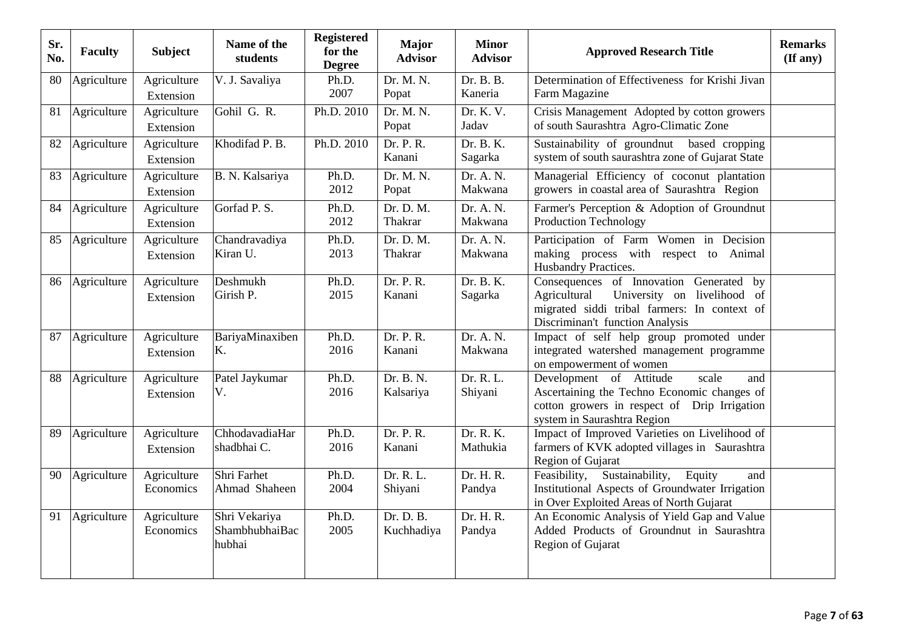| Sr. No. | Faculty | Subject | Name of the students | Registered for the Degree | Major Advisor | Minor Advisor | Approved Research Title | Remarks (If any) |
|---|---|---|---|---|---|---|---|---|
| 80 | Agriculture | Agriculture Extension | V. J. Savaliya | Ph.D. 2007 | Dr. M. N. Popat | Dr. B. B. Kaneria | Determination of Effectiveness for Krishi Jivan Farm Magazine | |
| 81 | Agriculture | Agriculture Extension | Gohil G. R. | Ph.D. 2010 | Dr. M. N. Popat | Dr. K. V. Jadav | Crisis Management Adopted by cotton growers of south Saurashtra Agro-Climatic Zone | |
| 82 | Agriculture | Agriculture Extension | Khodifad P. B. | Ph.D. 2010 | Dr. P. R. Kanani | Dr. B. K. Sagarka | Sustainability of groundnut based cropping system of south saurashtra zone of Gujarat State | |
| 83 | Agriculture | Agriculture Extension | B. N. Kalsariya | Ph.D. 2012 | Dr. M. N. Popat | Dr. A. N. Makwana | Managerial Efficiency of coconut plantation growers in coastal area of Saurashtra Region | |
| 84 | Agriculture | Agriculture Extension | Gorfad P. S. | Ph.D. 2012 | Dr. D. M. Thakrar | Dr. A. N. Makwana | Farmer's Perception & Adoption of Groundnut Production Technology | |
| 85 | Agriculture | Agriculture Extension | Chandravadiya Kiran U. | Ph.D. 2013 | Dr. D. M. Thakrar | Dr. A. N. Makwana | Participation of Farm Women in Decision making process with respect to Animal Husbandry Practices. | |
| 86 | Agriculture | Agriculture Extension | Deshmukh Girish P. | Ph.D. 2015 | Dr. P. R. Kanani | Dr. B. K. Sagarka | Consequences of Innovation Generated by Agricultural University on livelihood of migrated siddi tribal farmers: In context of Discriminan't function Analysis | |
| 87 | Agriculture | Agriculture Extension | BariyaMinaxiben K. | Ph.D. 2016 | Dr. P. R. Kanani | Dr. A. N. Makwana | Impact of self help group promoted under integrated watershed management programme on empowerment of women | |
| 88 | Agriculture | Agriculture Extension | Patel Jaykumar V. | Ph.D. 2016 | Dr. B. N. Kalsariya | Dr. R. L. Shiyani | Development of Attitude scale and Ascertaining the Techno Economic changes of cotton growers in respect of Drip Irrigation system in Saurashtra Region | |
| 89 | Agriculture | Agriculture Extension | ChhodavadiaHarshadbhai C. | Ph.D. 2016 | Dr. P. R. Kanani | Dr. R. K. Mathukia | Impact of Improved Varieties on Livelihood of farmers of KVK adopted villages in Saurashtra Region of Gujarat | |
| 90 | Agriculture | Agriculture Economics | Shri Farhet Ahmad Shaheen | Ph.D. 2004 | Dr. R. L. Shiyani | Dr. H. R. Pandya | Feasibility, Sustainability, Equity and Institutional Aspects of Groundwater Irrigation in Over Exploited Areas of North Gujarat | |
| 91 | Agriculture | Agriculture Economics | Shri Vekariya ShambhubhaiBachubhai | Ph.D. 2005 | Dr. D. B. Kuchhadiya | Dr. H. R. Pandya | An Economic Analysis of Yield Gap and Value Added Products of Groundnut in Saurashtra Region of Gujarat | |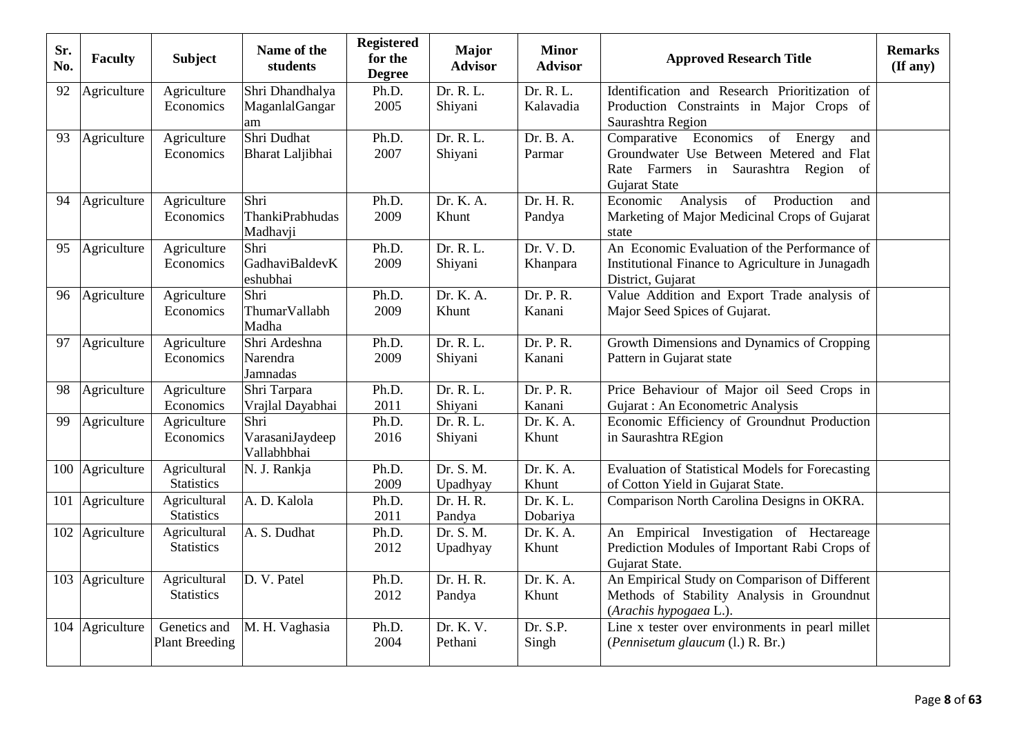| Sr. No. | Faculty | Subject | Name of the students | Registered for the Degree | Major Advisor | Minor Advisor | Approved Research Title | Remarks (If any) |
|---|---|---|---|---|---|---|---|---|
| 92 | Agriculture | Agriculture Economics | Shri Dhandhalya MaganlalGangaram | Ph.D. 2005 | Dr. R. L. Shiyani | Dr. R. L. Kalavadia | Identification and Research Prioritization of Production Constraints in Major Crops of Saurashtra Region | |
| 93 | Agriculture | Agriculture Economics | Shri Dudhat Bharat Laljibhai | Ph.D. 2007 | Dr. R. L. Shiyani | Dr. B. A. Parmar | Comparative Economics of Energy and Groundwater Use Between Metered and Flat Rate Farmers in Saurashtra Region of Gujarat State | |
| 94 | Agriculture | Agriculture Economics | Shri ThankiPrabhudas Madhavji | Ph.D. 2009 | Dr. K. A. Khunt | Dr. H. R. Pandya | Economic Analysis of Production and Marketing of Major Medicinal Crops of Gujarat state | |
| 95 | Agriculture | Agriculture Economics | Shri GadhaviBaldevKeshubhai | Ph.D. 2009 | Dr. R. L. Shiyani | Dr. V. D. Khanpara | An Economic Evaluation of the Performance of Institutional Finance to Agriculture in Junagadh District, Gujarat | |
| 96 | Agriculture | Agriculture Economics | Shri ThumarVallabh Madha | Ph.D. 2009 | Dr. K. A. Khunt | Dr. P. R. Kanani | Value Addition and Export Trade analysis of Major Seed Spices of Gujarat. | |
| 97 | Agriculture | Agriculture Economics | Shri Ardeshna Narendra Jamnadas | Ph.D. 2009 | Dr. R. L. Shiyani | Dr. P. R. Kanani | Growth Dimensions and Dynamics of Cropping Pattern in Gujarat state | |
| 98 | Agriculture | Agriculture Economics | Shri Tarpara Vrajlal Dayabhai | Ph.D. 2011 | Dr. R. L. Shiyani | Dr. P. R. Kanani | Price Behaviour of Major oil Seed Crops in Gujarat : An Econometric Analysis | |
| 99 | Agriculture | Agriculture Economics | Shri VarasaniJaydeep Vallabhbhai | Ph.D. 2016 | Dr. R. L. Shiyani | Dr. K. A. Khunt | Economic Efficiency of Groundnut Production in Saurashtra REgion | |
| 100 | Agriculture | Agricultural Statistics | N. J. Rankja | Ph.D. 2009 | Dr. S. M. Upadhyay | Dr. K. A. Khunt | Evaluation of Statistical Models for Forecasting of Cotton Yield in Gujarat State. | |
| 101 | Agriculture | Agricultural Statistics | A. D. Kalola | Ph.D. 2011 | Dr. H. R. Pandya | Dr. K. L. Dobariya | Comparison North Carolina Designs in OKRA. | |
| 102 | Agriculture | Agricultural Statistics | A. S. Dudhat | Ph.D. 2012 | Dr. S. M. Upadhyay | Dr. K. A. Khunt | An Empirical Investigation of Hectareage Prediction Modules of Important Rabi Crops of Gujarat State. | |
| 103 | Agriculture | Agricultural Statistics | D. V. Patel | Ph.D. 2012 | Dr. H. R. Pandya | Dr. K. A. Khunt | An Empirical Study on Comparison of Different Methods of Stability Analysis in Groundnut (*Arachis hypogaea* L.). | |
| 104 | Agriculture | Genetics and Plant Breeding | M. H. Vaghasia | Ph.D. 2004 | Dr. K. V. Pethani | Dr. S.P. Singh | Line x tester over environments in pearl millet (*Pennisetum glaucum* (l.) R. Br.) | |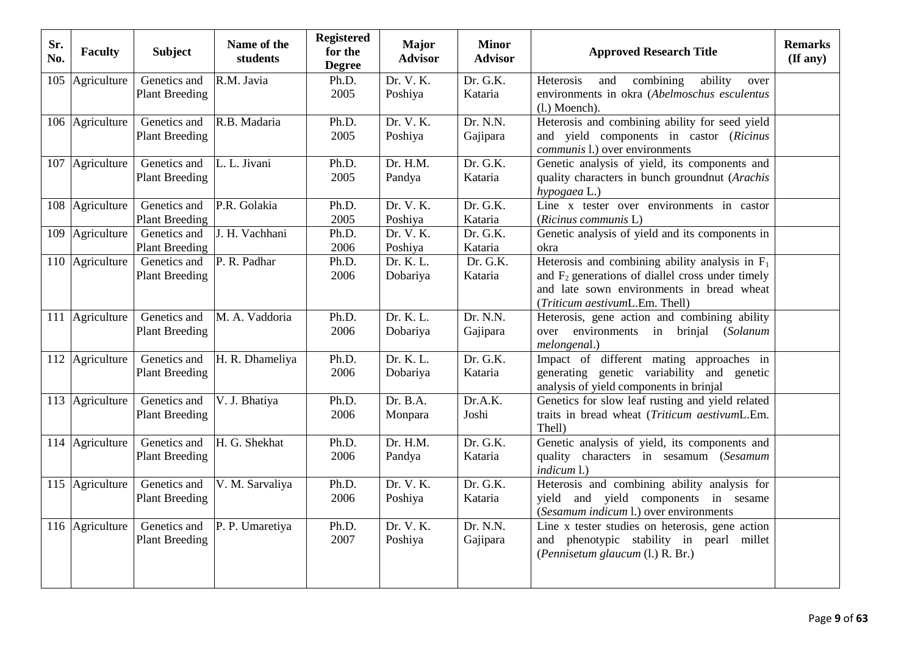| Sr. No. | Faculty | Subject | Name of the students | Registered for the Degree | Major Advisor | Minor Advisor | Approved Research Title | Remarks (If any) |
|---|---|---|---|---|---|---|---|---|
| 105 | Agriculture | Genetics and Plant Breeding | R.M. Javia | Ph.D. 2005 | Dr. V. K. Poshiya | Dr. G.K. Kataria | Heterosis and combining ability over environments in okra (*Abelmoschus esculentus* (l.) Moench). | |
| 106 | Agriculture | Genetics and Plant Breeding | R.B. Madaria | Ph.D. 2005 | Dr. V. K. Poshiya | Dr. N.N. Gajipara | Heterosis and combining ability for seed yield and yield components in castor (*Ricinus communis* l.) over environments | |
| 107 | Agriculture | Genetics and Plant Breeding | L. L. Jivani | Ph.D. 2005 | Dr. H.M. Pandya | Dr. G.K. Kataria | Genetic analysis of yield, its components and quality characters in bunch groundnut (*Arachis hypogaea* L.) | |
| 108 | Agriculture | Genetics and Plant Breeding | P.R. Golakia | Ph.D. 2005 | Dr. V. K. Poshiya | Dr. G.K. Kataria | Line x tester over environments in castor (*Ricinus communis* L) | |
| 109 | Agriculture | Genetics and Plant Breeding | J. H. Vachhani | Ph.D. 2006 | Dr. V. K. Poshiya | Dr. G.K. Kataria | Genetic analysis of yield and its components in okra | |
| 110 | Agriculture | Genetics and Plant Breeding | P. R. Padhar | Ph.D. 2006 | Dr. K. L. Dobariya | Dr. G.K. Kataria | Heterosis and combining ability analysis in $F_1$ and $F_2$ generations of diallel cross under timely and late sown environments in bread wheat (*Triticum aestivum*L.Em. Thell) | |
| 111 | Agriculture | Genetics and Plant Breeding | M. A. Vaddoria | Ph.D. 2006 | Dr. K. L. Dobariya | Dr. N.N. Gajipara | Heterosis, gene action and combining ability over environments in brinjal (*Solanum melongena*l.) | |
| 112 | Agriculture | Genetics and Plant Breeding | H. R. Dhameliya | Ph.D. 2006 | Dr. K. L. Dobariya | Dr. G.K. Kataria | Impact of different mating approaches in generating genetic variability and genetic analysis of yield components in brinjal | |
| 113 | Agriculture | Genetics and Plant Breeding | V. J. Bhatiya | Ph.D. 2006 | Dr. B.A. Monpara | Dr.A.K. Joshi | Genetics for slow leaf rusting and yield related traits in bread wheat (*Triticum aestivum*L.Em. Thell) | |
| 114 | Agriculture | Genetics and Plant Breeding | H. G. Shekhat | Ph.D. 2006 | Dr. H.M. Pandya | Dr. G.K. Kataria | Genetic analysis of yield, its components and quality characters in sesamum (*Sesamum indicum* l.) | |
| 115 | Agriculture | Genetics and Plant Breeding | V. M. Sarvaliya | Ph.D. 2006 | Dr. V. K. Poshiya | Dr. G.K. Kataria | Heterosis and combining ability analysis for yield and yield components in sesame (*Sesamum indicum* l.) over environments | |
| 116 | Agriculture | Genetics and Plant Breeding | P. P. Umaretiya | Ph.D. 2007 | Dr. V. K. Poshiya | Dr. N.N. Gajipara | Line x tester studies on heterosis, gene action and phenotypic stability in pearl millet (*Pennisetum glaucum* (l.) R. Br.) | |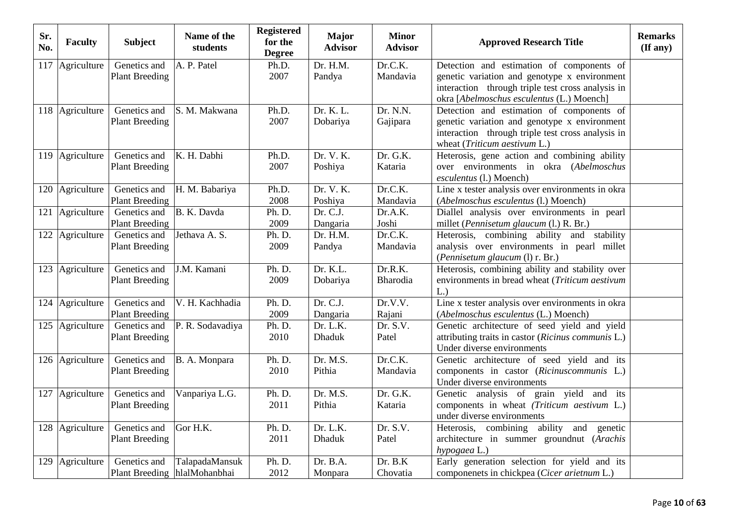| Sr. No. | Faculty | Subject | Name of the students | Registered for the Degree | Major Advisor | Minor Advisor | Approved Research Title | Remarks (If any) |
|---|---|---|---|---|---|---|---|---|
| 117 | Agriculture | Genetics and Plant Breeding | A. P. Patel | Ph.D. 2007 | Dr. H.M. Pandya | Dr.C.K. Mandavia | Detection and estimation of components of genetic variation and genotype x environment interaction through triple test cross analysis in okra [*Abelmoschus esculentus* (L.) Moench] | |
| 118 | Agriculture | Genetics and Plant Breeding | S. M. Makwana | Ph.D. 2007 | Dr. K. L. Dobariya | Dr. N.N. Gajipara | Detection and estimation of components of genetic variation and genotype x environment interaction through triple test cross analysis in wheat (*Triticum aestivum* L.) | |
| 119 | Agriculture | Genetics and Plant Breeding | K. H. Dabhi | Ph.D. 2007 | Dr. V. K. Poshiya | Dr. G.K. Kataria | Heterosis, gene action and combining ability over environments in okra (*Abelmoschus esculentus* (l.) Moench) | |
| 120 | Agriculture | Genetics and Plant Breeding | H. M. Babariya | Ph.D. 2008 | Dr. V. K. Poshiya | Dr.C.K. Mandavia | Line x tester analysis over environments in okra (*Abelmoschus esculentus* (l.) Moench) | |
| 121 | Agriculture | Genetics and Plant Breeding | B. K. Davda | Ph. D. 2009 | Dr. C.J. Dangaria | Dr.A.K. Joshi | Diallel analysis over environments in pearl millet (*Pennisetum glaucum* (l.) R. Br.) | |
| 122 | Agriculture | Genetics and Plant Breeding | Jethava A. S. | Ph. D. 2009 | Dr. H.M. Pandya | Dr.C.K. Mandavia | Heterosis, combining ability and stability analysis over environments in pearl millet (*Pennisetum glaucum* (l) r. Br.) | |
| 123 | Agriculture | Genetics and Plant Breeding | J.M. Kamani | Ph. D. 2009 | Dr. K.L. Dobariya | Dr.R.K. Bharodia | Heterosis, combining ability and stability over environments in bread wheat (*Triticum aestivum* L.) | |
| 124 | Agriculture | Genetics and Plant Breeding | V. H. Kachhadia | Ph. D. 2009 | Dr. C.J. Dangaria | Dr.V.V. Rajani | Line x tester analysis over environments in okra (*Abelmoschus esculentus* (L.) Moench) | |
| 125 | Agriculture | Genetics and Plant Breeding | P. R. Sodavadiya | Ph. D. 2010 | Dr. L.K. Dhaduk | Dr. S.V. Patel | Genetic architecture of seed yield and yield attributing traits in castor (*Ricinus communis* L.) Under diverse environments | |
| 126 | Agriculture | Genetics and Plant Breeding | B. A. Monpara | Ph. D. 2010 | Dr. M.S. Pithia | Dr.C.K. Mandavia | Genetic architecture of seed yield and its components in castor (*Ricinuscommunis* L.) Under diverse environments | |
| 127 | Agriculture | Genetics and Plant Breeding | Vanpariya L.G. | Ph. D. 2011 | Dr. M.S. Pithia | Dr. G.K. Kataria | Genetic analysis of grain yield and its components in wheat (*Triticum aestivum* L.) under diverse environments | |
| 128 | Agriculture | Genetics and Plant Breeding | Gor H.K. | Ph. D. 2011 | Dr. L.K. Dhaduk | Dr. S.V. Patel | Heterosis, combining ability and genetic architecture in summer groundnut (*Arachis hypogaea* L.) | |
| 129 | Agriculture | Genetics and Plant Breeding | TalapadaMansuk hlalMohanbhai | Ph. D. 2012 | Dr. B.A. Monpara | Dr. B.K Chovatia | Early generation selection for yield and its componenets in chickpea (*Cicer arietnum* L.) | |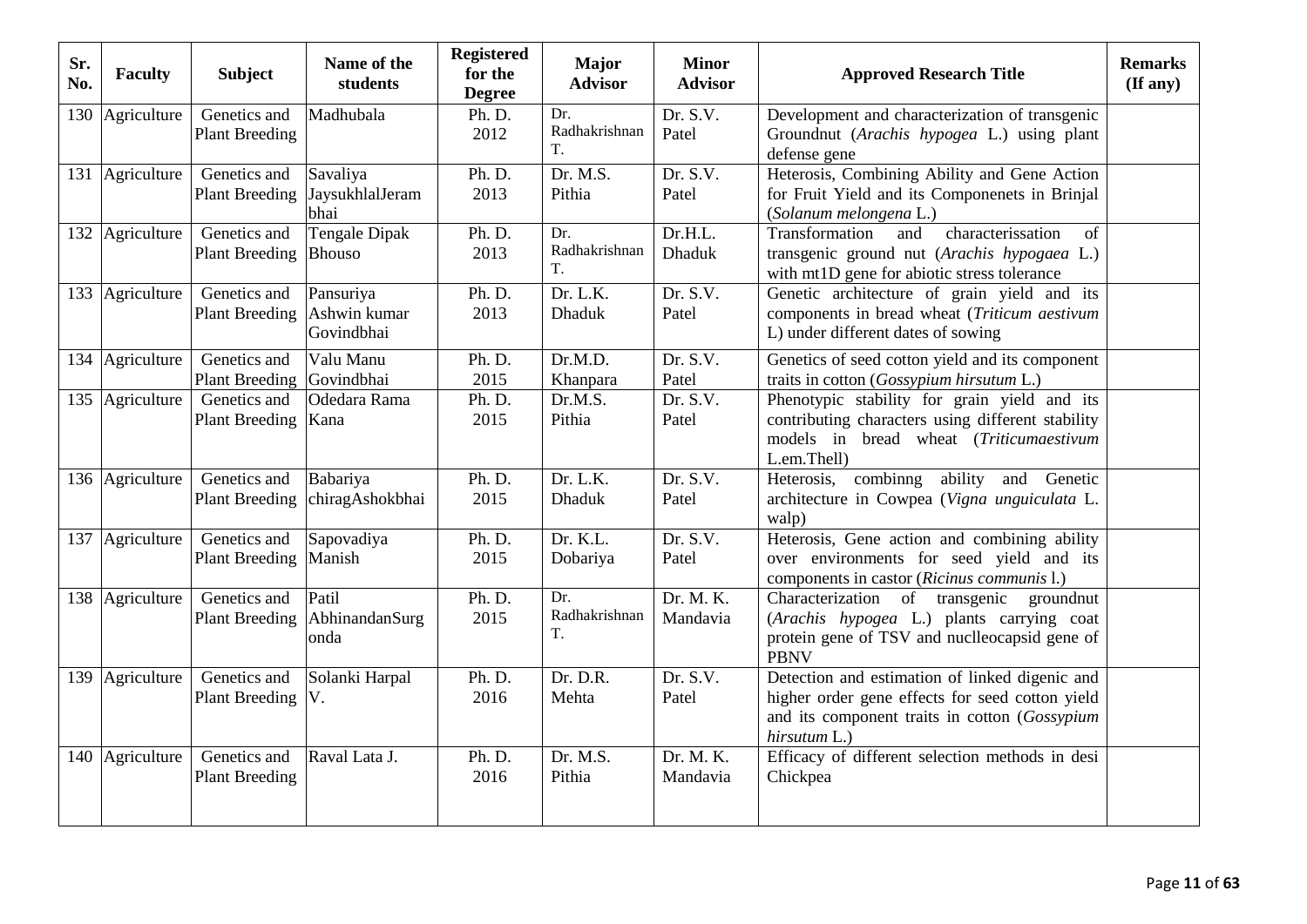| Sr. No. | Faculty | Subject | Name of the students | Registered for the Degree | Major Advisor | Minor Advisor | Approved Research Title | Remarks (If any) |
|---|---|---|---|---|---|---|---|---|
| 130 | Agriculture | Genetics and Plant Breeding | Madhubala | Ph. D. 2012 | Dr. Radhakrishnan T. | Dr. S.V. Patel | Development and characterization of transgenic Groundnut (*Arachis hypogea* L.) using plant defense gene | |
| 131 | Agriculture | Genetics and Plant Breeding | Savaliya JaysukhlalJeram bhai | Ph. D. 2013 | Dr. M.S. Pithia | Dr. S.V. Patel | Heterosis, Combining Ability and Gene Action for Fruit Yield and its Componenets in Brinjal (*Solanum melongena* L.) | |
| 132 | Agriculture | Genetics and Plant Breeding | Tengale Dipak Bhouso | Ph. D. 2013 | Dr. Radhakrishnan T. | Dr.H.L. Dhaduk | Transformation and characterissation of transgenic ground nut (*Arachis hypogaea* L.) with mt1D gene for abiotic stress tolerance | |
| 133 | Agriculture | Genetics and Plant Breeding | Pansuriya Ashwin kumar Govindbhai | Ph. D. 2013 | Dr. L.K. Dhaduk | Dr. S.V. Patel | Genetic architecture of grain yield and its components in bread wheat (*Triticum aestivum* L) under different dates of sowing | |
| 134 | Agriculture | Genetics and Plant Breeding | Valu Manu Govindbhai | Ph. D. 2015 | Dr.M.D. Khanpara | Dr. S.V. Patel | Genetics of seed cotton yield and its component traits in cotton (*Gossypium hirsutum* L.) | |
| 135 | Agriculture | Genetics and Plant Breeding | Odedara Rama Kana | Ph. D. 2015 | Dr.M.S. Pithia | Dr. S.V. Patel | Phenotypic stability for grain yield and its contributing characters using different stability models in bread wheat (*Triticumaestivum* L.em.Thell) | |
| 136 | Agriculture | Genetics and Plant Breeding | Babariya chiragAshokbhai | Ph. D. 2015 | Dr. L.K. Dhaduk | Dr. S.V. Patel | Heterosis, combinng ability and Genetic architecture in Cowpea (*Vigna unguiculata* L. walp) | |
| 137 | Agriculture | Genetics and Plant Breeding | Sapovadiya Manish | Ph. D. 2015 | Dr. K.L. Dobariya | Dr. S.V. Patel | Heterosis, Gene action and combining ability over environments for seed yield and its components in castor (*Ricinus communis* l.) | |
| 138 | Agriculture | Genetics and Plant Breeding | Patil AbhinandanSurg onda | Ph. D. 2015 | Dr. Radhakrishnan T. | Dr. M. K. Mandavia | Characterization of transgenic groundnut (*Arachis hypogea* L.) plants carrying coat protein gene of TSV and nuclleocapsid gene of PBNV | |
| 139 | Agriculture | Genetics and Plant Breeding | Solanki Harpal V. | Ph. D. 2016 | Dr. D.R. Mehta | Dr. S.V. Patel | Detection and estimation of linked digenic and higher order gene effects for seed cotton yield and its component traits in cotton (*Gossypium hirsutum* L.) | |
| 140 | Agriculture | Genetics and Plant Breeding | Raval Lata J. | Ph. D. 2016 | Dr. M.S. Pithia | Dr. M. K. Mandavia | Efficacy of different selection methods in desi Chickpea | |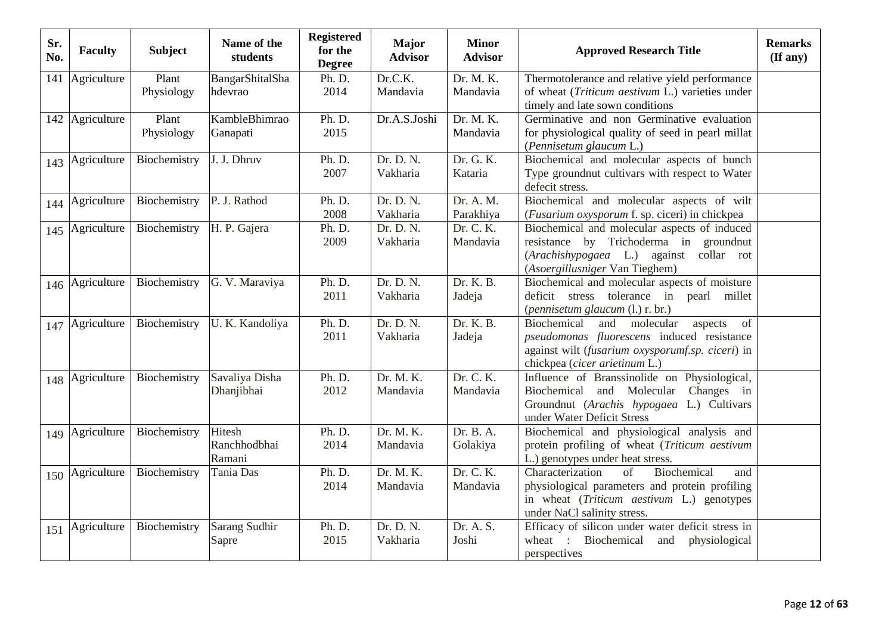| Sr. No. | Faculty | Subject | Name of the students | Registered for the Degree | Major Advisor | Minor Advisor | Approved Research Title | Remarks (If any) |
|---|---|---|---|---|---|---|---|---|
| 141 | Agriculture | Plant Physiology | BangarShitalShahdevrao | Ph. D. 2014 | Dr.C.K. Mandavia | Dr. M. K. Mandavia | Thermotolerance and relative yield performance of wheat (*Triticum aestivum* L.) varieties under timely and late sown conditions | |
| 142 | Agriculture | Plant Physiology | KambleBhimrao Ganapati | Ph. D. 2015 | Dr.A.S.Joshi | Dr. M. K. Mandavia | Germinative and non Germinative evaluation for physiological quality of seed in pearl millat (*Pennisetum glaucum* L.) | |
| 143 | Agriculture | Biochemistry | J. J. Dhruv | Ph. D. 2007 | Dr. D. N. Vakharia | Dr. G. K. Kataria | Biochemical and molecular aspects of bunch Type groundnut cultivars with respect to Water defecit stress. | |
| 144 | Agriculture | Biochemistry | P. J. Rathod | Ph. D. 2008 | Dr. D. N. Vakharia | Dr. A. M. Parakhiya | Biochemical and molecular aspects of wilt (*Fusarium oxysporum* f. sp. ciceri) in chickpea | |
| 145 | Agriculture | Biochemistry | H. P. Gajera | Ph. D. 2009 | Dr. D. N. Vakharia | Dr. C. K. Mandavia | Biochemical and molecular aspects of induced resistance by Trichoderma in groundnut (*Arachishypogaea* L.) against collar rot (*Asoergillusniger* Van Tieghem) | |
| 146 | Agriculture | Biochemistry | G. V. Maraviya | Ph. D. 2011 | Dr. D. N. Vakharia | Dr. K. B. Jadeja | Biochemical and molecular aspects of moisture deficit stress tolerance in pearl millet (*pennisetum glaucum* (l.) r. br.) | |
| 147 | Agriculture | Biochemistry | U. K. Kandoliya | Ph. D. 2011 | Dr. D. N. Vakharia | Dr. K. B. Jadeja | Biochemical and molecular aspects of *pseudomonas fluorescens* induced resistance against wilt (*fusarium oxysporumf.sp. ciceri*) in chickpea (*cicer arietinum* L.) | |
| 148 | Agriculture | Biochemistry | Savaliya Disha Dhanjibhai | Ph. D. 2012 | Dr. M. K. Mandavia | Dr. C. K. Mandavia | Influence of Branssinolide on Physiological, Biochemical and Molecular Changes in Groundnut (*Arachis hypogaea* L.) Cultivars under Water Deficit Stress | |
| 149 | Agriculture | Biochemistry | Hitesh Ranchhodbhai Ramani | Ph. D. 2014 | Dr. M. K. Mandavia | Dr. B. A. Golakiya | Biochemical and physiological analysis and protein profiling of wheat (*Triticum aestivum* L.) genotypes under heat stress. | |
| 150 | Agriculture | Biochemistry | Tania Das | Ph. D. 2014 | Dr. M. K. Mandavia | Dr. C. K. Mandavia | Characterization of Biochemical and physiological parameters and protein profiling in wheat (*Triticum aestivum* L.) genotypes under NaCl salinity stress. | |
| 151 | Agriculture | Biochemistry | Sarang Sudhir Sapre | Ph. D. 2015 | Dr. D. N. Vakharia | Dr. A. S. Joshi | Efficacy of silicon under water deficit stress in wheat : Biochemical and physiological perspectives | |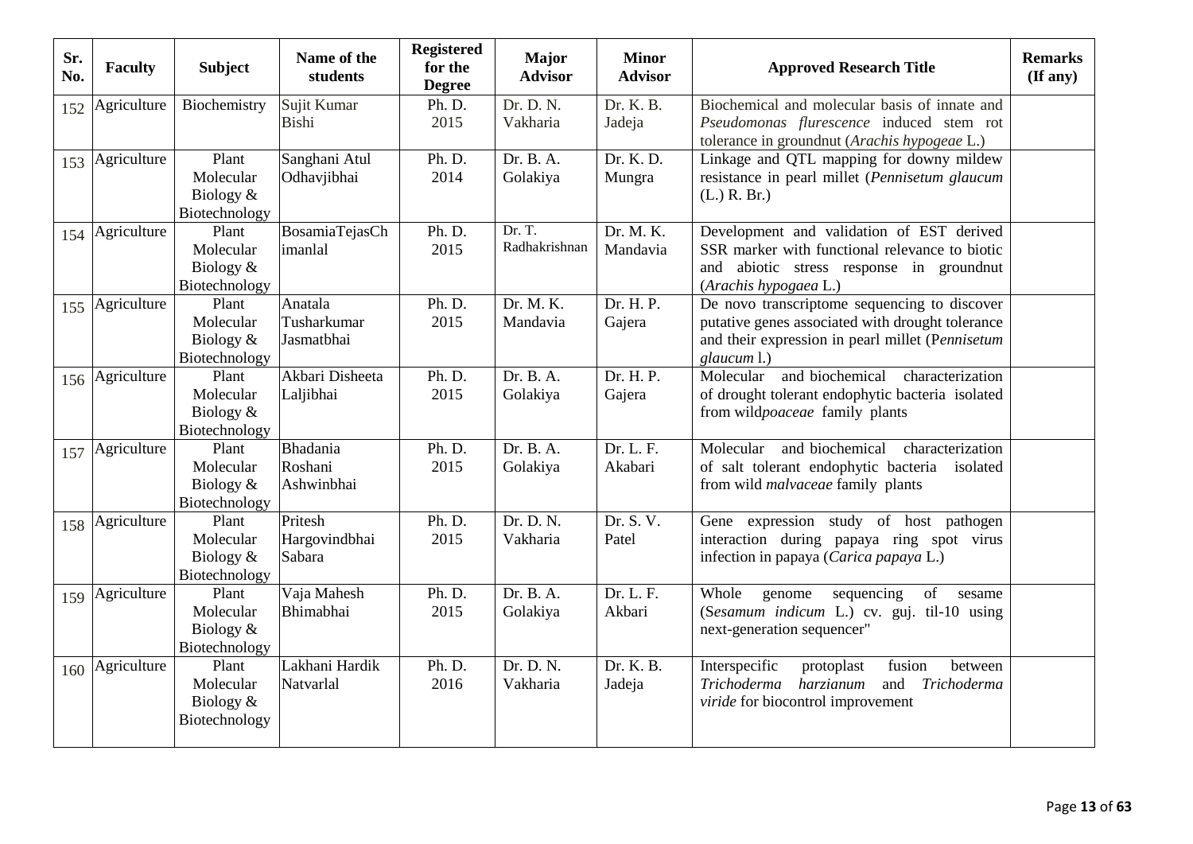| Sr. No. | Faculty | Subject | Name of the students | Registered for the Degree | Major Advisor | Minor Advisor | Approved Research Title | Remarks (If any) |
|---|---|---|---|---|---|---|---|---|
| 152 | Agriculture | Biochemistry | Sujit Kumar Bishi | Ph. D. 2015 | Dr. D. N. Vakharia | Dr. K. B. Jadeja | Biochemical and molecular basis of innate and *Pseudomonas flurescence* induced stem rot tolerance in groundnut (*Arachis hypogeae* L.) | |
| 153 | Agriculture | Plant Molecular Biology & Biotechnology | Sanghani Atul Odhavjibhai | Ph. D. 2014 | Dr. B. A. Golakiya | Dr. K. D. Mungra | Linkage and QTL mapping for downy mildew resistance in pearl millet (*Pennisetum glaucum* (L.) R. Br.) | |
| 154 | Agriculture | Plant Molecular Biology & Biotechnology | BosamiaTejasChimanlal | Ph. D. 2015 | Dr. T. Radhakrishnan | Dr. M. K. Mandavia | Development and validation of EST derived SSR marker with functional relevance to biotic and abiotic stress response in groundnut (*Arachis hypogaea* L.) | |
| 155 | Agriculture | Plant Molecular Biology & Biotechnology | Anatala Tusharkumar Jasmatbhai | Ph. D. 2015 | Dr. M. K. Mandavia | Dr. H. P. Gajera | De novo transcriptome sequencing to discover putative genes associated with drought tolerance and their expression in pearl millet (P*ennisetum glaucum* l.) | |
| 156 | Agriculture | Plant Molecular Biology & Biotechnology | Akbari Disheeta Laljibhai | Ph. D. 2015 | Dr. B. A. Golakiya | Dr. H. P. Gajera | Molecular and biochemical characterization of drought tolerant endophytic bacteria isolated from wild*poaceae* family plants | |
| 157 | Agriculture | Plant Molecular Biology & Biotechnology | Bhadania Roshani Ashwinbhai | Ph. D. 2015 | Dr. B. A. Golakiya | Dr. L. F. Akabari | Molecular and biochemical characterization of salt tolerant endophytic bacteria isolated from wild *malvaceae* family plants | |
| 158 | Agriculture | Plant Molecular Biology & Biotechnology | Pritesh Hargovindbhai Sabara | Ph. D. 2015 | Dr. D. N. Vakharia | Dr. S. V. Patel | Gene expression study of host pathogen interaction during papaya ring spot virus infection in papaya (*Carica papaya* L.) | |
| 159 | Agriculture | Plant Molecular Biology & Biotechnology | Vaja Mahesh Bhimabhai | Ph. D. 2015 | Dr. B. A. Golakiya | Dr. L. F. Akbari | Whole genome sequencing of sesame (*Sesamum indicum* L.) cv. guj. til-10 using next-generation sequencer" | |
| 160 | Agriculture | Plant Molecular Biology & Biotechnology | Lakhani Hardik Natvarlal | Ph. D. 2016 | Dr. D. N. Vakharia | Dr. K. B. Jadeja | Interspecific protoplast fusion between *Trichoderma harzianum* and *Trichoderma viride* for biocontrol improvement | |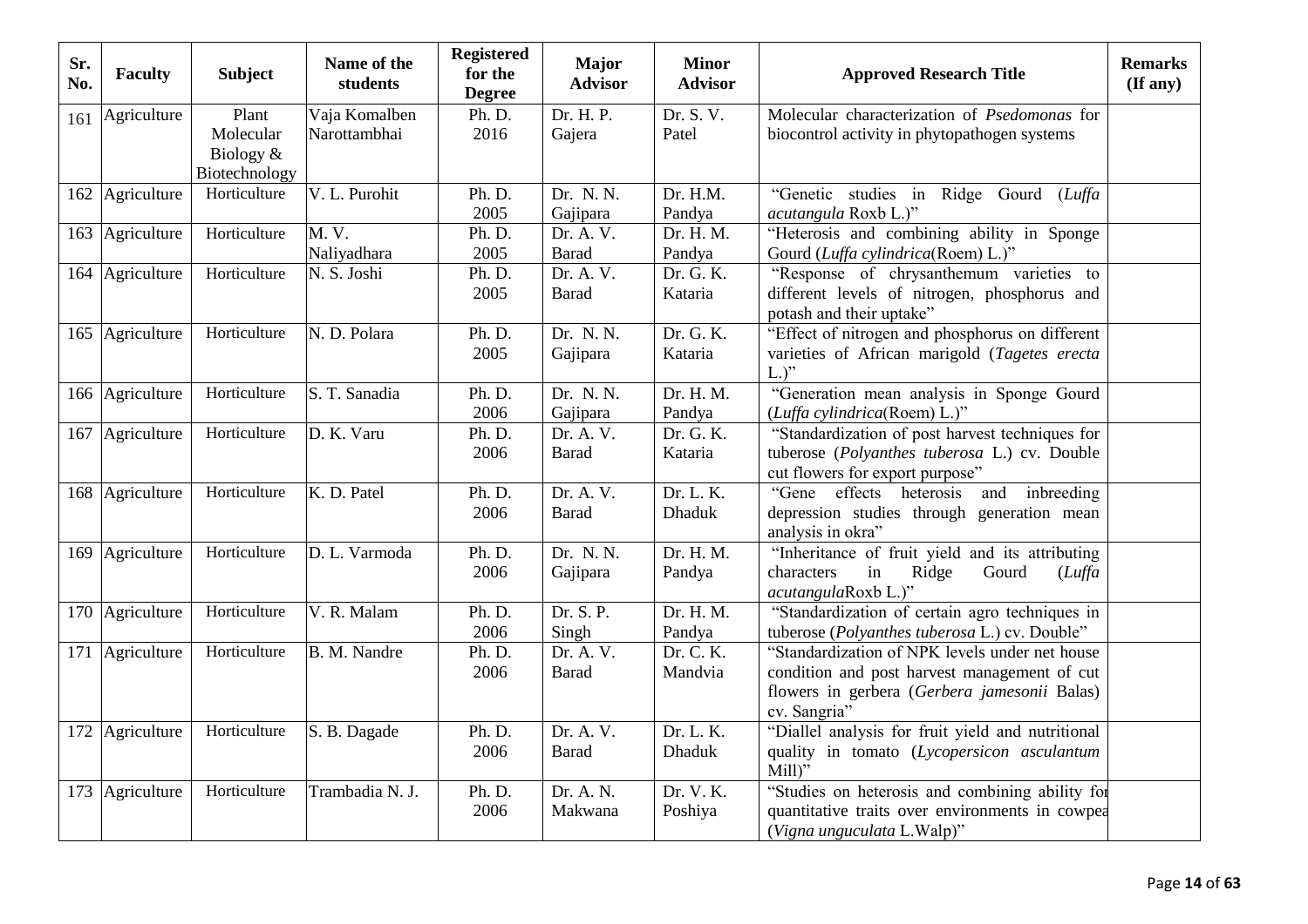| Sr. No. | Faculty | Subject | Name of the students | Registered for the Degree | Major Advisor | Minor Advisor | Approved Research Title | Remarks (If any) |
|---|---|---|---|---|---|---|---|---|
| 161 | Agriculture | Plant Molecular Biology & Biotechnology | Vaja Komalben Narottambhai | Ph. D. 2016 | Dr. H. P. Gajera | Dr. S. V. Patel | Molecular characterization of *Psedomonas* for biocontrol activity in phytopathogen systems | |
| 162 | Agriculture | Horticulture | V. L. Purohit | Ph. D. 2005 | Dr. N. N. Gajipara | Dr. H.M. Pandya | "Genetic studies in Ridge Gourd (*Luffa acutangula* Roxb L.)" | |
| 163 | Agriculture | Horticulture | M. V. Naliyadhara | Ph. D. 2005 | Dr. A. V. Barad | Dr. H. M. Pandya | "Heterosis and combining ability in Sponge Gourd (*Luffa cylindrica*(Roem) L.)" | |
| 164 | Agriculture | Horticulture | N. S. Joshi | Ph. D. 2005 | Dr. A. V. Barad | Dr. G. K. Kataria | "Response of chrysanthemum varieties to different levels of nitrogen, phosphorus and potash and their uptake" | |
| 165 | Agriculture | Horticulture | N. D. Polara | Ph. D. 2005 | Dr. N. N. Gajipara | Dr. G. K. Kataria | "Effect of nitrogen and phosphorus on different varieties of African marigold (*Tagetes erecta* L.)" | |
| 166 | Agriculture | Horticulture | S. T. Sanadia | Ph. D. 2006 | Dr. N. N. Gajipara | Dr. H. M. Pandya | "Generation mean analysis in Sponge Gourd (*Luffa cylindrica*(Roem) L.)" | |
| 167 | Agriculture | Horticulture | D. K. Varu | Ph. D. 2006 | Dr. A. V. Barad | Dr. G. K. Kataria | "Standardization of post harvest techniques for tuberose (*Polyanthes tuberosa* L.) cv. Double cut flowers for export purpose" | |
| 168 | Agriculture | Horticulture | K. D. Patel | Ph. D. 2006 | Dr. A. V. Barad | Dr. L. K. Dhaduk | "Gene effects heterosis and inbreeding depression studies through generation mean analysis in okra" | |
| 169 | Agriculture | Horticulture | D. L. Varmoda | Ph. D. 2006 | Dr. N. N. Gajipara | Dr. H. M. Pandya | "Inheritance of fruit yield and its attributing characters in Ridge Gourd (*Luffa acutangula*Roxb L.)" | |
| 170 | Agriculture | Horticulture | V. R. Malam | Ph. D. 2006 | Dr. S. P. Singh | Dr. H. M. Pandya | "Standardization of certain agro techniques in tuberose (*Polyanthes tuberosa* L.) cv. Double" | |
| 171 | Agriculture | Horticulture | B. M. Nandre | Ph. D. 2006 | Dr. A. V. Barad | Dr. C. K. Mandvia | "Standardization of NPK levels under net house condition and post harvest management of cut flowers in gerbera (*Gerbera jamesonii* Balas) cv. Sangria" | |
| 172 | Agriculture | Horticulture | S. B. Dagade | Ph. D. 2006 | Dr. A. V. Barad | Dr. L. K. Dhaduk | "Diallel analysis for fruit yield and nutritional quality in tomato (*Lycopersicon asculantum* Mill)" | |
| 173 | Agriculture | Horticulture | Trambadia N. J. | Ph. D. 2006 | Dr. A. N. Makwana | Dr. V. K. Poshiya | "Studies on heterosis and combining ability for quantitative traits over environments in cowpea (*Vigna unguculata* L.Walp)" | |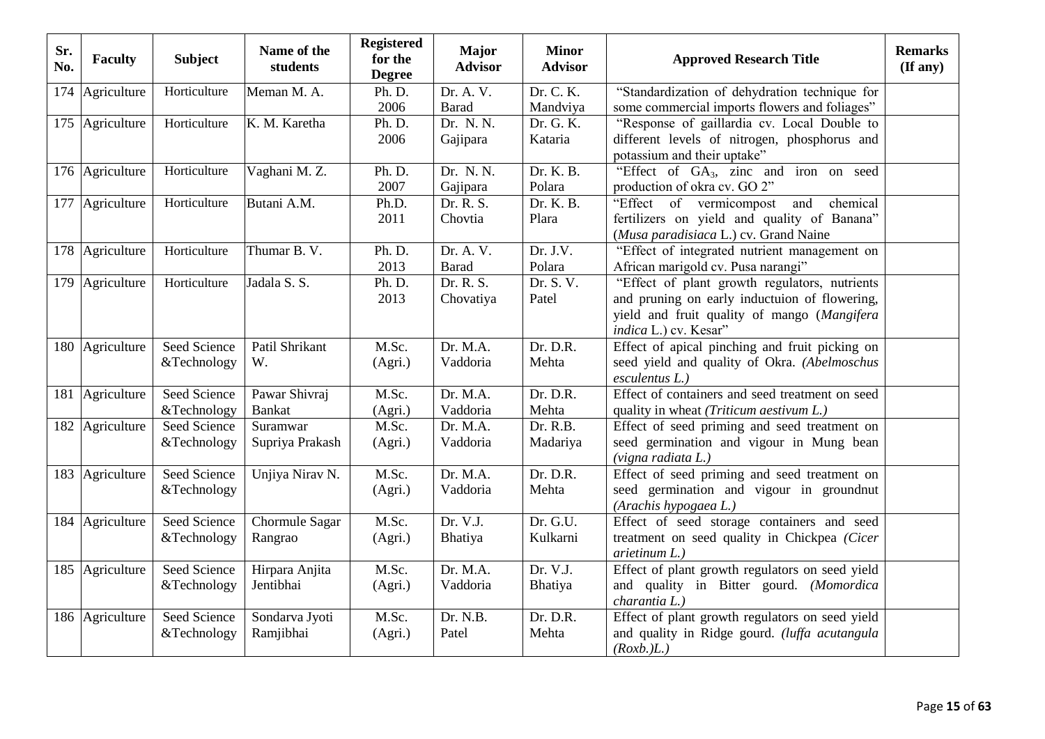| Sr. No. | Faculty | Subject | Name of the students | Registered for the Degree | Major Advisor | Minor Advisor | Approved Research Title | Remarks (If any) |
|---|---|---|---|---|---|---|---|---|
| 174 | Agriculture | Horticulture | Meman M. A. | Ph. D. 2006 | Dr. A. V. Barad | Dr. C. K. Mandviya | "Standardization of dehydration technique for some commercial imports flowers and foliages" | |
| 175 | Agriculture | Horticulture | K. M. Karetha | Ph. D. 2006 | Dr. N. N. Gajipara | Dr. G. K. Kataria | "Response of gaillardia cv. Local Double to different levels of nitrogen, phosphorus and potassium and their uptake" | |
| 176 | Agriculture | Horticulture | Vaghani M. Z. | Ph. D. 2007 | Dr. N. N. Gajipara | Dr. K. B. Polara | "Effect of $GA_3$, zinc and iron on seed production of okra cv. GO 2" | |
| 177 | Agriculture | Horticulture | Butani A.M. | Ph.D. 2011 | Dr. R. S. Chovtia | Dr. K. B. Plara | "Effect of vermicompost and chemical fertilizers on yield and quality of Banana" (*Musa paradisiaca* L.) cv. Grand Naine | |
| 178 | Agriculture | Horticulture | Thumar B. V. | Ph. D. 2013 | Dr. A. V. Barad | Dr. J.V. Polara | "Effect of integrated nutrient management on African marigold cv. Pusa narangi" | |
| 179 | Agriculture | Horticulture | Jadala S. S. | Ph. D. 2013 | Dr. R. S. Chovatiya | Dr. S. V. Patel | "Effect of plant growth regulators, nutrients and pruning on early inductuion of flowering, yield and fruit quality of mango (*Mangifera indica* L.) cv. Kesar" | |
| 180 | Agriculture | Seed Science &Technology | Patil Shrikant W. | M.Sc. (Agri.) | Dr. M.A. Vaddoria | Dr. D.R. Mehta | Effect of apical pinching and fruit picking on seed yield and quality of Okra. *(Abelmoschus esculentus L.)* | |
| 181 | Agriculture | Seed Science &Technology | Pawar Shivraj Bankat | M.Sc. (Agri.) | Dr. M.A. Vaddoria | Dr. D.R. Mehta | Effect of containers and seed treatment on seed quality in wheat *(Triticum aestivum L.)* | |
| 182 | Agriculture | Seed Science &Technology | Suramwar Supriya Prakash | M.Sc. (Agri.) | Dr. M.A. Vaddoria | Dr. R.B. Madariya | Effect of seed priming and seed treatment on seed germination and vigour in Mung bean *(vigna radiata L.)* | |
| 183 | Agriculture | Seed Science &Technology | Unjiya Nirav N. | M.Sc. (Agri.) | Dr. M.A. Vaddoria | Dr. D.R. Mehta | Effect of seed priming and seed treatment on seed germination and vigour in groundnut *(Arachis hypogaea L.)* | |
| 184 | Agriculture | Seed Science &Technology | Chormule Sagar Rangrao | M.Sc. (Agri.) | Dr. V.J. Bhatiya | Dr. G.U. Kulkarni | Effect of seed storage containers and seed treatment on seed quality in Chickpea *(Cicer arietinum L.)* | |
| 185 | Agriculture | Seed Science &Technology | Hirpara Anjita Jentibhai | M.Sc. (Agri.) | Dr. M.A. Vaddoria | Dr. V.J. Bhatiya | Effect of plant growth regulators on seed yield and quality in Bitter gourd. *(Momordica charantia L.)* | |
| 186 | Agriculture | Seed Science &Technology | Sondarva Jyoti Ramjibhai | M.Sc. (Agri.) | Dr. N.B. Patel | Dr. D.R. Mehta | Effect of plant growth regulators on seed yield and quality in Ridge gourd. *(luffa acutangula (Roxb.)L.)* | |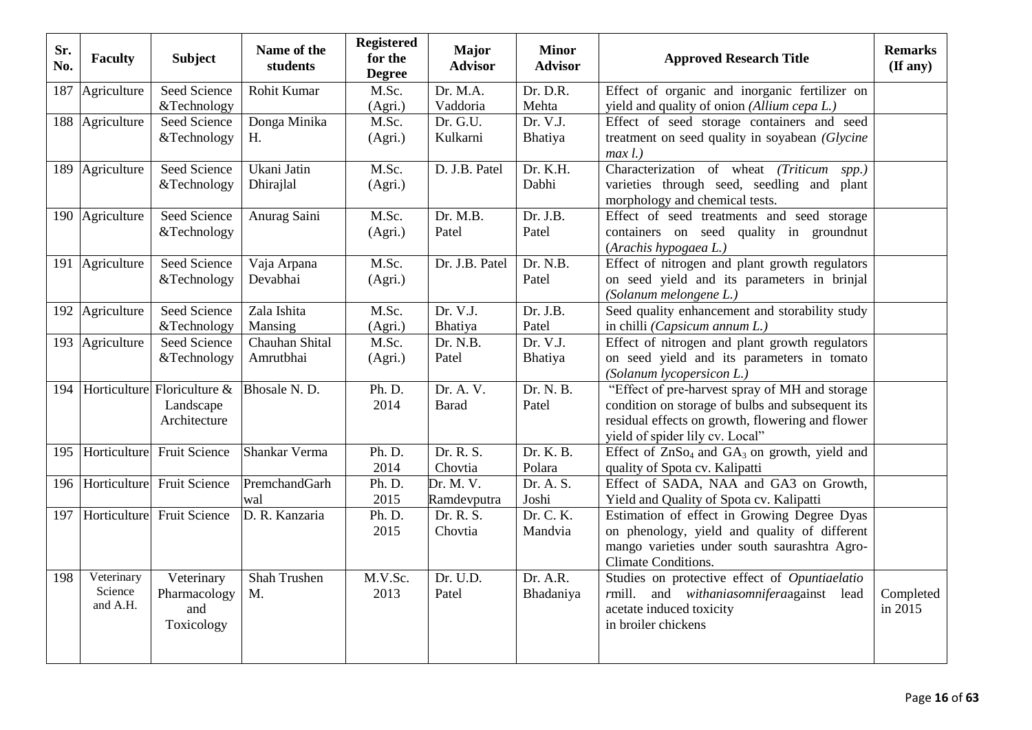| Sr. No. | Faculty | Subject | Name of the students | Registered for the Degree | Major Advisor | Minor Advisor | Approved Research Title | Remarks (If any) |
|---|---|---|---|---|---|---|---|---|
| 187 | Agriculture | Seed Science &Technology | Rohit Kumar | M.Sc. (Agri.) | Dr. M.A. Vaddoria | Dr. D.R. Mehta | Effect of organic and inorganic fertilizer on yield and quality of onion *(Allium cepa L.)* | |
| 188 | Agriculture | Seed Science &Technology | Donga Minika H. | M.Sc. (Agri.) | Dr. G.U. Kulkarni | Dr. V.J. Bhatiya | Effect of seed storage containers and seed treatment on seed quality in soyabean *(Glycine max l.)* | |
| 189 | Agriculture | Seed Science &Technology | Ukani Jatin Dhirajlal | M.Sc. (Agri.) | D. J.B. Patel | Dr. K.H. Dabhi | Characterization of wheat *(Triticum spp.)* varieties through seed, seedling and plant morphology and chemical tests. | |
| 190 | Agriculture | Seed Science &Technology | Anurag Saini | M.Sc. (Agri.) | Dr. M.B. Patel | Dr. J.B. Patel | Effect of seed treatments and seed storage containers on seed quality in groundnut (*Arachis hypogaea L.)* | |
| 191 | Agriculture | Seed Science &Technology | Vaja Arpana Devabhai | M.Sc. (Agri.) | Dr. J.B. Patel | Dr. N.B. Patel | Effect of nitrogen and plant growth regulators on seed yield and its parameters in brinjal *(Solanum melongene L.)* | |
| 192 | Agriculture | Seed Science &Technology | Zala Ishita Mansing | M.Sc. (Agri.) | Dr. V.J. Bhatiya | Dr. J.B. Patel | Seed quality enhancement and storability study in chilli *(Capsicum annum L.)* | |
| 193 | Agriculture | Seed Science &Technology | Chauhan Shital Amrutbhai | M.Sc. (Agri.) | Dr. N.B. Patel | Dr. V.J. Bhatiya | Effect of nitrogen and plant growth regulators on seed yield and its parameters in tomato *(Solanum lycopersicon L.)* | |
| 194 | Horticulture | Floriculture & Landscape Architecture | Bhosale N. D. | Ph. D. 2014 | Dr. A. V. Barad | Dr. N. B. Patel | "Effect of pre-harvest spray of MH and storage condition on storage of bulbs and subsequent its residual effects on growth, flowering and flower yield of spider lily cv. Local" | |
| 195 | Horticulture | Fruit Science | Shankar Verma | Ph. D. 2014 | Dr. R. S. Chovtia | Dr. K. B. Polara | Effect of $ZnSo_4$ and $GA_3$ on growth, yield and quality of Spota cv. Kalipatti | |
| 196 | Horticulture | Fruit Science | PremchandGarhwal | Ph. D. 2015 | Dr. M. V. Ramdevputra | Dr. A. S. Joshi | Effect of SADA, NAA and GA3 on Growth, Yield and Quality of Spota cv. Kalipatti | |
| 197 | Horticulture | Fruit Science | D. R. Kanzaria | Ph. D. 2015 | Dr. R. S. Chovtia | Dr. C. K. Mandvia | Estimation of effect in Growing Degree Dyas on phenology, yield and quality of different mango varieties under south saurashtra Agro-Climate Conditions. | |
| 198 | Veterinary Science and A.H. | Veterinary Pharmacology and Toxicology | Shah Trushen M. | M.V.Sc. 2013 | Dr. U.D. Patel | Dr. A.R. Bhadaniya | Studies on protective effect of *Opuntiaelatio r*mill. and *withaniasomnifera*against lead acetate induced toxicity in broiler chickens | Completed in 2015 |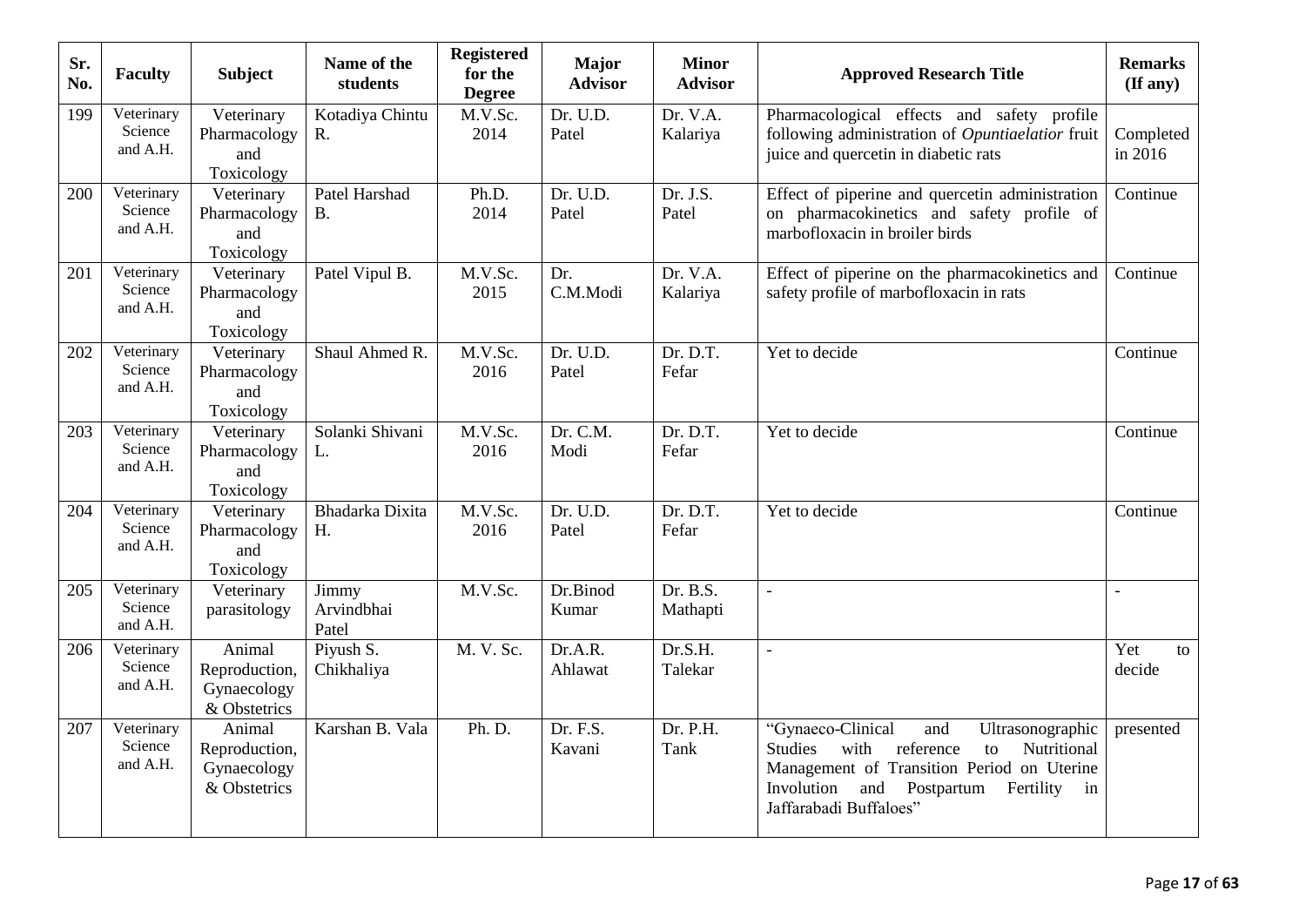| Sr. No. | Faculty | Subject | Name of the students | Registered for the Degree | Major Advisor | Minor Advisor | Approved Research Title | Remarks (If any) |
|---|---|---|---|---|---|---|---|---|
| 199 | Veterinary Science and A.H. | Veterinary Pharmacology and Toxicology | Kotadiya Chintu R. | M.V.Sc. 2014 | Dr. U.D. Patel | Dr. V.A. Kalariya | Pharmacological effects and safety profile following administration of *Opuntiaelatior* fruit juice and quercetin in diabetic rats | Completed in 2016 |
| 200 | Veterinary Science and A.H. | Veterinary Pharmacology and Toxicology | Patel Harshad B. | Ph.D. 2014 | Dr. U.D. Patel | Dr. J.S. Patel | Effect of piperine and quercetin administration on pharmacokinetics and safety profile of marbofloxacin in broiler birds | Continue |
| 201 | Veterinary Science and A.H. | Veterinary Pharmacology and Toxicology | Patel Vipul B. | M.V.Sc. 2015 | Dr. C.M.Modi | Dr. V.A. Kalariya | Effect of piperine on the pharmacokinetics and safety profile of marbofloxacin in rats | Continue |
| 202 | Veterinary Science and A.H. | Veterinary Pharmacology and Toxicology | Shaul Ahmed R. | M.V.Sc. 2016 | Dr. U.D. Patel | Dr. D.T. Fefar | Yet to decide | Continue |
| 203 | Veterinary Science and A.H. | Veterinary Pharmacology and Toxicology | Solanki Shivani L. | M.V.Sc. 2016 | Dr. C.M. Modi | Dr. D.T. Fefar | Yet to decide | Continue |
| 204 | Veterinary Science and A.H. | Veterinary Pharmacology and Toxicology | Bhadarka Dixita H. | M.V.Sc. 2016 | Dr. U.D. Patel | Dr. D.T. Fefar | Yet to decide | Continue |
| 205 | Veterinary Science and A.H. | Veterinary parasitology | Jimmy Arvindbhai Patel | M.V.Sc. | Dr.Binod Kumar | Dr. B.S. Mathapti | - | - |
| 206 | Veterinary Science and A.H. | Animal Reproduction, Gynaecology & Obstetrics | Piyush S. Chikhaliya | M. V. Sc. | Dr.A.R. Ahlawat | Dr.S.H. Talekar | - | Yet to decide |
| 207 | Veterinary Science and A.H. | Animal Reproduction, Gynaecology & Obstetrics | Karshan B. Vala | Ph. D. | Dr. F.S. Kavani | Dr. P.H. Tank | "Gynaeco-Clinical and Ultrasonographic Studies with reference to Nutritional Management of Transition Period on Uterine Involution and Postpartum Fertility in Jaffarabadi Buffaloes" | presented |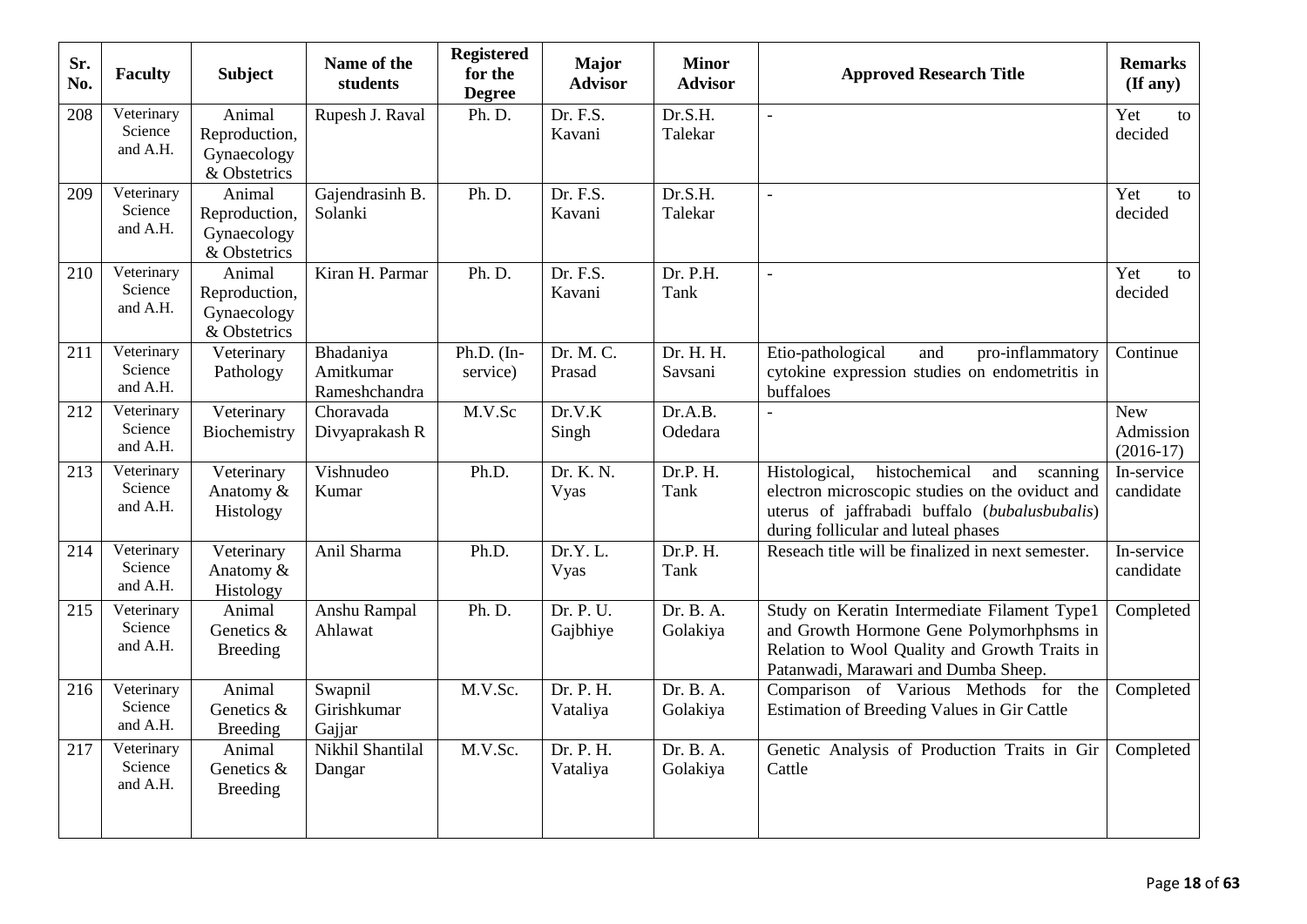| Sr. No. | Faculty | Subject | Name of the students | Registered for the Degree | Major Advisor | Minor Advisor | Approved Research Title | Remarks (If any) |
|---|---|---|---|---|---|---|---|---|
| 208 | Veterinary Science and A.H. | Animal Reproduction, Gynaecology & Obstetrics | Rupesh J. Raval | Ph. D. | Dr. F.S. Kavani | Dr.S.H. Talekar | - | Yet to decided |
| 209 | Veterinary Science and A.H. | Animal Reproduction, Gynaecology & Obstetrics | Gajendrasinh B. Solanki | Ph. D. | Dr. F.S. Kavani | Dr.S.H. Talekar | - | Yet to decided |
| 210 | Veterinary Science and A.H. | Animal Reproduction, Gynaecology & Obstetrics | Kiran H. Parmar | Ph. D. | Dr. F.S. Kavani | Dr. P.H. Tank | - | Yet to decided |
| 211 | Veterinary Science and A.H. | Veterinary Pathology | Bhadaniya Amitkumar Rameshchandra | Ph.D. (In-service) | Dr. M. C. Prasad | Dr. H. H. Savsani | Etio-pathological and pro-inflammatory cytokine expression studies on endometritis in buffaloes | Continue |
| 212 | Veterinary Science and A.H. | Veterinary Biochemistry | Choravada Divyaprakash R | M.V.Sc | Dr.V.K Singh | Dr.A.B. Odedara | - | New Admission (2016-17) |
| 213 | Veterinary Science and A.H. | Veterinary Anatomy & Histology | Vishnudeo Kumar | Ph.D. | Dr. K. N. Vyas | Dr.P. H. Tank | Histological, histochemical and scanning electron microscopic studies on the oviduct and uterus of jaffrabadi buffalo (*bubalusbubalis*) during follicular and luteal phases | In-service candidate |
| 214 | Veterinary Science and A.H. | Veterinary Anatomy & Histology | Anil Sharma | Ph.D. | Dr.Y. L. Vyas | Dr.P. H. Tank | Reseach title will be finalized in next semester. | In-service candidate |
| 215 | Veterinary Science and A.H. | Animal Genetics & Breeding | Anshu Rampal Ahlawat | Ph. D. | Dr. P. U. Gajbhiye | Dr. B. A. Golakiya | Study on Keratin Intermediate Filament Type1 and Growth Hormone Gene Polymorhphsms in Relation to Wool Quality and Growth Traits in Patanwadi, Marawari and Dumba Sheep. | Completed |
| 216 | Veterinary Science and A.H. | Animal Genetics & Breeding | Swapnil Girishkumar Gajjar | M.V.Sc. | Dr. P. H. Vataliya | Dr. B. A. Golakiya | Comparison of Various Methods for the Estimation of Breeding Values in Gir Cattle | Completed |
| 217 | Veterinary Science and A.H. | Animal Genetics & Breeding | Nikhil Shantilal Dangar | M.V.Sc. | Dr. P. H. Vataliya | Dr. B. A. Golakiya | Genetic Analysis of Production Traits in Gir Cattle | Completed |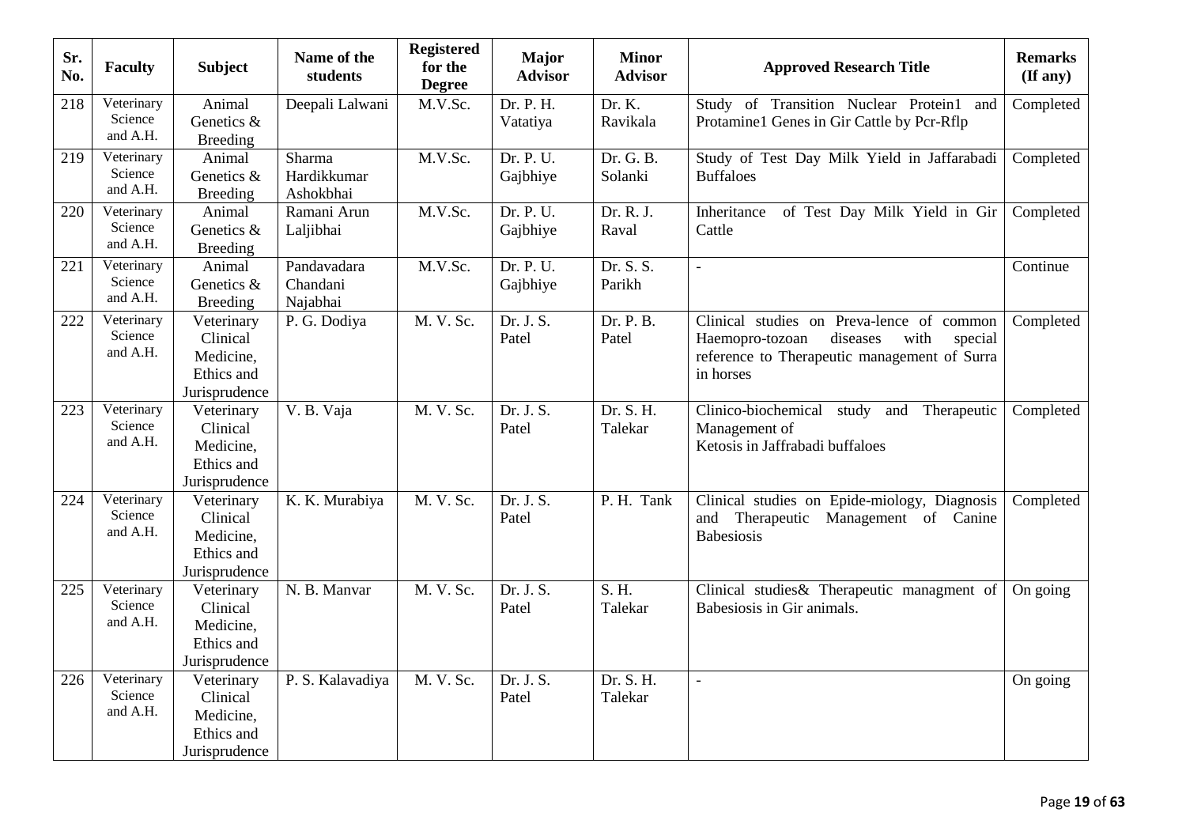| Sr. No. | Faculty | Subject | Name of the students | Registered for the Degree | Major Advisor | Minor Advisor | Approved Research Title | Remarks (If any) |
|---|---|---|---|---|---|---|---|---|
| 218 | Veterinary Science and A.H. | Animal Genetics & Breeding | Deepali Lalwani | M.V.Sc. | Dr. P. H. Vatatiya | Dr. K. Ravikala | Study of Transition Nuclear Protein1 and Protamine1 Genes in Gir Cattle by Pcr-Rflp | Completed |
| 219 | Veterinary Science and A.H. | Animal Genetics & Breeding | Sharma Hardikkumar Ashokbhai | M.V.Sc. | Dr. P. U. Gajbhiye | Dr. G. B. Solanki | Study of Test Day Milk Yield in Jaffarabadi Buffaloes | Completed |
| 220 | Veterinary Science and A.H. | Animal Genetics & Breeding | Ramani Arun Laljibhai | M.V.Sc. | Dr. P. U. Gajbhiye | Dr. R. J. Raval | Inheritance of Test Day Milk Yield in Gir Cattle | Completed |
| 221 | Veterinary Science and A.H. | Animal Genetics & Breeding | Pandavadara Chandani Najabhai | M.V.Sc. | Dr. P. U. Gajbhiye | Dr. S. S. Parikh | - | Continue |
| 222 | Veterinary Science and A.H. | Veterinary Clinical Medicine, Ethics and Jurisprudence | P. G. Dodiya | M. V. Sc. | Dr. J. S. Patel | Dr. P. B. Patel | Clinical studies on Preva-lence of common Haemopro-tozoan diseases with special reference to Therapeutic management of Surra in horses | Completed |
| 223 | Veterinary Science and A.H. | Veterinary Clinical Medicine, Ethics and Jurisprudence | V. B. Vaja | M. V. Sc. | Dr. J. S. Patel | Dr. S. H. Talekar | Clinico-biochemical study and Therapeutic Management of Ketosis in Jaffrabadi buffaloes | Completed |
| 224 | Veterinary Science and A.H. | Veterinary Clinical Medicine, Ethics and Jurisprudence | K. K. Murabiya | M. V. Sc. | Dr. J. S. Patel | P. H. Tank | Clinical studies on Epide-miology, Diagnosis and Therapeutic Management of Canine Babesiosis | Completed |
| 225 | Veterinary Science and A.H. | Veterinary Clinical Medicine, Ethics and Jurisprudence | N. B. Manvar | M. V. Sc. | Dr. J. S. Patel | S. H. Talekar | Clinical studies& Therapeutic managment of Babesiosis in Gir animals. | On going |
| 226 | Veterinary Science and A.H. | Veterinary Clinical Medicine, Ethics and Jurisprudence | P. S. Kalavadiya | M. V. Sc. | Dr. J. S. Patel | Dr. S. H. Talekar | - | On going |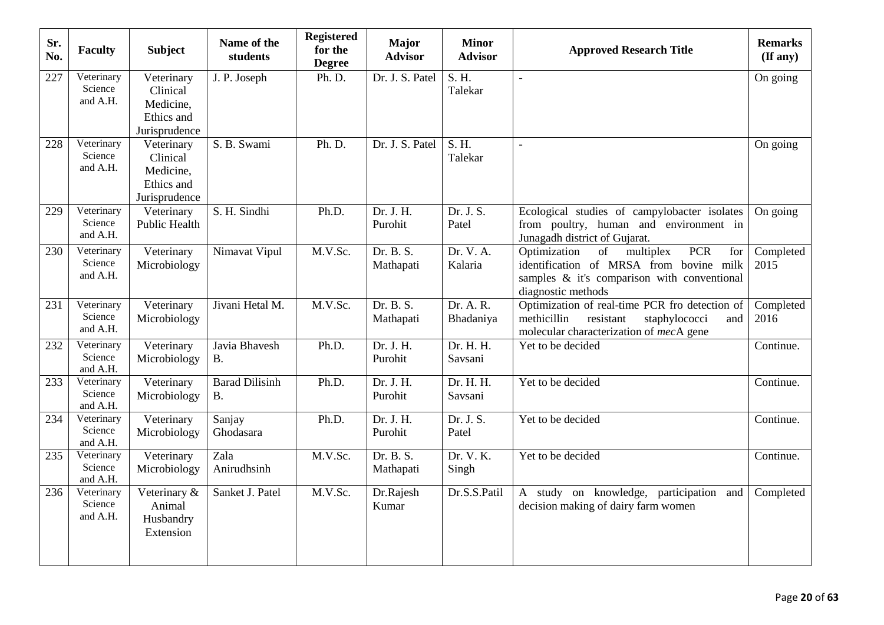| Sr. No. | Faculty | Subject | Name of the students | Registered for the Degree | Major Advisor | Minor Advisor | Approved Research Title | Remarks (If any) |
|---|---|---|---|---|---|---|---|---|
| 227 | Veterinary Science and A.H. | Veterinary Clinical Medicine, Ethics and Jurisprudence | J. P. Joseph | Ph. D. | Dr. J. S. Patel | S. H. Talekar | - | On going |
| 228 | Veterinary Science and A.H. | Veterinary Clinical Medicine, Ethics and Jurisprudence | S. B. Swami | Ph. D. | Dr. J. S. Patel | S. H. Talekar | - | On going |
| 229 | Veterinary Science and A.H. | Veterinary Public Health | S. H. Sindhi | Ph.D. | Dr. J. H. Purohit | Dr. J. S. Patel | Ecological studies of campylobacter isolates from poultry, human and environment in Junagadh district of Gujarat. | On going |
| 230 | Veterinary Science and A.H. | Veterinary Microbiology | Nimavat Vipul | M.V.Sc. | Dr. B. S. Mathapati | Dr. V. A. Kalaria | Optimization of multiplex PCR for identification of MRSA from bovine milk samples & it's comparison with conventional diagnostic methods | Completed 2015 |
| 231 | Veterinary Science and A.H. | Veterinary Microbiology | Jivani Hetal M. | M.V.Sc. | Dr. B. S. Mathapati | Dr. A. R. Bhadaniya | Optimization of real-time PCR fro detection of methicillin resistant staphylococci and molecular characterization of *mec*A gene | Completed 2016 |
| 232 | Veterinary Science and A.H. | Veterinary Microbiology | Javia Bhavesh B. | Ph.D. | Dr. J. H. Purohit | Dr. H. H. Savsani | Yet to be decided | Continue. |
| 233 | Veterinary Science and A.H. | Veterinary Microbiology | Barad Dilisinh B. | Ph.D. | Dr. J. H. Purohit | Dr. H. H. Savsani | Yet to be decided | Continue. |
| 234 | Veterinary Science and A.H. | Veterinary Microbiology | Sanjay Ghodasara | Ph.D. | Dr. J. H. Purohit | Dr. J. S. Patel | Yet to be decided | Continue. |
| 235 | Veterinary Science and A.H. | Veterinary Microbiology | Zala Anirudhsinh | M.V.Sc. | Dr. B. S. Mathapati | Dr. V. K. Singh | Yet to be decided | Continue. |
| 236 | Veterinary Science and A.H. | Veterinary & Animal Husbandry Extension | Sanket J. Patel | M.V.Sc. | Dr.Rajesh Kumar | Dr.S.S.Patil | A study on knowledge, participation and decision making of dairy farm women | Completed |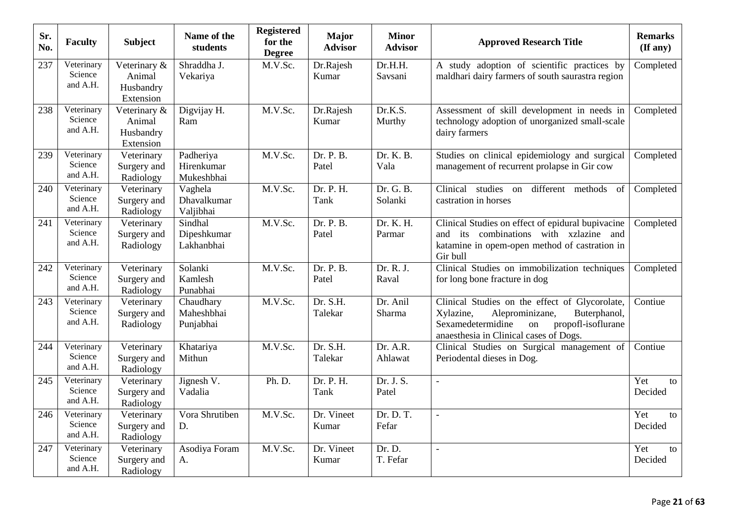| Sr. No. | Faculty | Subject | Name of the students | Registered for the Degree | Major Advisor | Minor Advisor | Approved Research Title | Remarks (If any) |
|---|---|---|---|---|---|---|---|---|
| 237 | Veterinary Science and A.H. | Veterinary & Animal Husbandry Extension | Shraddha J. Vekariya | M.V.Sc. | Dr.Rajesh Kumar | Dr.H.H. Savsani | A study adoption of scientific practices by maldhari dairy farmers of south saurastra region | Completed |
| 238 | Veterinary Science and A.H. | Veterinary & Animal Husbandry Extension | Digvijay H. Ram | M.V.Sc. | Dr.Rajesh Kumar | Dr.K.S. Murthy | Assessment of skill development in needs in technology adoption of unorganized small-scale dairy farmers | Completed |
| 239 | Veterinary Science and A.H. | Veterinary Surgery and Radiology | Padheriya Hirenkumar Mukeshbhai | M.V.Sc. | Dr. P. B. Patel | Dr. K. B. Vala | Studies on clinical epidemiology and surgical management of recurrent prolapse in Gir cow | Completed |
| 240 | Veterinary Science and A.H. | Veterinary Surgery and Radiology | Vaghela Dhavalkumar Valjibhai | M.V.Sc. | Dr. P. H. Tank | Dr. G. B. Solanki | Clinical studies on different methods of castration in horses | Completed |
| 241 | Veterinary Science and A.H. | Veterinary Surgery and Radiology | Sindhal Dipeshkumar Lakhanbhai | M.V.Sc. | Dr. P. B. Patel | Dr. K. H. Parmar | Clinical Studies on effect of epidural bupivacine and its combinations with xzlazine and katamine in opem-open method of castration in Gir bull | Completed |
| 242 | Veterinary Science and A.H. | Veterinary Surgery and Radiology | Solanki Kamlesh Punabhai | M.V.Sc. | Dr. P. B. Patel | Dr. R. J. Raval | Clinical Studies on immobilization techniques for long bone fracture in dog | Completed |
| 243 | Veterinary Science and A.H. | Veterinary Surgery and Radiology | Chaudhary Maheshbhai Punjabhai | M.V.Sc. | Dr. S.H. Talekar | Dr. Anil Sharma | Clinical Studies on the effect of Glycorolate, Xylazine, Aleprominizane, Buterphanol, Sexamedetermidine on propofl-isoflurane anaesthesia in Clinical cases of Dogs. | Contiue |
| 244 | Veterinary Science and A.H. | Veterinary Surgery and Radiology | Khatariya Mithun | M.V.Sc. | Dr. S.H. Talekar | Dr. A.R. Ahlawat | Clinical Studies on Surgical management of Periodental dieses in Dog. | Contiue |
| 245 | Veterinary Science and A.H. | Veterinary Surgery and Radiology | Jignesh V. Vadalia | Ph. D. | Dr. P. H. Tank | Dr. J. S. Patel | - | Yet to Decided |
| 246 | Veterinary Science and A.H. | Veterinary Surgery and Radiology | Vora Shrutiben D. | M.V.Sc. | Dr. Vineet Kumar | Dr. D. T. Fefar | - | Yet to Decided |
| 247 | Veterinary Science and A.H. | Veterinary Surgery and Radiology | Asodiya Foram A. | M.V.Sc. | Dr. Vineet Kumar | Dr. D. T. Fefar | - | Yet to Decided |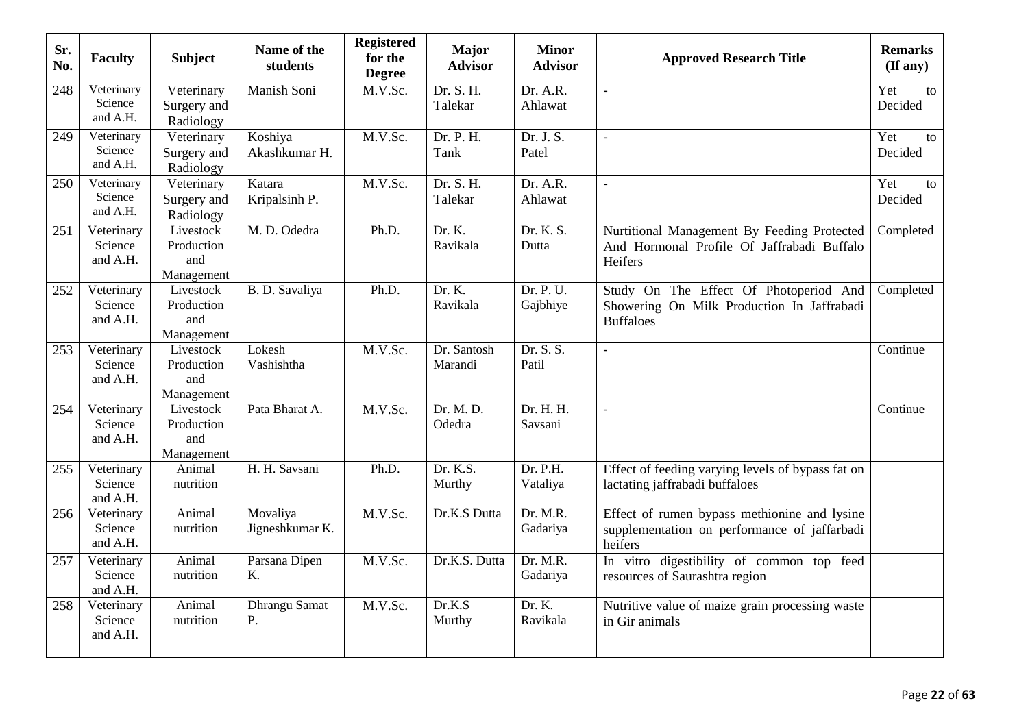| Sr. No. | Faculty | Subject | Name of the students | Registered for the Degree | Major Advisor | Minor Advisor | Approved Research Title | Remarks (If any) |
|---|---|---|---|---|---|---|---|---|
| 248 | Veterinary Science and A.H. | Veterinary Surgery and Radiology | Manish Soni | M.V.Sc. | Dr. S. H. Talekar | Dr. A.R. Ahlawat | - | Yet to Decided |
| 249 | Veterinary Science and A.H. | Veterinary Surgery and Radiology | Koshiya Akashkumar H. | M.V.Sc. | Dr. P. H. Tank | Dr. J. S. Patel | - | Yet to Decided |
| 250 | Veterinary Science and A.H. | Veterinary Surgery and Radiology | Katara Kripalsinh P. | M.V.Sc. | Dr. S. H. Talekar | Dr. A.R. Ahlawat | - | Yet to Decided |
| 251 | Veterinary Science and A.H. | Livestock Production and Management | M. D. Odedra | Ph.D. | Dr. K. Ravikala | Dr. K. S. Dutta | Nurtitional Management By Feeding Protected And Hormonal Profile Of Jaffrabadi Buffalo Heifers | Completed |
| 252 | Veterinary Science and A.H. | Livestock Production and Management | B. D. Savaliya | Ph.D. | Dr. K. Ravikala | Dr. P. U. Gajbhiye | Study On The Effect Of Photoperiod And Showering On Milk Production In Jaffrabadi Buffaloes | Completed |
| 253 | Veterinary Science and A.H. | Livestock Production and Management | Lokesh Vashishtha | M.V.Sc. | Dr. Santosh Marandi | Dr. S. S. Patil | - | Continue |
| 254 | Veterinary Science and A.H. | Livestock Production and Management | Pata Bharat A. | M.V.Sc. | Dr. M. D. Odedra | Dr. H. H. Savsani | - | Continue |
| 255 | Veterinary Science and A.H. | Animal nutrition | H. H. Savsani | Ph.D. | Dr. K.S. Murthy | Dr. P.H. Vataliya | Effect of feeding varying levels of bypass fat on lactating jaffrabadi buffaloes | |
| 256 | Veterinary Science and A.H. | Animal nutrition | Movaliya Jigneshkumar K. | M.V.Sc. | Dr.K.S Dutta | Dr. M.R. Gadariya | Effect of rumen bypass methionine and lysine supplementation on performance of jaffarbadi heifers | |
| 257 | Veterinary Science and A.H. | Animal nutrition | Parsana Dipen K. | M.V.Sc. | Dr.K.S. Dutta | Dr. M.R. Gadariya | In vitro digestibility of common top feed resources of Saurashtra region | |
| 258 | Veterinary Science and A.H. | Animal nutrition | Dhrangu Samat P. | M.V.Sc. | Dr.K.S Murthy | Dr. K. Ravikala | Nutritive value of maize grain processing waste in Gir animals | |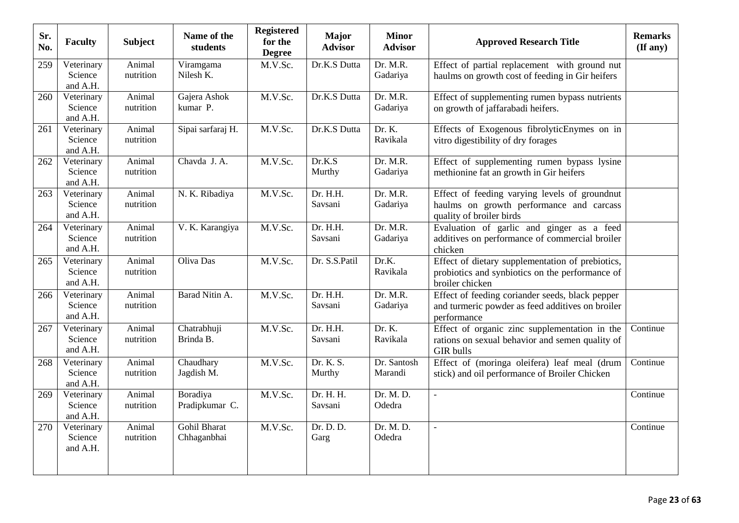| Sr. No. | Faculty | Subject | Name of the students | Registered for the Degree | Major Advisor | Minor Advisor | Approved Research Title | Remarks (If any) |
|---|---|---|---|---|---|---|---|---|
| 259 | Veterinary Science and A.H. | Animal nutrition | Viramgama Nilesh K. | M.V.Sc. | Dr.K.S Dutta | Dr. M.R. Gadariya | Effect of partial replacement with ground nut haulms on growth cost of feeding in Gir heifers | |
| 260 | Veterinary Science and A.H. | Animal nutrition | Gajera Ashok kumar P. | M.V.Sc. | Dr.K.S Dutta | Dr. M.R. Gadariya | Effect of supplementing rumen bypass nutrients on growth of jaffarabadi heifers. | |
| 261 | Veterinary Science and A.H. | Animal nutrition | Sipai sarfaraj H. | M.V.Sc. | Dr.K.S Dutta | Dr. K. Ravikala | Effects of Exogenous fibrolyticEnymes on in vitro digestibility of dry forages | |
| 262 | Veterinary Science and A.H. | Animal nutrition | Chavda J. A. | M.V.Sc. | Dr.K.S Murthy | Dr. M.R. Gadariya | Effect of supplementing rumen bypass lysine methionine fat an growth in Gir heifers | |
| 263 | Veterinary Science and A.H. | Animal nutrition | N. K. Ribadiya | M.V.Sc. | Dr. H.H. Savsani | Dr. M.R. Gadariya | Effect of feeding varying levels of groundnut haulms on growth performance and carcass quality of broiler birds | |
| 264 | Veterinary Science and A.H. | Animal nutrition | V. K. Karangiya | M.V.Sc. | Dr. H.H. Savsani | Dr. M.R. Gadariya | Evaluation of garlic and ginger as a feed additives on performance of commercial broiler chicken | |
| 265 | Veterinary Science and A.H. | Animal nutrition | Oliva Das | M.V.Sc. | Dr. S.S.Patil | Dr.K. Ravikala | Effect of dietary supplementation of prebiotics, probiotics and synbiotics on the performance of broiler chicken | |
| 266 | Veterinary Science and A.H. | Animal nutrition | Barad Nitin A. | M.V.Sc. | Dr. H.H. Savsani | Dr. M.R. Gadariya | Effect of feeding coriander seeds, black pepper and turmeric powder as feed additives on broiler performance | |
| 267 | Veterinary Science and A.H. | Animal nutrition | Chatrabhuji Brinda B. | M.V.Sc. | Dr. H.H. Savsani | Dr. K. Ravikala | Effect of organic zinc supplementation in the rations on sexual behavior and semen quality of GIR bulls | Continue |
| 268 | Veterinary Science and A.H. | Animal nutrition | Chaudhary Jagdish M. | M.V.Sc. | Dr. K. S. Murthy | Dr. Santosh Marandi | Effect of (moringa oleifera) leaf meal (drum stick) and oil performance of Broiler Chicken | Continue |
| 269 | Veterinary Science and A.H. | Animal nutrition | Boradiya Pradipkumar C. | M.V.Sc. | Dr. H. H. Savsani | Dr. M. D. Odedra | - | Continue |
| 270 | Veterinary Science and A.H. | Animal nutrition | Gohil Bharat Chhaganbhai | M.V.Sc. | Dr. D. D. Garg | Dr. M. D. Odedra | - | Continue |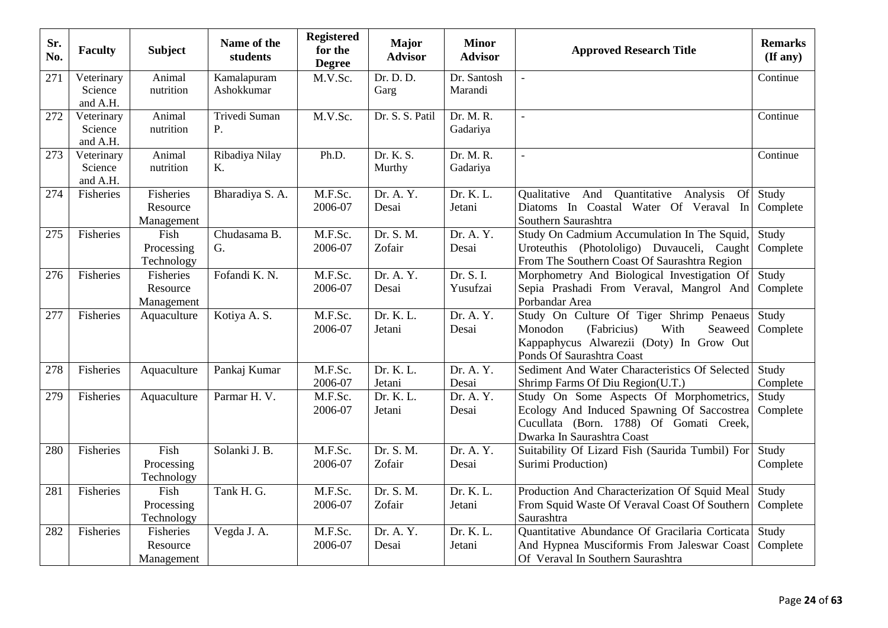| Sr. No. | Faculty | Subject | Name of the students | Registered for the Degree | Major Advisor | Minor Advisor | Approved Research Title | Remarks (If any) |
|---|---|---|---|---|---|---|---|---|
| 271 | Veterinary Science and A.H. | Animal nutrition | Kamalapuram Ashokkumar | M.V.Sc. | Dr. D. D. Garg | Dr. Santosh Marandi | - | Continue |
| 272 | Veterinary Science and A.H. | Animal nutrition | Trivedi Suman P. | M.V.Sc. | Dr. S. S. Patil | Dr. M. R. Gadariya | - | Continue |
| 273 | Veterinary Science and A.H. | Animal nutrition | Ribadiya Nilay K. | Ph.D. | Dr. K. S. Murthy | Dr. M. R. Gadariya | - | Continue |
| 274 | Fisheries | Fisheries Resource Management | Bharadiya S. A. | M.F.Sc. 2006-07 | Dr. A. Y. Desai | Dr. K. L. Jetani | Qualitative And Quantitative Analysis Of Diatoms In Coastal Water Of Veraval In Southern Saurashtra | Study Complete |
| 275 | Fisheries | Fish Processing Technology | Chudasama B. G. | M.F.Sc. 2006-07 | Dr. S. M. Zofair | Dr. A. Y. Desai | Study On Cadmium Accumulation In The Squid, Uroteuthis (Photololigo) Duvauceli, Caught From The Southern Coast Of Saurashtra Region | Study Complete |
| 276 | Fisheries | Fisheries Resource Management | Fofandi K. N. | M.F.Sc. 2006-07 | Dr. A. Y. Desai | Dr. S. I. Yusufzai | Morphometry And Biological Investigation Of Sepia Prashadi From Veraval, Mangrol And Porbandar Area | Study Complete |
| 277 | Fisheries | Aquaculture | Kotiya A. S. | M.F.Sc. 2006-07 | Dr. K. L. Jetani | Dr. A. Y. Desai | Study On Culture Of Tiger Shrimp Penaeus Monodon (Fabricius) With Seaweed Kappaphycus Alwarezii (Doty) In Grow Out Ponds Of Saurashtra Coast | Study Complete |
| 278 | Fisheries | Aquaculture | Pankaj Kumar | M.F.Sc. 2006-07 | Dr. K. L. Jetani | Dr. A. Y. Desai | Sediment And Water Characteristics Of Selected Shrimp Farms Of Diu Region(U.T.) | Study Complete |
| 279 | Fisheries | Aquaculture | Parmar H. V. | M.F.Sc. 2006-07 | Dr. K. L. Jetani | Dr. A. Y. Desai | Study On Some Aspects Of Morphometrics, Ecology And Induced Spawning Of Saccostrea Cucullata (Born. 1788) Of Gomati Creek, Dwarka In Saurashtra Coast | Study Complete |
| 280 | Fisheries | Fish Processing Technology | Solanki J. B. | M.F.Sc. 2006-07 | Dr. S. M. Zofair | Dr. A. Y. Desai | Suitability Of Lizard Fish (Saurida Tumbil) For Surimi Production) | Study Complete |
| 281 | Fisheries | Fish Processing Technology | Tank H. G. | M.F.Sc. 2006-07 | Dr. S. M. Zofair | Dr. K. L. Jetani | Production And Characterization Of Squid Meal From Squid Waste Of Veraval Coast Of Southern Saurashtra | Study Complete |
| 282 | Fisheries | Fisheries Resource Management | Vegda J. A. | M.F.Sc. 2006-07 | Dr. A. Y. Desai | Dr. K. L. Jetani | Quantitative Abundance Of Gracilaria Corticata And Hypnea Musciformis From Jaleswar Coast Of Veraval In Southern Saurashtra | Study Complete |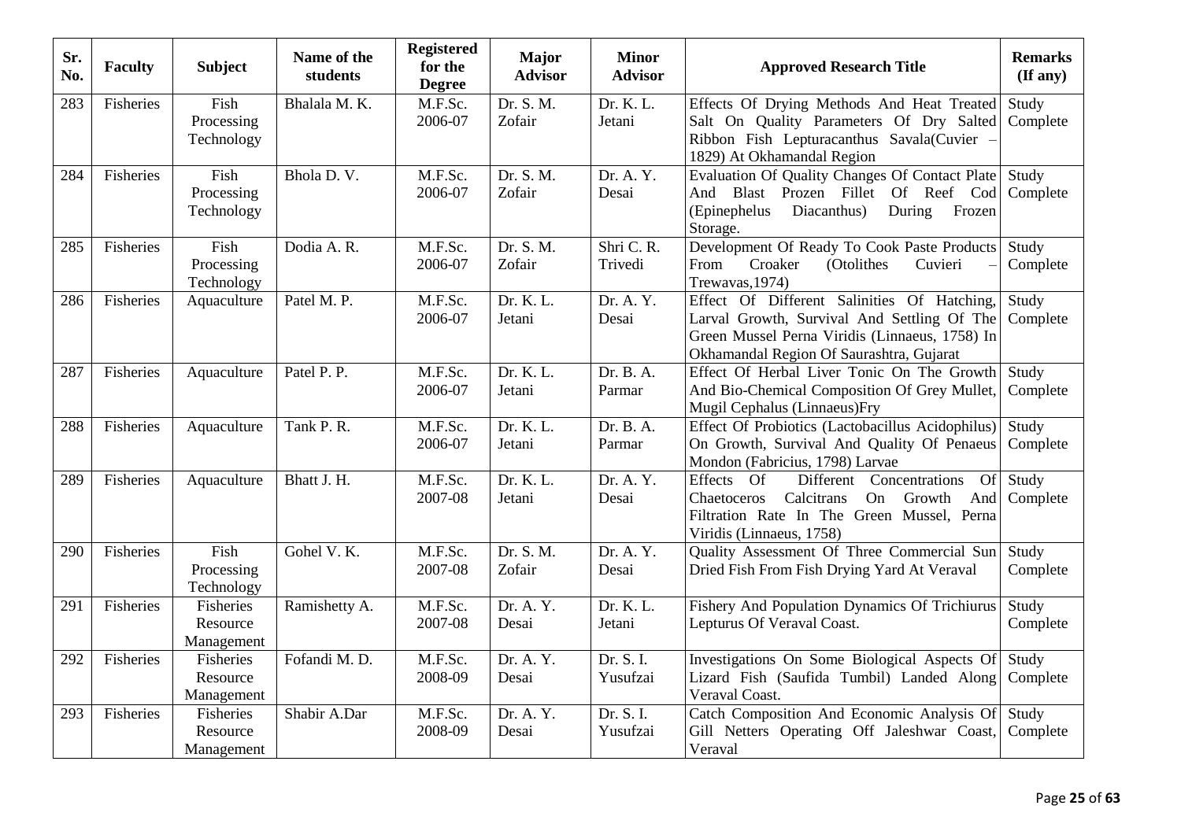| Sr. No. | Faculty | Subject | Name of the students | Registered for the Degree | Major Advisor | Minor Advisor | Approved Research Title | Remarks (If any) |
|---|---|---|---|---|---|---|---|---|
| 283 | Fisheries | Fish Processing Technology | Bhalala M. K. | M.F.Sc. 2006-07 | Dr. S. M. Zofair | Dr. K. L. Jetani | Effects Of Drying Methods And Heat Treated Salt On Quality Parameters Of Dry Salted Ribbon Fish Lepturacanthus Savala(Cuvier – 1829) At Okhamandal Region | Study Complete |
| 284 | Fisheries | Fish Processing Technology | Bhola D. V. | M.F.Sc. 2006-07 | Dr. S. M. Zofair | Dr. A. Y. Desai | Evaluation Of Quality Changes Of Contact Plate And Blast Prozen Fillet Of Reef Cod (Epinephelus Diacanthus) During Frozen Storage. | Study Complete |
| 285 | Fisheries | Fish Processing Technology | Dodia A. R. | M.F.Sc. 2006-07 | Dr. S. M. Zofair | Shri C. R. Trivedi | Development Of Ready To Cook Paste Products From Croaker (Otolithes Cuvieri – Trewavas,1974) | Study Complete |
| 286 | Fisheries | Aquaculture | Patel M. P. | M.F.Sc. 2006-07 | Dr. K. L. Jetani | Dr. A. Y. Desai | Effect Of Different Salinities Of Hatching, Larval Growth, Survival And Settling Of The Green Mussel Perna Viridis (Linnaeus, 1758) In Okhamandal Region Of Saurashtra, Gujarat | Study Complete |
| 287 | Fisheries | Aquaculture | Patel P. P. | M.F.Sc. 2006-07 | Dr. K. L. Jetani | Dr. B. A. Parmar | Effect Of Herbal Liver Tonic On The Growth And Bio-Chemical Composition Of Grey Mullet, Mugil Cephalus (Linnaeus)Fry | Study Complete |
| 288 | Fisheries | Aquaculture | Tank P. R. | M.F.Sc. 2006-07 | Dr. K. L. Jetani | Dr. B. A. Parmar | Effect Of Probiotics (Lactobacillus Acidophilus) On Growth, Survival And Quality Of Penaeus Mondon (Fabricius, 1798) Larvae | Study Complete |
| 289 | Fisheries | Aquaculture | Bhatt J. H. | M.F.Sc. 2007-08 | Dr. K. L. Jetani | Dr. A. Y. Desai | Effects Of Different Concentrations Of Chaetoceros Calcitrans On Growth And Filtration Rate In The Green Mussel, Perna Viridis (Linnaeus, 1758) | Study Complete |
| 290 | Fisheries | Fish Processing Technology | Gohel V. K. | M.F.Sc. 2007-08 | Dr. S. M. Zofair | Dr. A. Y. Desai | Quality Assessment Of Three Commercial Sun Dried Fish From Fish Drying Yard At Veraval | Study Complete |
| 291 | Fisheries | Fisheries Resource Management | Ramishetty A. | M.F.Sc. 2007-08 | Dr. A. Y. Desai | Dr. K. L. Jetani | Fishery And Population Dynamics Of Trichiurus Lepturus Of Veraval Coast. | Study Complete |
| 292 | Fisheries | Fisheries Resource Management | Fofandi M. D. | M.F.Sc. 2008-09 | Dr. A. Y. Desai | Dr. S. I. Yusufzai | Investigations On Some Biological Aspects Of Lizard Fish (Saufida Tumbil) Landed Along Veraval Coast. | Study Complete |
| 293 | Fisheries | Fisheries Resource Management | Shabir A.Dar | M.F.Sc. 2008-09 | Dr. A. Y. Desai | Dr. S. I. Yusufzai | Catch Composition And Economic Analysis Of Gill Netters Operating Off Jaleshwar Coast, Veraval | Study Complete |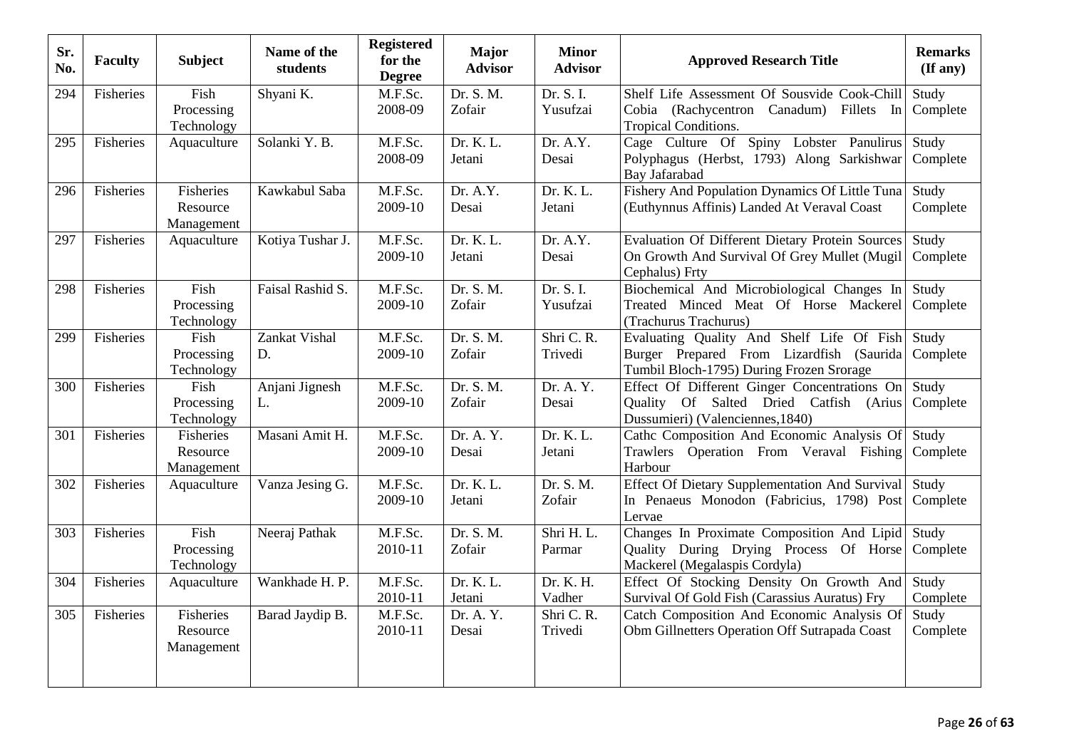| Sr. No. | Faculty | Subject | Name of the students | Registered for the Degree | Major Advisor | Minor Advisor | Approved Research Title | Remarks (If any) |
|---|---|---|---|---|---|---|---|---|
| 294 | Fisheries | Fish Processing Technology | Shyani K. | M.F.Sc. 2008-09 | Dr. S. M. Zofair | Dr. S. I. Yusufzai | Shelf Life Assessment Of Sousvide Cook-Chill Cobia (Rachycentron Canadum) Fillets In Tropical Conditions. | Study Complete |
| 295 | Fisheries | Aquaculture | Solanki Y. B. | M.F.Sc. 2008-09 | Dr. K. L. Jetani | Dr. A.Y. Desai | Cage Culture Of Spiny Lobster Panulirus Polyphagus (Herbst, 1793) Along Sarkishwar Bay Jafarabad | Study Complete |
| 296 | Fisheries | Fisheries Resource Management | Kawkabul Saba | M.F.Sc. 2009-10 | Dr. A.Y. Desai | Dr. K. L. Jetani | Fishery And Population Dynamics Of Little Tuna (Euthynnus Affinis) Landed At Veraval Coast | Study Complete |
| 297 | Fisheries | Aquaculture | Kotiya Tushar J. | M.F.Sc. 2009-10 | Dr. K. L. Jetani | Dr. A.Y. Desai | Evaluation Of Different Dietary Protein Sources On Growth And Survival Of Grey Mullet (Mugil Cephalus) Frty | Study Complete |
| 298 | Fisheries | Fish Processing Technology | Faisal Rashid S. | M.F.Sc. 2009-10 | Dr. S. M. Zofair | Dr. S. I. Yusufzai | Biochemical And Microbiological Changes In Treated Minced Meat Of Horse Mackerel (Trachurus Trachurus) | Study Complete |
| 299 | Fisheries | Fish Processing Technology | Zankat Vishal D. | M.F.Sc. 2009-10 | Dr. S. M. Zofair | Shri C. R. Trivedi | Evaluating Quality And Shelf Life Of Fish Burger Prepared From Lizardfish (Saurida Tumbil Bloch-1795) During Frozen Srorage | Study Complete |
| 300 | Fisheries | Fish Processing Technology | Anjani Jignesh L. | M.F.Sc. 2009-10 | Dr. S. M. Zofair | Dr. A. Y. Desai | Effect Of Different Ginger Concentrations On Quality Of Salted Dried Catfish (Arius Dussumieri) (Valenciennes,1840) | Study Complete |
| 301 | Fisheries | Fisheries Resource Management | Masani Amit H. | M.F.Sc. 2009-10 | Dr. A. Y. Desai | Dr. K. L. Jetani | Cathc Composition And Economic Analysis Of Trawlers Operation From Veraval Fishing Harbour | Study Complete |
| 302 | Fisheries | Aquaculture | Vanza Jesing G. | M.F.Sc. 2009-10 | Dr. K. L. Jetani | Dr. S. M. Zofair | Effect Of Dietary Supplementation And Survival In Penaeus Monodon (Fabricius, 1798) Post Lervae | Study Complete |
| 303 | Fisheries | Fish Processing Technology | Neeraj Pathak | M.F.Sc. 2010-11 | Dr. S. M. Zofair | Shri H. L. Parmar | Changes In Proximate Composition And Lipid Quality During Drying Process Of Horse Mackerel (Megalaspis Cordyla) | Study Complete |
| 304 | Fisheries | Aquaculture | Wankhade H. P. | M.F.Sc. 2010-11 | Dr. K. L. Jetani | Dr. K. H. Vadher | Effect Of Stocking Density On Growth And Survival Of Gold Fish (Carassius Auratus) Fry | Study Complete |
| 305 | Fisheries | Fisheries Resource Management | Barad Jaydip B. | M.F.Sc. 2010-11 | Dr. A. Y. Desai | Shri C. R. Trivedi | Catch Composition And Economic Analysis Of Obm Gillnetters Operation Off Sutrapada Coast | Study Complete |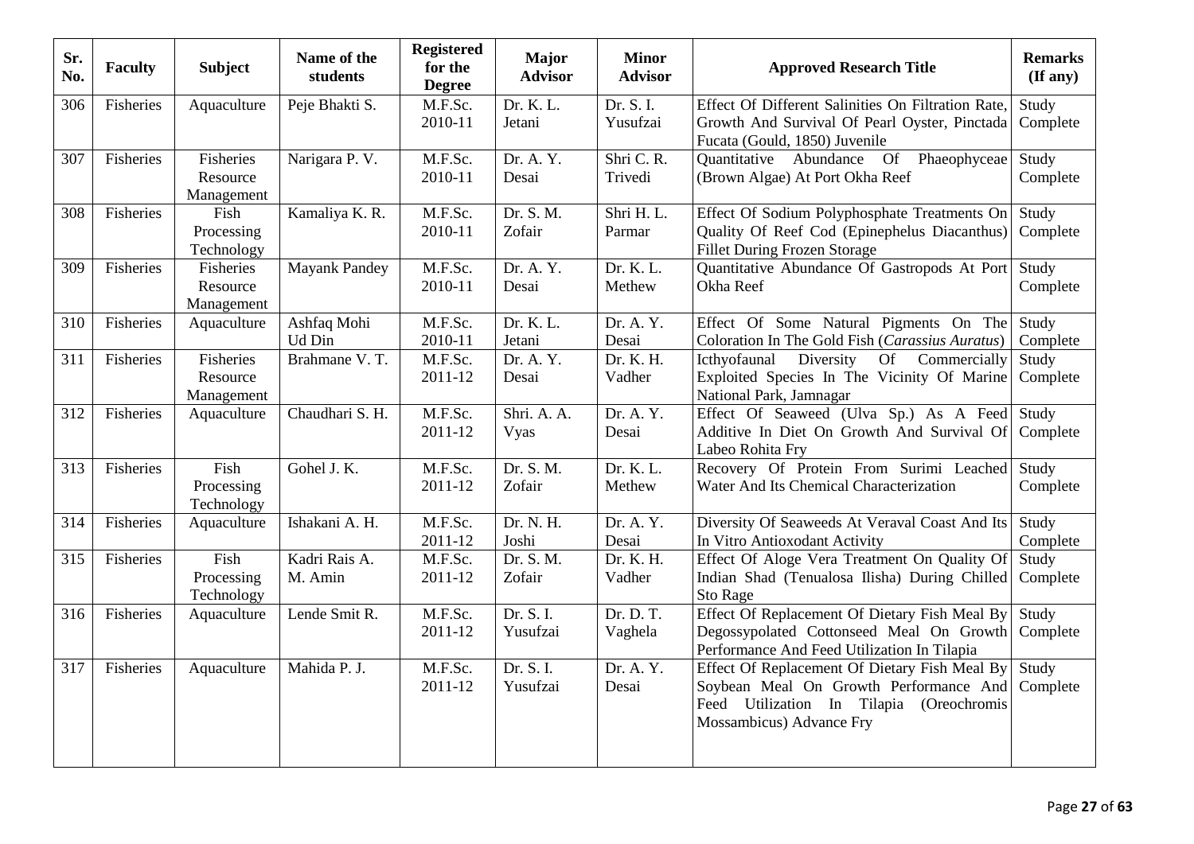| Sr. No. | Faculty | Subject | Name of the students | Registered for the Degree | Major Advisor | Minor Advisor | Approved Research Title | Remarks (If any) |
|---|---|---|---|---|---|---|---|---|
| 306 | Fisheries | Aquaculture | Peje Bhakti S. | M.F.Sc. 2010-11 | Dr. K. L. Jetani | Dr. S. I. Yusufzai | Effect Of Different Salinities On Filtration Rate, Growth And Survival Of Pearl Oyster, Pinctada Fucata (Gould, 1850) Juvenile | Study Complete |
| 307 | Fisheries | Fisheries Resource Management | Narigara P. V. | M.F.Sc. 2010-11 | Dr. A. Y. Desai | Shri C. R. Trivedi | Quantitative Abundance Of Phaeophyceae (Brown Algae) At Port Okha Reef | Study Complete |
| 308 | Fisheries | Fish Processing Technology | Kamaliya K. R. | M.F.Sc. 2010-11 | Dr. S. M. Zofair | Shri H. L. Parmar | Effect Of Sodium Polyphosphate Treatments On Quality Of Reef Cod (Epinephelus Diacanthus) Fillet During Frozen Storage | Study Complete |
| 309 | Fisheries | Fisheries Resource Management | Mayank Pandey | M.F.Sc. 2010-11 | Dr. A. Y. Desai | Dr. K. L. Methew | Quantitative Abundance Of Gastropods At Port Okha Reef | Study Complete |
| 310 | Fisheries | Aquaculture | Ashfaq Mohi Ud Din | M.F.Sc. 2010-11 | Dr. K. L. Jetani | Dr. A. Y. Desai | Effect Of Some Natural Pigments On The Coloration In The Gold Fish (*Carassius Auratus*) | Study Complete |
| 311 | Fisheries | Fisheries Resource Management | Brahmane V. T. | M.F.Sc. 2011-12 | Dr. A. Y. Desai | Dr. K. H. Vadher | Icthyofaunal Diversity Of Commercially Exploited Species In The Vicinity Of Marine National Park, Jamnagar | Study Complete |
| 312 | Fisheries | Aquaculture | Chaudhari S. H. | M.F.Sc. 2011-12 | Shri. A. A. Vyas | Dr. A. Y. Desai | Effect Of Seaweed (Ulva Sp.) As A Feed Additive In Diet On Growth And Survival Of Labeo Rohita Fry | Study Complete |
| 313 | Fisheries | Fish Processing Technology | Gohel J. K. | M.F.Sc. 2011-12 | Dr. S. M. Zofair | Dr. K. L. Methew | Recovery Of Protein From Surimi Leached Water And Its Chemical Characterization | Study Complete |
| 314 | Fisheries | Aquaculture | Ishakani A. H. | M.F.Sc. 2011-12 | Dr. N. H. Joshi | Dr. A. Y. Desai | Diversity Of Seaweeds At Veraval Coast And Its In Vitro Antioxodant Activity | Study Complete |
| 315 | Fisheries | Fish Processing Technology | Kadri Rais A. M. Amin | M.F.Sc. 2011-12 | Dr. S. M. Zofair | Dr. K. H. Vadher | Effect Of Aloge Vera Treatment On Quality Of Indian Shad (Tenualosa Ilisha) During Chilled Sto Rage | Study Complete |
| 316 | Fisheries | Aquaculture | Lende Smit R. | M.F.Sc. 2011-12 | Dr. S. I. Yusufzai | Dr. D. T. Vaghela | Effect Of Replacement Of Dietary Fish Meal By Degossypolated Cottonseed Meal On Growth Performance And Feed Utilization In Tilapia | Study Complete |
| 317 | Fisheries | Aquaculture | Mahida P. J. | M.F.Sc. 2011-12 | Dr. S. I. Yusufzai | Dr. A. Y. Desai | Effect Of Replacement Of Dietary Fish Meal By Soybean Meal On Growth Performance And Feed Utilization In Tilapia (Oreochromis Mossambicus) Advance Fry | Study Complete |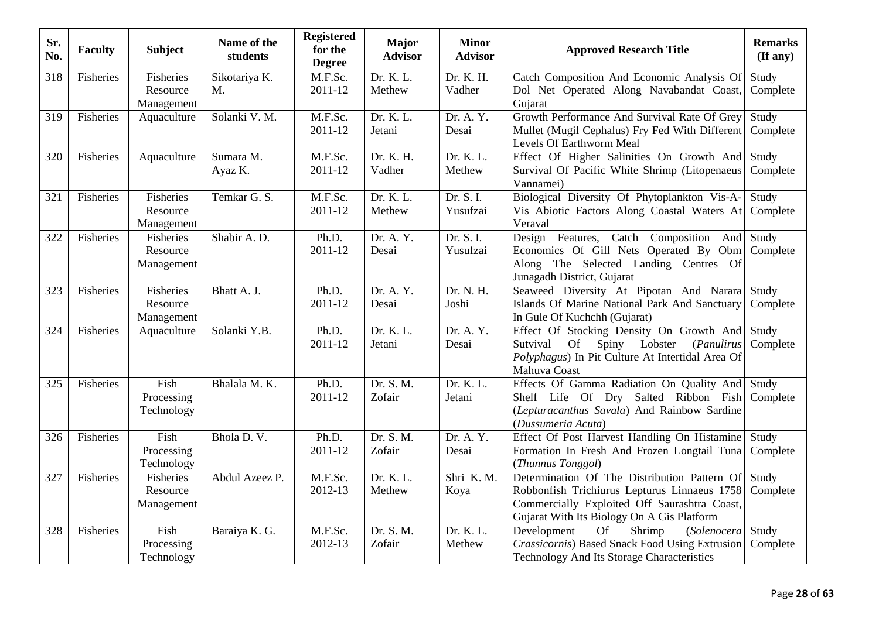| Sr. No. | Faculty | Subject | Name of the students | Registered for the Degree | Major Advisor | Minor Advisor | Approved Research Title | Remarks (If any) |
|---|---|---|---|---|---|---|---|---|
| 318 | Fisheries | Fisheries Resource Management | Sikotariya K. M. | M.F.Sc. 2011-12 | Dr. K. L. Methew | Dr. K. H. Vadher | Catch Composition And Economic Analysis Of Dol Net Operated Along Navabandat Coast, Gujarat | Study Complete |
| 319 | Fisheries | Aquaculture | Solanki V. M. | M.F.Sc. 2011-12 | Dr. K. L. Jetani | Dr. A. Y. Desai | Growth Performance And Survival Rate Of Grey Mullet (Mugil Cephalus) Fry Fed With Different Levels Of Earthworm Meal | Study Complete |
| 320 | Fisheries | Aquaculture | Sumara M. Ayaz K. | M.F.Sc. 2011-12 | Dr. K. H. Vadher | Dr. K. L. Methew | Effect Of Higher Salinities On Growth And Survival Of Pacific White Shrimp (Litopenaeus Vannamei) | Study Complete |
| 321 | Fisheries | Fisheries Resource Management | Temkar G. S. | M.F.Sc. 2011-12 | Dr. K. L. Methew | Dr. S. I. Yusufzai | Biological Diversity Of Phytoplankton Vis-A-Vis Abiotic Factors Along Coastal Waters At Veraval | Study Complete |
| 322 | Fisheries | Fisheries Resource Management | Shabir A. D. | Ph.D. 2011-12 | Dr. A. Y. Desai | Dr. S. I. Yusufzai | Design Features, Catch Composition And Economics Of Gill Nets Operated By Obm Along The Selected Landing Centres Of Junagadh District, Gujarat | Study Complete |
| 323 | Fisheries | Fisheries Resource Management | Bhatt A. J. | Ph.D. 2011-12 | Dr. A. Y. Desai | Dr. N. H. Joshi | Seaweed Diversity At Pipotan And Narara Islands Of Marine National Park And Sanctuary In Gule Of Kuchchh (Gujarat) | Study Complete |
| 324 | Fisheries | Aquaculture | Solanki Y.B. | Ph.D. 2011-12 | Dr. K. L. Jetani | Dr. A. Y. Desai | Effect Of Stocking Density On Growth And Sutvival Of Spiny Lobster (*Panulirus Polyphagus*) In Pit Culture At Intertidal Area Of Mahuva Coast | Study Complete |
| 325 | Fisheries | Fish Processing Technology | Bhalala M. K. | Ph.D. 2011-12 | Dr. S. M. Zofair | Dr. K. L. Jetani | Effects Of Gamma Radiation On Quality And Shelf Life Of Dry Salted Ribbon Fish (*Lepturacanthus Savala*) And Rainbow Sardine (*Dussumeria Acuta*) | Study Complete |
| 326 | Fisheries | Fish Processing Technology | Bhola D. V. | Ph.D. 2011-12 | Dr. S. M. Zofair | Dr. A. Y. Desai | Effect Of Post Harvest Handling On Histamine Formation In Fresh And Frozen Longtail Tuna (*Thunnus Tonggol*) | Study Complete |
| 327 | Fisheries | Fisheries Resource Management | Abdul Azeez P. | M.F.Sc. 2012-13 | Dr. K. L. Methew | Shri K. M. Koya | Determination Of The Distribution Pattern Of Robbonfish Trichiurus Lepturus Linnaeus 1758 Commercially Exploited Off Saurashtra Coast, Gujarat With Its Biology On A Gis Platform | Study Complete |
| 328 | Fisheries | Fish Processing Technology | Baraiya K. G. | M.F.Sc. 2012-13 | Dr. S. M. Zofair | Dr. K. L. Methew | Development Of Shrimp (*Solenocera Crassicornis*) Based Snack Food Using Extrusion Technology And Its Storage Characteristics | Study Complete |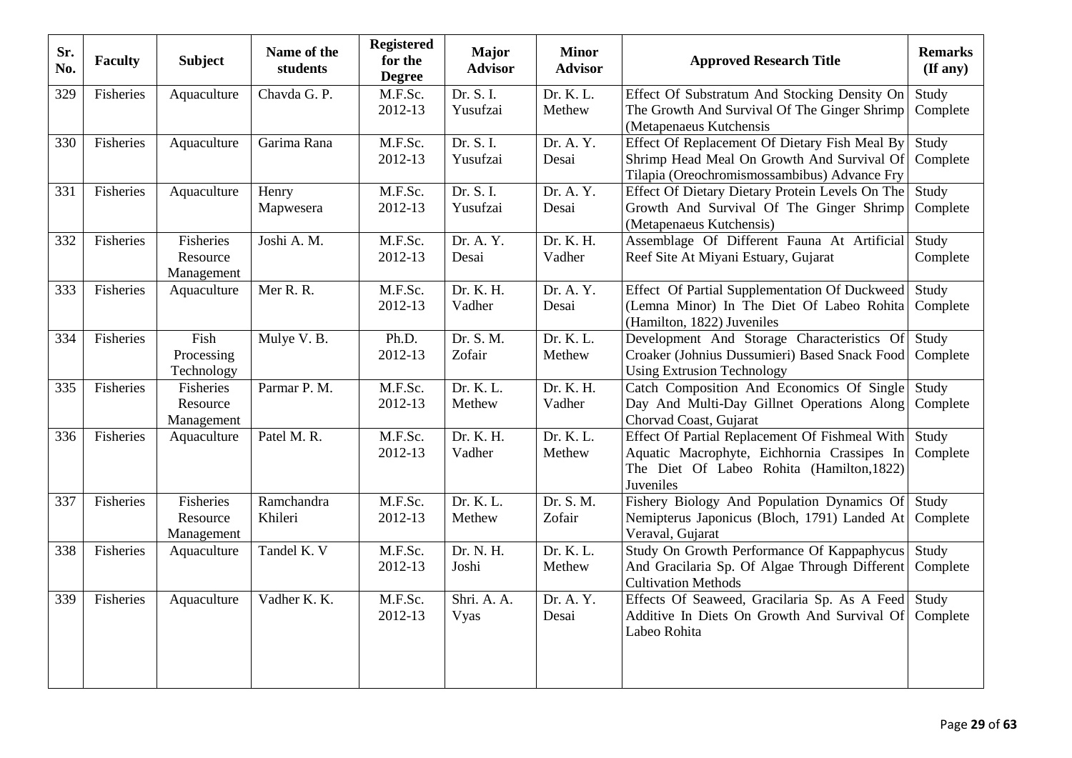| Sr. No. | Faculty | Subject | Name of the students | Registered for the Degree | Major Advisor | Minor Advisor | Approved Research Title | Remarks (If any) |
|---|---|---|---|---|---|---|---|---|
| 329 | Fisheries | Aquaculture | Chavda G. P. | M.F.Sc. 2012-13 | Dr. S. I. Yusufzai | Dr. K. L. Methew | Effect Of Substratum And Stocking Density On The Growth And Survival Of The Ginger Shrimp (Metapenaeus Kutchensis | Study Complete |
| 330 | Fisheries | Aquaculture | Garima Rana | M.F.Sc. 2012-13 | Dr. S. I. Yusufzai | Dr. A. Y. Desai | Effect Of Replacement Of Dietary Fish Meal By Shrimp Head Meal On Growth And Survival Of Tilapia (Oreochromismossambibus) Advance Fry | Study Complete |
| 331 | Fisheries | Aquaculture | Henry Mapwesera | M.F.Sc. 2012-13 | Dr. S. I. Yusufzai | Dr. A. Y. Desai | Effect Of Dietary Dietary Protein Levels On The Growth And Survival Of The Ginger Shrimp (Metapenaeus Kutchensis) | Study Complete |
| 332 | Fisheries | Fisheries Resource Management | Joshi A. M. | M.F.Sc. 2012-13 | Dr. A. Y. Desai | Dr. K. H. Vadher | Assemblage Of Different Fauna At Artificial Reef Site At Miyani Estuary, Gujarat | Study Complete |
| 333 | Fisheries | Aquaculture | Mer R. R. | M.F.Sc. 2012-13 | Dr. K. H. Vadher | Dr. A. Y. Desai | Effect Of Partial Supplementation Of Duckweed (Lemna Minor) In The Diet Of Labeo Rohita (Hamilton, 1822) Juveniles | Study Complete |
| 334 | Fisheries | Fish Processing Technology | Mulye V. B. | Ph.D. 2012-13 | Dr. S. M. Zofair | Dr. K. L. Methew | Development And Storage Characteristics Of Croaker (Johnius Dussumieri) Based Snack Food Using Extrusion Technology | Study Complete |
| 335 | Fisheries | Fisheries Resource Management | Parmar P. M. | M.F.Sc. 2012-13 | Dr. K. L. Methew | Dr. K. H. Vadher | Catch Composition And Economics Of Single Day And Multi-Day Gillnet Operations Along Chorvad Coast, Gujarat | Study Complete |
| 336 | Fisheries | Aquaculture | Patel M. R. | M.F.Sc. 2012-13 | Dr. K. H. Vadher | Dr. K. L. Methew | Effect Of Partial Replacement Of Fishmeal With Aquatic Macrophyte, Eichhornia Crassipes In The Diet Of Labeo Rohita (Hamilton,1822) Juveniles | Study Complete |
| 337 | Fisheries | Fisheries Resource Management | Ramchandra Khileri | M.F.Sc. 2012-13 | Dr. K. L. Methew | Dr. S. M. Zofair | Fishery Biology And Population Dynamics Of Nemipterus Japonicus (Bloch, 1791) Landed At Veraval, Gujarat | Study Complete |
| 338 | Fisheries | Aquaculture | Tandel K. V | M.F.Sc. 2012-13 | Dr. N. H. Joshi | Dr. K. L. Methew | Study On Growth Performance Of Kappaphycus And Gracilaria Sp. Of Algae Through Different Cultivation Methods | Study Complete |
| 339 | Fisheries | Aquaculture | Vadher K. K. | M.F.Sc. 2012-13 | Shri. A. A. Vyas | Dr. A. Y. Desai | Effects Of Seaweed, Gracilaria Sp. As A Feed Additive In Diets On Growth And Survival Of Labeo Rohita | Study Complete |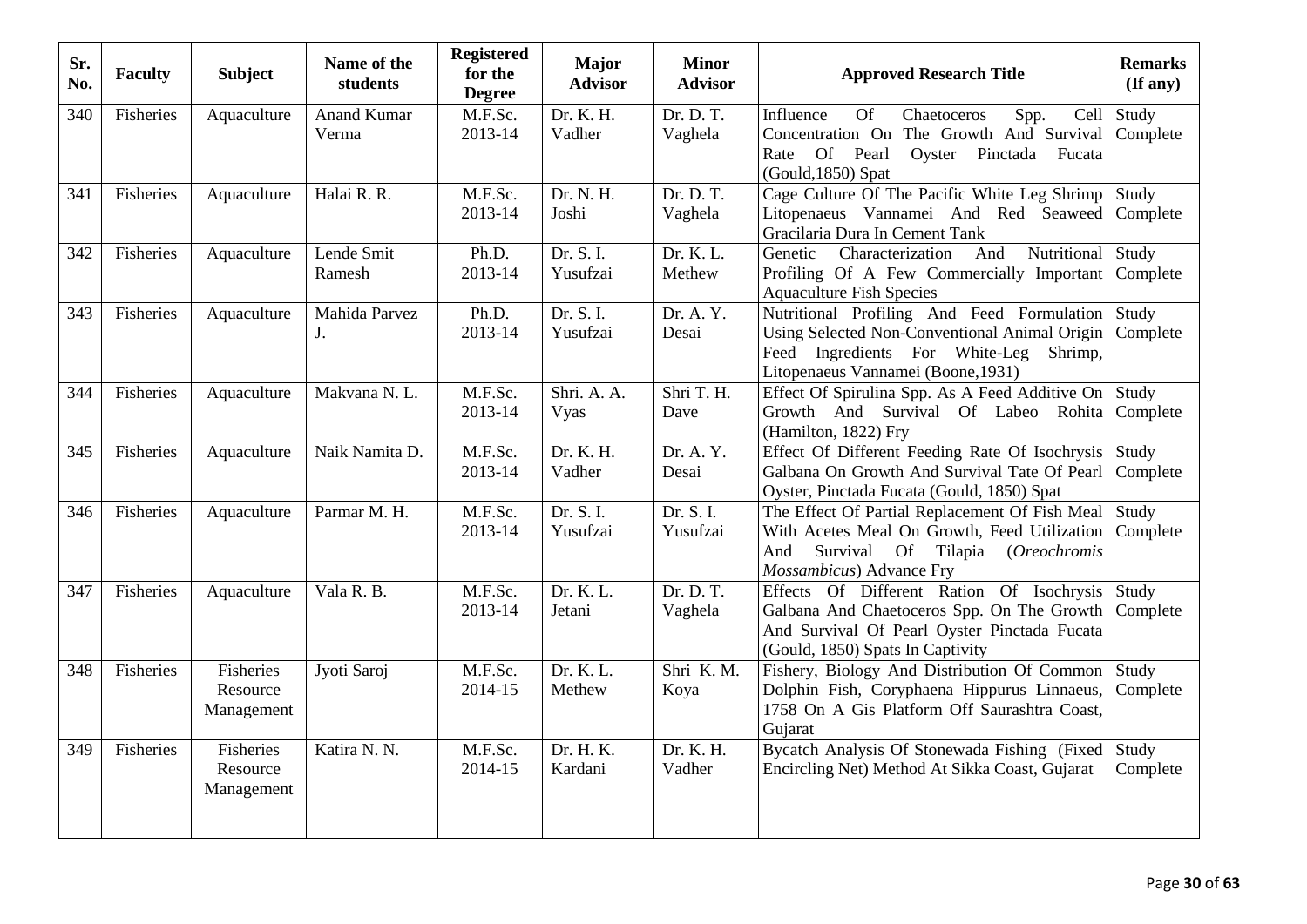| Sr. No. | Faculty | Subject | Name of the students | Registered for the Degree | Major Advisor | Minor Advisor | Approved Research Title | Remarks (If any) |
|---|---|---|---|---|---|---|---|---|
| 340 | Fisheries | Aquaculture | Anand Kumar Verma | M.F.Sc. 2013-14 | Dr. K. H. Vadher | Dr. D. T. Vaghela | Influence Of Chaetoceros Spp. Cell Concentration On The Growth And Survival Rate Of Pearl Oyster Pinctada Fucata (Gould,1850) Spat | Study Complete |
| 341 | Fisheries | Aquaculture | Halai R. R. | M.F.Sc. 2013-14 | Dr. N. H. Joshi | Dr. D. T. Vaghela | Cage Culture Of The Pacific White Leg Shrimp Litopenaeus Vannamei And Red Seaweed Gracilaria Dura In Cement Tank | Study Complete |
| 342 | Fisheries | Aquaculture | Lende Smit Ramesh | Ph.D. 2013-14 | Dr. S. I. Yusufzai | Dr. K. L. Methew | Genetic Characterization And Nutritional Profiling Of A Few Commercially Important Aquaculture Fish Species | Study Complete |
| 343 | Fisheries | Aquaculture | Mahida Parvez J. | Ph.D. 2013-14 | Dr. S. I. Yusufzai | Dr. A. Y. Desai | Nutritional Profiling And Feed Formulation Using Selected Non-Conventional Animal Origin Feed Ingredients For White-Leg Shrimp, Litopenaeus Vannamei (Boone,1931) | Study Complete |
| 344 | Fisheries | Aquaculture | Makvana N. L. | M.F.Sc. 2013-14 | Shri. A. A. Vyas | Shri T. H. Dave | Effect Of Spirulina Spp. As A Feed Additive On Growth And Survival Of Labeo Rohita (Hamilton, 1822) Fry | Study Complete |
| 345 | Fisheries | Aquaculture | Naik Namita D. | M.F.Sc. 2013-14 | Dr. K. H. Vadher | Dr. A. Y. Desai | Effect Of Different Feeding Rate Of Isochrysis Galbana On Growth And Survival Tate Of Pearl Oyster, Pinctada Fucata (Gould, 1850) Spat | Study Complete |
| 346 | Fisheries | Aquaculture | Parmar M. H. | M.F.Sc. 2013-14 | Dr. S. I. Yusufzai | Dr. S. I. Yusufzai | The Effect Of Partial Replacement Of Fish Meal With Acetes Meal On Growth, Feed Utilization And Survival Of Tilapia (*Oreochromis Mossambicus*) Advance Fry | Study Complete |
| 347 | Fisheries | Aquaculture | Vala R. B. | M.F.Sc. 2013-14 | Dr. K. L. Jetani | Dr. D. T. Vaghela | Effects Of Different Ration Of Isochrysis Galbana And Chaetoceros Spp. On The Growth And Survival Of Pearl Oyster Pinctada Fucata (Gould, 1850) Spats In Captivity | Study Complete |
| 348 | Fisheries | Fisheries Resource Management | Jyoti Saroj | M.F.Sc. 2014-15 | Dr. K. L. Methew | Shri K. M. Koya | Fishery, Biology And Distribution Of Common Dolphin Fish, Coryphaena Hippurus Linnaeus, 1758 On A Gis Platform Off Saurashtra Coast, Gujarat | Study Complete |
| 349 | Fisheries | Fisheries Resource Management | Katira N. N. | M.F.Sc. 2014-15 | Dr. H. K. Kardani | Dr. K. H. Vadher | Bycatch Analysis Of Stonewada Fishing (Fixed Encircling Net) Method At Sikka Coast, Gujarat | Study Complete |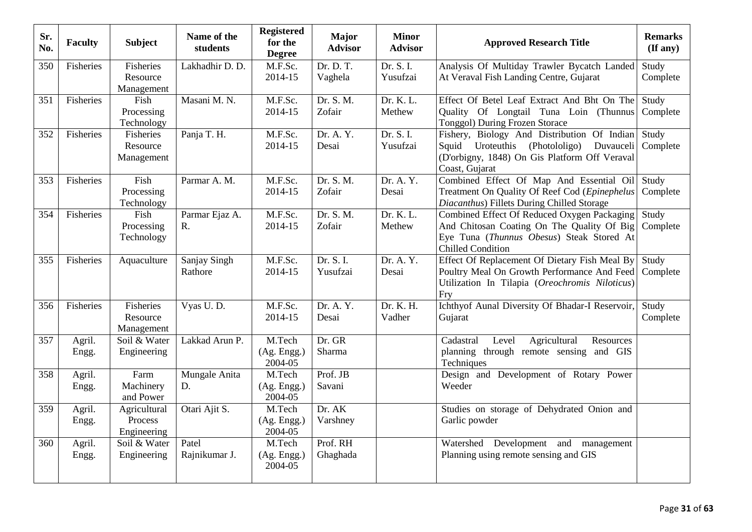| Sr. No. | Faculty | Subject | Name of the students | Registered for the Degree | Major Advisor | Minor Advisor | Approved Research Title | Remarks (If any) |
|---|---|---|---|---|---|---|---|---|
| 350 | Fisheries | Fisheries Resource Management | Lakhadhir D. D. | M.F.Sc. 2014-15 | Dr. D. T. Vaghela | Dr. S. I. Yusufzai | Analysis Of Multiday Trawler Bycatch Landed At Veraval Fish Landing Centre, Gujarat | Study Complete |
| 351 | Fisheries | Fish Processing Technology | Masani M. N. | M.F.Sc. 2014-15 | Dr. S. M. Zofair | Dr. K. L. Methew | Effect Of Betel Leaf Extract And Bht On The Quality Of Longtail Tuna Loin (Thunnus Tonggol) During Frozen Storace | Study Complete |
| 352 | Fisheries | Fisheries Resource Management | Panja T. H. | M.F.Sc. 2014-15 | Dr. A. Y. Desai | Dr. S. I. Yusufzai | Fishery, Biology And Distribution Of Indian Squid Uroteuthis (Photololigo) Duvauceli (D'orbigny, 1848) On Gis Platform Off Veraval Coast, Gujarat | Study Complete |
| 353 | Fisheries | Fish Processing Technology | Parmar A. M. | M.F.Sc. 2014-15 | Dr. S. M. Zofair | Dr. A. Y. Desai | Combined Effect Of Map And Essential Oil Treatment On Quality Of Reef Cod (*Epinephelus Diacanthus*) Fillets During Chilled Storage | Study Complete |
| 354 | Fisheries | Fish Processing Technology | Parmar Ejaz A. R. | M.F.Sc. 2014-15 | Dr. S. M. Zofair | Dr. K. L. Methew | Combined Effect Of Reduced Oxygen Packaging And Chitosan Coating On The Quality Of Big Eye Tuna (*Thunnus Obesus*) Steak Stored At Chilled Condition | Study Complete |
| 355 | Fisheries | Aquaculture | Sanjay Singh Rathore | M.F.Sc. 2014-15 | Dr. S. I. Yusufzai | Dr. A. Y. Desai | Effect Of Replacement Of Dietary Fish Meal By Poultry Meal On Growth Performance And Feed Utilization In Tilapia (*Oreochromis Niloticus*) Fry | Study Complete |
| 356 | Fisheries | Fisheries Resource Management | Vyas U. D. | M.F.Sc. 2014-15 | Dr. A. Y. Desai | Dr. K. H. Vadher | Ichthyof Aunal Diversity Of Bhadar-I Reservoir, Gujarat | Study Complete |
| 357 | Agril. Engg. | Soil & Water Engineering | Lakkad Arun P. | M.Tech (Ag. Engg.) 2004-05 | Dr. GR Sharma | | Cadastral Level Agricultural Resources planning through remote sensing and GIS Techniques | |
| 358 | Agril. Engg. | Farm Machinery and Power | Mungale Anita D. | M.Tech (Ag. Engg.) 2004-05 | Prof. JB Savani | | Design and Development of Rotary Power Weeder | |
| 359 | Agril. Engg. | Agricultural Process Engineering | Otari Ajit S. | M.Tech (Ag. Engg.) 2004-05 | Dr. AK Varshney | | Studies on storage of Dehydrated Onion and Garlic powder | |
| 360 | Agril. Engg. | Soil & Water Engineering | Patel Rajnikumar J. | M.Tech (Ag. Engg.) 2004-05 | Prof. RH Ghaghada | | Watershed Development and management Planning using remote sensing and GIS | |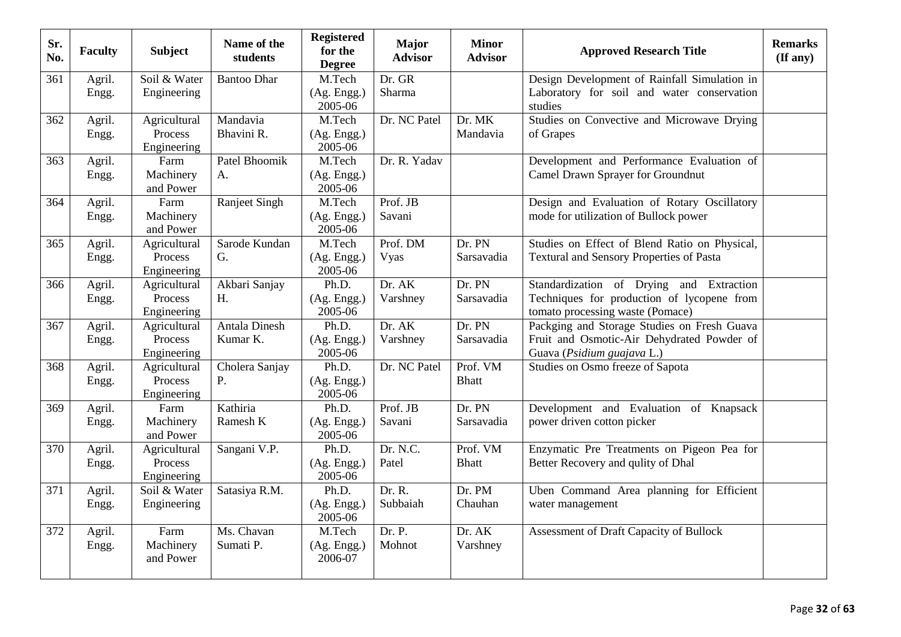| Sr. No. | Faculty | Subject | Name of the students | Registered for the Degree | Major Advisor | Minor Advisor | Approved Research Title | Remarks (If any) |
|---|---|---|---|---|---|---|---|---|
| 361 | Agril. Engg. | Soil & Water Engineering | Bantoo Dhar | M.Tech (Ag. Engg.) 2005-06 | Dr. GR Sharma | | Design Development of Rainfall Simulation in Laboratory for soil and water conservation studies | |
| 362 | Agril. Engg. | Agricultural Process Engineering | Mandavia Bhavini R. | M.Tech (Ag. Engg.) 2005-06 | Dr. NC Patel | Dr. MK Mandavia | Studies on Convective and Microwave Drying of Grapes | |
| 363 | Agril. Engg. | Farm Machinery and Power | Patel Bhoomik A. | M.Tech (Ag. Engg.) 2005-06 | Dr. R. Yadav | | Development and Performance Evaluation of Camel Drawn Sprayer for Groundnut | |
| 364 | Agril. Engg. | Farm Machinery and Power | Ranjeet Singh | M.Tech (Ag. Engg.) 2005-06 | Prof. JB Savani | | Design and Evaluation of Rotary Oscillatory mode for utilization of Bullock power | |
| 365 | Agril. Engg. | Agricultural Process Engineering | Sarode Kundan G. | M.Tech (Ag. Engg.) 2005-06 | Prof. DM Vyas | Dr. PN Sarsavadia | Studies on Effect of Blend Ratio on Physical, Textural and Sensory Properties of Pasta | |
| 366 | Agril. Engg. | Agricultural Process Engineering | Akbari Sanjay H. | Ph.D. (Ag. Engg.) 2005-06 | Dr. AK Varshney | Dr. PN Sarsavadia | Standardization of Drying and Extraction Techniques for production of lycopene from tomato processing waste (Pomace) | |
| 367 | Agril. Engg. | Agricultural Process Engineering | Antala Dinesh Kumar K. | Ph.D. (Ag. Engg.) 2005-06 | Dr. AK Varshney | Dr. PN Sarsavadia | Packging and Storage Studies on Fresh Guava Fruit and Osmotic-Air Dehydrated Powder of Guava (*Psidium guajava* L.) | |
| 368 | Agril. Engg. | Agricultural Process Engineering | Cholera Sanjay P. | Ph.D. (Ag. Engg.) 2005-06 | Dr. NC Patel | Prof. VM Bhatt | Studies on Osmo freeze of Sapota | |
| 369 | Agril. Engg. | Farm Machinery and Power | Kathiria Ramesh K | Ph.D. (Ag. Engg.) 2005-06 | Prof. JB Savani | Dr. PN Sarsavadia | Development and Evaluation of Knapsack power driven cotton picker | |
| 370 | Agril. Engg. | Agricultural Process Engineering | Sangani V.P. | Ph.D. (Ag. Engg.) 2005-06 | Dr. N.C. Patel | Prof. VM Bhatt | Enzymatic Pre Treatments on Pigeon Pea for Better Recovery and qulity of Dhal | |
| 371 | Agril. Engg. | Soil & Water Engineering | Satasiya R.M. | Ph.D. (Ag. Engg.) 2005-06 | Dr. R. Subbaiah | Dr. PM Chauhan | Uben Command Area planning for Efficient water management | |
| 372 | Agril. Engg. | Farm Machinery and Power | Ms. Chavan Sumati P. | M.Tech (Ag. Engg.) 2006-07 | Dr. P. Mohnot | Dr. AK Varshney | Assessment of Draft Capacity of Bullock | |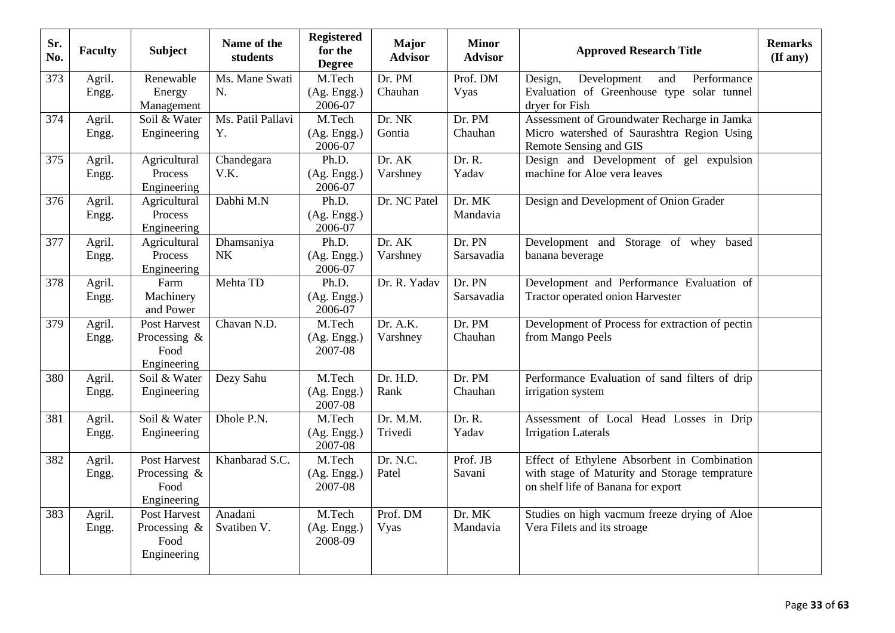| Sr. No. | Faculty | Subject | Name of the students | Registered for the Degree | Major Advisor | Minor Advisor | Approved Research Title | Remarks (If any) |
|---|---|---|---|---|---|---|---|---|
| 373 | Agril. Engg. | Renewable Energy Management | Ms. Mane Swati N. | M.Tech (Ag. Engg.) 2006-07 | Dr. PM Chauhan | Prof. DM Vyas | Design, Development and Performance Evaluation of Greenhouse type solar tunnel dryer for Fish | |
| 374 | Agril. Engg. | Soil & Water Engineering | Ms. Patil Pallavi Y. | M.Tech (Ag. Engg.) 2006-07 | Dr. NK Gontia | Dr. PM Chauhan | Assessment of Groundwater Recharge in Jamka Micro watershed of Saurashtra Region Using Remote Sensing and GIS | |
| 375 | Agril. Engg. | Agricultural Process Engineering | Chandegara V.K. | Ph.D. (Ag. Engg.) 2006-07 | Dr. AK Varshney | Dr. R. Yadav | Design and Development of gel expulsion machine for Aloe vera leaves | |
| 376 | Agril. Engg. | Agricultural Process Engineering | Dabhi M.N | Ph.D. (Ag. Engg.) 2006-07 | Dr. NC Patel | Dr. MK Mandavia | Design and Development of Onion Grader | |
| 377 | Agril. Engg. | Agricultural Process Engineering | Dhamsaniya NK | Ph.D. (Ag. Engg.) 2006-07 | Dr. AK Varshney | Dr. PN Sarsavadia | Development and Storage of whey based banana beverage | |
| 378 | Agril. Engg. | Farm Machinery and Power | Mehta TD | Ph.D. (Ag. Engg.) 2006-07 | Dr. R. Yadav | Dr. PN Sarsavadia | Development and Performance Evaluation of Tractor operated onion Harvester | |
| 379 | Agril. Engg. | Post Harvest Processing & Food Engineering | Chavan N.D. | M.Tech (Ag. Engg.) 2007-08 | Dr. A.K. Varshney | Dr. PM Chauhan | Development of Process for extraction of pectin from Mango Peels | |
| 380 | Agril. Engg. | Soil & Water Engineering | Dezy Sahu | M.Tech (Ag. Engg.) 2007-08 | Dr. H.D. Rank | Dr. PM Chauhan | Performance Evaluation of sand filters of drip irrigation system | |
| 381 | Agril. Engg. | Soil & Water Engineering | Dhole P.N. | M.Tech (Ag. Engg.) 2007-08 | Dr. M.M. Trivedi | Dr. R. Yadav | Assessment of Local Head Losses in Drip Irrigation Laterals | |
| 382 | Agril. Engg. | Post Harvest Processing & Food Engineering | Khanbarad S.C. | M.Tech (Ag. Engg.) 2007-08 | Dr. N.C. Patel | Prof. JB Savani | Effect of Ethylene Absorbent in Combination with stage of Maturity and Storage temprature on shelf life of Banana for export | |
| 383 | Agril. Engg. | Post Harvest Processing & Food Engineering | Anadani Svatiben V. | M.Tech (Ag. Engg.) 2008-09 | Prof. DM Vyas | Dr. MK Mandavia | Studies on high vacmum freeze drying of Aloe Vera Filets and its stroage | |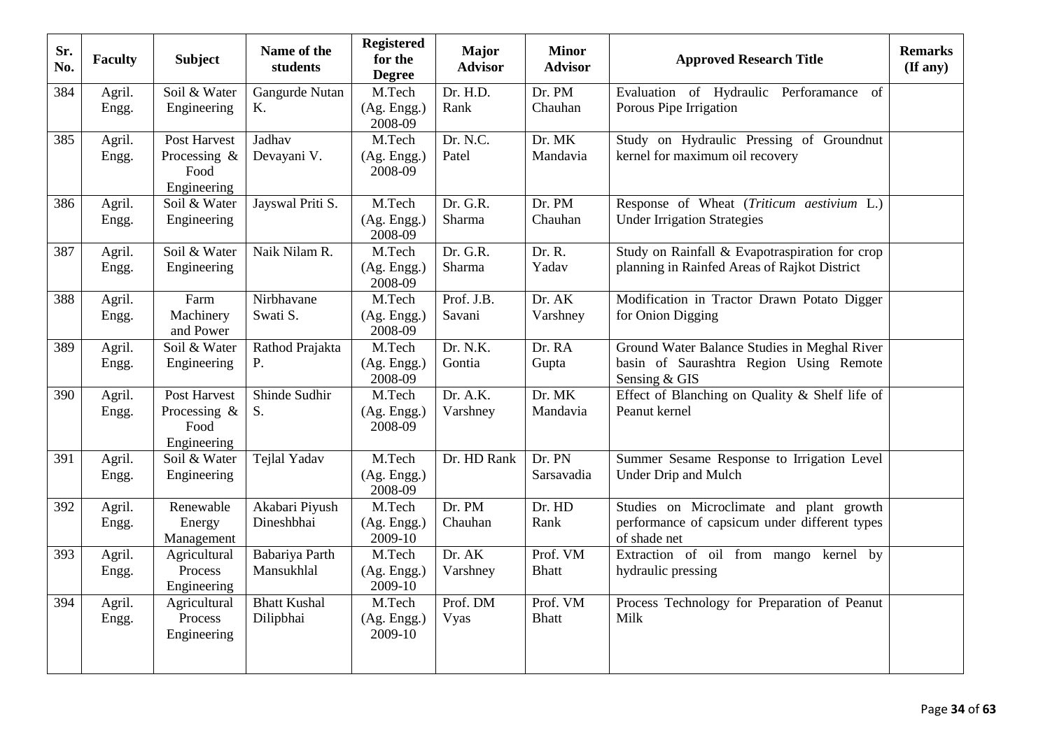| Sr. No. | Faculty | Subject | Name of the students | Registered for the Degree | Major Advisor | Minor Advisor | Approved Research Title | Remarks (If any) |
|---|---|---|---|---|---|---|---|---|
| 384 | Agril. Engg. | Soil & Water Engineering | Gangurde Nutan K. | M.Tech (Ag. Engg.) 2008-09 | Dr. H.D. Rank | Dr. PM Chauhan | Evaluation of Hydraulic Perforamance of Porous Pipe Irrigation | |
| 385 | Agril. Engg. | Post Harvest Processing & Food Engineering | Jadhav Devayani V. | M.Tech (Ag. Engg.) 2008-09 | Dr. N.C. Patel | Dr. MK Mandavia | Study on Hydraulic Pressing of Groundnut kernel for maximum oil recovery | |
| 386 | Agril. Engg. | Soil & Water Engineering | Jayswal Priti S. | M.Tech (Ag. Engg.) 2008-09 | Dr. G.R. Sharma | Dr. PM Chauhan | Response of Wheat (*Triticum aestivium* L.) Under Irrigation Strategies | |
| 387 | Agril. Engg. | Soil & Water Engineering | Naik Nilam R. | M.Tech (Ag. Engg.) 2008-09 | Dr. G.R. Sharma | Dr. R. Yadav | Study on Rainfall & Evapotraspiration for crop planning in Rainfed Areas of Rajkot District | |
| 388 | Agril. Engg. | Farm Machinery and Power | Nirbhavane Swati S. | M.Tech (Ag. Engg.) 2008-09 | Prof. J.B. Savani | Dr. AK Varshney | Modification in Tractor Drawn Potato Digger for Onion Digging | |
| 389 | Agril. Engg. | Soil & Water Engineering | Rathod Prajakta P. | M.Tech (Ag. Engg.) 2008-09 | Dr. N.K. Gontia | Dr. RA Gupta | Ground Water Balance Studies in Meghal River basin of Saurashtra Region Using Remote Sensing & GIS | |
| 390 | Agril. Engg. | Post Harvest Processing & Food Engineering | Shinde Sudhir S. | M.Tech (Ag. Engg.) 2008-09 | Dr. A.K. Varshney | Dr. MK Mandavia | Effect of Blanching on Quality & Shelf life of Peanut kernel | |
| 391 | Agril. Engg. | Soil & Water Engineering | Tejlal Yadav | M.Tech (Ag. Engg.) 2008-09 | Dr. HD Rank | Dr. PN Sarsavadia | Summer Sesame Response to Irrigation Level Under Drip and Mulch | |
| 392 | Agril. Engg. | Renewable Energy Management | Akabari Piyush Dineshbhai | M.Tech (Ag. Engg.) 2009-10 | Dr. PM Chauhan | Dr. HD Rank | Studies on Microclimate and plant growth performance of capsicum under different types of shade net | |
| 393 | Agril. Engg. | Agricultural Process Engineering | Babariya Parth Mansukhlal | M.Tech (Ag. Engg.) 2009-10 | Dr. AK Varshney | Prof. VM Bhatt | Extraction of oil from mango kernel by hydraulic pressing | |
| 394 | Agril. Engg. | Agricultural Process Engineering | Bhatt Kushal Dilipbhai | M.Tech (Ag. Engg.) 2009-10 | Prof. DM Vyas | Prof. VM Bhatt | Process Technology for Preparation of Peanut Milk | |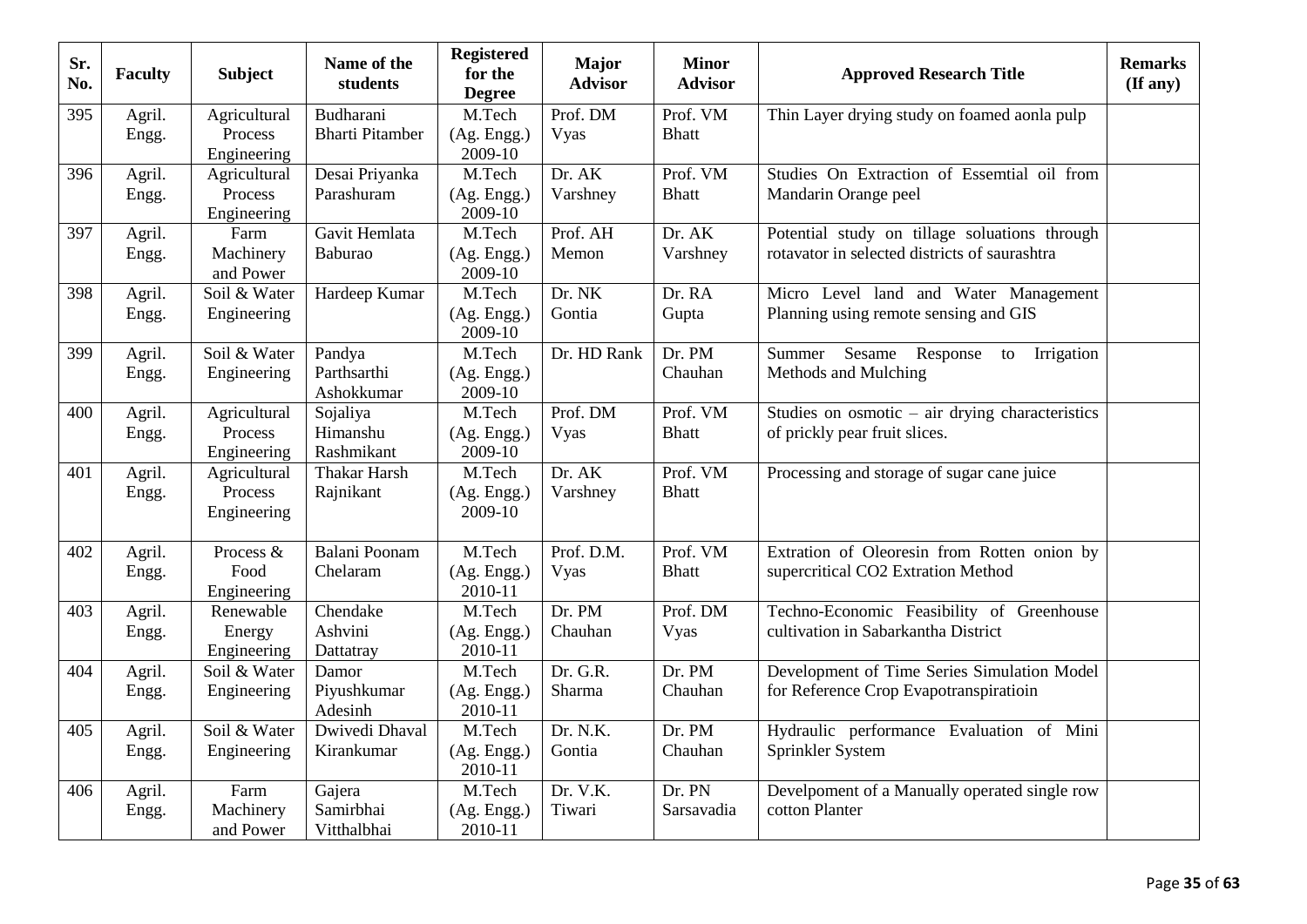| Sr. No. | Faculty | Subject | Name of the students | Registered for the Degree | Major Advisor | Minor Advisor | Approved Research Title | Remarks (If any) |
|---|---|---|---|---|---|---|---|---|
| 395 | Agril. Engg. | Agricultural Process Engineering | Budharani Bharti Pitamber | M.Tech (Ag. Engg.) 2009-10 | Prof. DM Vyas | Prof. VM Bhatt | Thin Layer drying study on foamed aonla pulp | |
| 396 | Agril. Engg. | Agricultural Process Engineering | Desai Priyanka Parashuram | M.Tech (Ag. Engg.) 2009-10 | Dr. AK Varshney | Prof. VM Bhatt | Studies On Extraction of Essemtial oil from Mandarin Orange peel | |
| 397 | Agril. Engg. | Farm Machinery and Power | Gavit Hemlata Baburao | M.Tech (Ag. Engg.) 2009-10 | Prof. AH Memon | Dr. AK Varshney | Potential study on tillage soluations through rotavator in selected districts of saurashtra | |
| 398 | Agril. Engg. | Soil & Water Engineering | Hardeep Kumar | M.Tech (Ag. Engg.) 2009-10 | Dr. NK Gontia | Dr. RA Gupta | Micro Level land and Water Management Planning using remote sensing and GIS | |
| 399 | Agril. Engg. | Soil & Water Engineering | Pandya Parthsarthi Ashokkumar | M.Tech (Ag. Engg.) 2009-10 | Dr. HD Rank | Dr. PM Chauhan | Summer Sesame Response to Irrigation Methods and Mulching | |
| 400 | Agril. Engg. | Agricultural Process Engineering | Sojaliya Himanshu Rashmikant | M.Tech (Ag. Engg.) 2009-10 | Prof. DM Vyas | Prof. VM Bhatt | Studies on osmotic – air drying characteristics of prickly pear fruit slices. | |
| 401 | Agril. Engg. | Agricultural Process Engineering | Thakar Harsh Rajnikant | M.Tech (Ag. Engg.) 2009-10 | Dr. AK Varshney | Prof. VM Bhatt | Processing and storage of sugar cane juice | |
| 402 | Agril. Engg. | Process & Food Engineering | Balani Poonam Chelaram | M.Tech (Ag. Engg.) 2010-11 | Prof. D.M. Vyas | Prof. VM Bhatt | Extration of Oleoresin from Rotten onion by supercritical CO2 Extration Method | |
| 403 | Agril. Engg. | Renewable Energy Engineering | Chendake Ashvini Dattatray | M.Tech (Ag. Engg.) 2010-11 | Dr. PM Chauhan | Prof. DM Vyas | Techno-Economic Feasibility of Greenhouse cultivation in Sabarkantha District | |
| 404 | Agril. Engg. | Soil & Water Engineering | Damor Piyushkumar Adesinh | M.Tech (Ag. Engg.) 2010-11 | Dr. G.R. Sharma | Dr. PM Chauhan | Development of Time Series Simulation Model for Reference Crop Evapotranspiratioin | |
| 405 | Agril. Engg. | Soil & Water Engineering | Dwivedi Dhaval Kirankumar | M.Tech (Ag. Engg.) 2010-11 | Dr. N.K. Gontia | Dr. PM Chauhan | Hydraulic performance Evaluation of Mini Sprinkler System | |
| 406 | Agril. Engg. | Farm Machinery and Power | Gajera Samirbhai Vitthalbhai | M.Tech (Ag. Engg.) 2010-11 | Dr. V.K. Tiwari | Dr. PN Sarsavadia | Develpoment of a Manually operated single row cotton Planter | |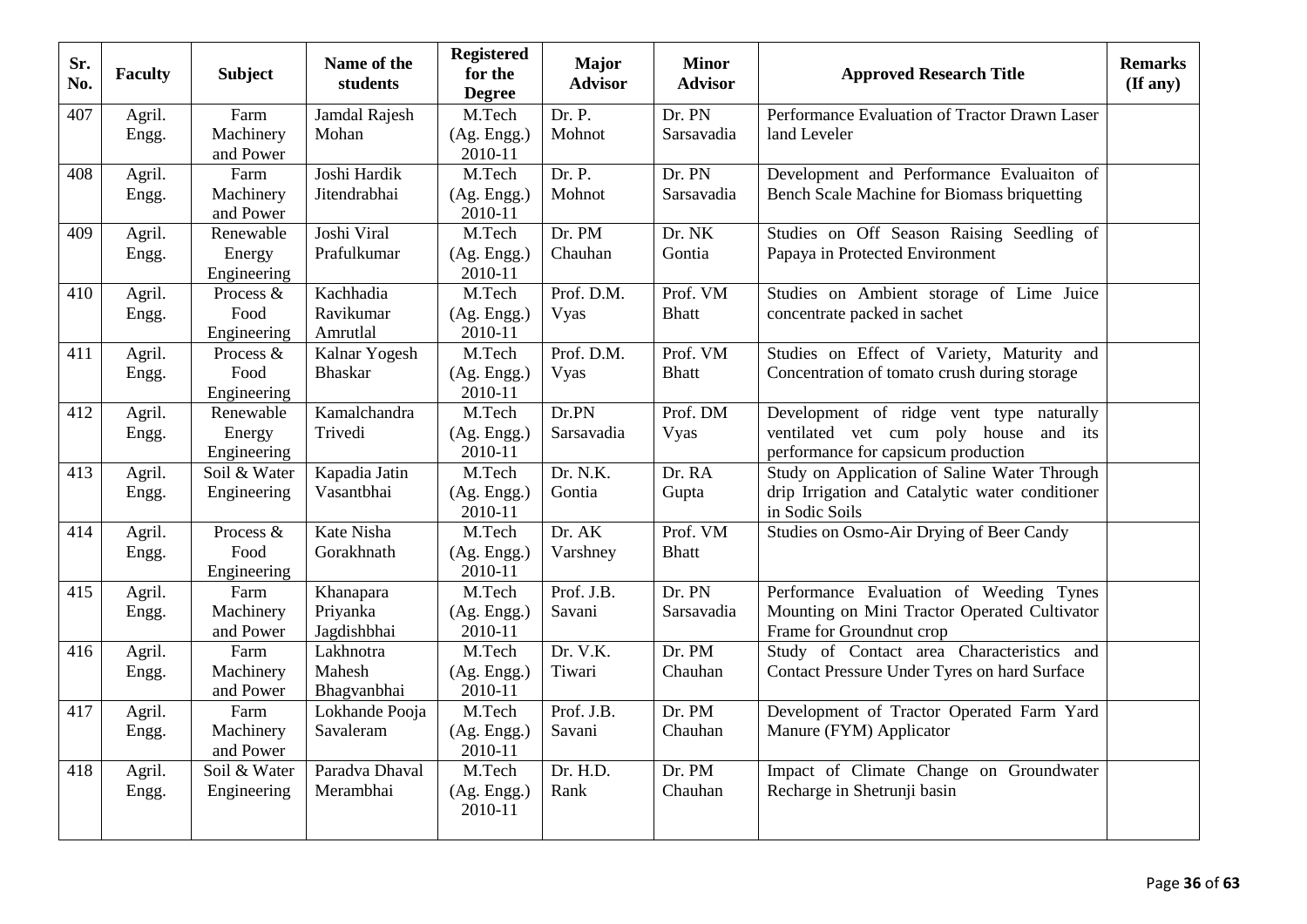| Sr. No. | Faculty | Subject | Name of the students | Registered for the Degree | Major Advisor | Minor Advisor | Approved Research Title | Remarks (If any) |
|---|---|---|---|---|---|---|---|---|
| 407 | Agril. Engg. | Farm Machinery and Power | Jamdal Rajesh Mohan | M.Tech (Ag. Engg.) 2010-11 | Dr. P. Mohnot | Dr. PN Sarsavadia | Performance Evaluation of Tractor Drawn Laser land Leveler | |
| 408 | Agril. Engg. | Farm Machinery and Power | Joshi Hardik Jitendrabhai | M.Tech (Ag. Engg.) 2010-11 | Dr. P. Mohnot | Dr. PN Sarsavadia | Development and Performance Evaluaiton of Bench Scale Machine for Biomass briquetting | |
| 409 | Agril. Engg. | Renewable Energy Engineering | Joshi Viral Prafulkumar | M.Tech (Ag. Engg.) 2010-11 | Dr. PM Chauhan | Dr. NK Gontia | Studies on Off Season Raising Seedling of Papaya in Protected Environment | |
| 410 | Agril. Engg. | Process & Food Engineering | Kachhadia Ravikumar Amrutlal | M.Tech (Ag. Engg.) 2010-11 | Prof. D.M. Vyas | Prof. VM Bhatt | Studies on Ambient storage of Lime Juice concentrate packed in sachet | |
| 411 | Agril. Engg. | Process & Food Engineering | Kalnar Yogesh Bhaskar | M.Tech (Ag. Engg.) 2010-11 | Prof. D.M. Vyas | Prof. VM Bhatt | Studies on Effect of Variety, Maturity and Concentration of tomato crush during storage | |
| 412 | Agril. Engg. | Renewable Energy Engineering | Kamalchandra Trivedi | M.Tech (Ag. Engg.) 2010-11 | Dr.PN Sarsavadia | Prof. DM Vyas | Development of ridge vent type naturally ventilated vet cum poly house and its performance for capsicum production | |
| 413 | Agril. Engg. | Soil & Water Engineering | Kapadia Jatin Vasantbhai | M.Tech (Ag. Engg.) 2010-11 | Dr. N.K. Gontia | Dr. RA Gupta | Study on Application of Saline Water Through drip Irrigation and Catalytic water conditioner in Sodic Soils | |
| 414 | Agril. Engg. | Process & Food Engineering | Kate Nisha Gorakhnath | M.Tech (Ag. Engg.) 2010-11 | Dr. AK Varshney | Prof. VM Bhatt | Studies on Osmo-Air Drying of Beer Candy | |
| 415 | Agril. Engg. | Farm Machinery and Power | Khanapara Priyanka Jagdishbhai | M.Tech (Ag. Engg.) 2010-11 | Prof. J.B. Savani | Dr. PN Sarsavadia | Performance Evaluation of Weeding Tynes Mounting on Mini Tractor Operated Cultivator Frame for Groundnut crop | |
| 416 | Agril. Engg. | Farm Machinery and Power | Lakhnotra Mahesh Bhagvanbhai | M.Tech (Ag. Engg.) 2010-11 | Dr. V.K. Tiwari | Dr. PM Chauhan | Study of Contact area Characteristics and Contact Pressure Under Tyres on hard Surface | |
| 417 | Agril. Engg. | Farm Machinery and Power | Lokhande Pooja Savaleram | M.Tech (Ag. Engg.) 2010-11 | Prof. J.B. Savani | Dr. PM Chauhan | Development of Tractor Operated Farm Yard Manure (FYM) Applicator | |
| 418 | Agril. Engg. | Soil & Water Engineering | Paradva Dhaval Merambhai | M.Tech (Ag. Engg.) 2010-11 | Dr. H.D. Rank | Dr. PM Chauhan | Impact of Climate Change on Groundwater Recharge in Shetrunji basin | |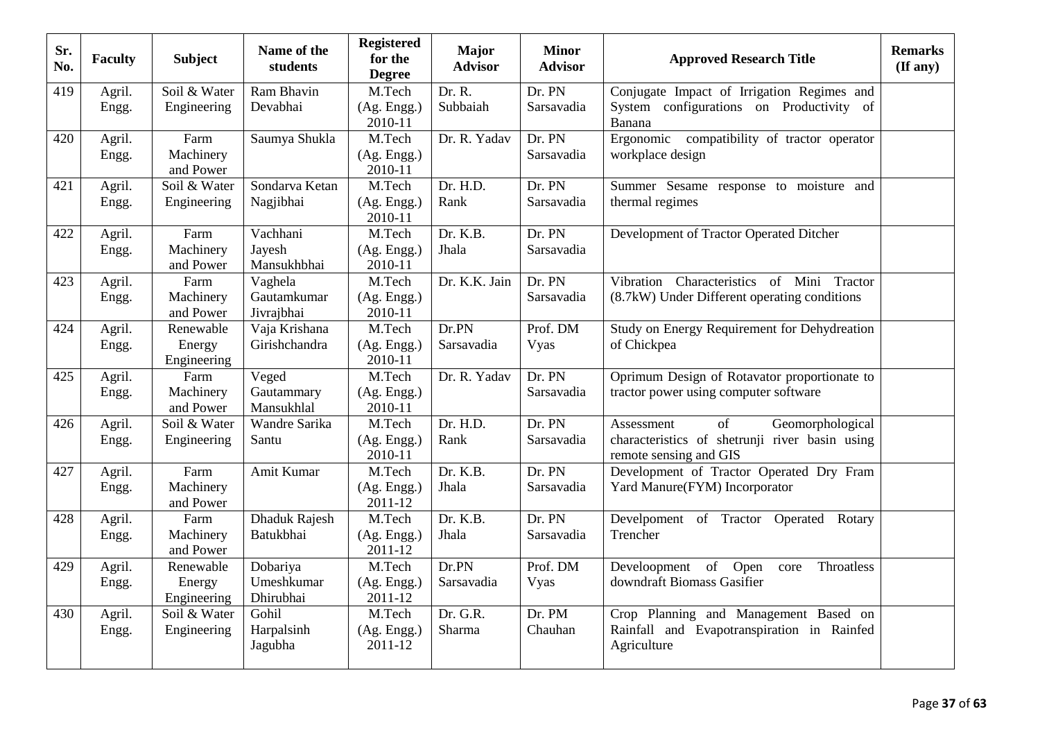| Sr. No. | Faculty | Subject | Name of the students | Registered for the Degree | Major Advisor | Minor Advisor | Approved Research Title | Remarks (If any) |
|---|---|---|---|---|---|---|---|---|
| 419 | Agril. Engg. | Soil & Water Engineering | Ram Bhavin Devabhai | M.Tech (Ag. Engg.) 2010-11 | Dr. R. Subbaiah | Dr. PN Sarsavadia | Conjugate Impact of Irrigation Regimes and System configurations on Productivity of Banana | |
| 420 | Agril. Engg. | Farm Machinery and Power | Saumya Shukla | M.Tech (Ag. Engg.) 2010-11 | Dr. R. Yadav | Dr. PN Sarsavadia | Ergonomic compatibility of tractor operator workplace design | |
| 421 | Agril. Engg. | Soil & Water Engineering | Sondarva Ketan Nagjibhai | M.Tech (Ag. Engg.) 2010-11 | Dr. H.D. Rank | Dr. PN Sarsavadia | Summer Sesame response to moisture and thermal regimes | |
| 422 | Agril. Engg. | Farm Machinery and Power | Vachhani Jayesh Mansukhbhai | M.Tech (Ag. Engg.) 2010-11 | Dr. K.B. Jhala | Dr. PN Sarsavadia | Development of Tractor Operated Ditcher | |
| 423 | Agril. Engg. | Farm Machinery and Power | Vaghela Gautamkumar Jivrajbhai | M.Tech (Ag. Engg.) 2010-11 | Dr. K.K. Jain | Dr. PN Sarsavadia | Vibration Characteristics of Mini Tractor (8.7kW) Under Different operating conditions | |
| 424 | Agril. Engg. | Renewable Energy Engineering | Vaja Krishana Girishchandra | M.Tech (Ag. Engg.) 2010-11 | Dr.PN Sarsavadia | Prof. DM Vyas | Study on Energy Requirement for Dehydreation of Chickpea | |
| 425 | Agril. Engg. | Farm Machinery and Power | Veged Gautammary Mansukhlal | M.Tech (Ag. Engg.) 2010-11 | Dr. R. Yadav | Dr. PN Sarsavadia | Oprimum Design of Rotavator proportionate to tractor power using computer software | |
| 426 | Agril. Engg. | Soil & Water Engineering | Wandre Sarika Santu | M.Tech (Ag. Engg.) 2010-11 | Dr. H.D. Rank | Dr. PN Sarsavadia | Assessment of Geomorphological characteristics of shetrunji river basin using remote sensing and GIS | |
| 427 | Agril. Engg. | Farm Machinery and Power | Amit Kumar | M.Tech (Ag. Engg.) 2011-12 | Dr. K.B. Jhala | Dr. PN Sarsavadia | Development of Tractor Operated Dry Fram Yard Manure(FYM) Incorporator | |
| 428 | Agril. Engg. | Farm Machinery and Power | Dhaduk Rajesh Batukbhai | M.Tech (Ag. Engg.) 2011-12 | Dr. K.B. Jhala | Dr. PN Sarsavadia | Develpoment of Tractor Operated Rotary Trencher | |
| 429 | Agril. Engg. | Renewable Energy Engineering | Dobariya Umeshkumar Dhirubhai | M.Tech (Ag. Engg.) 2011-12 | Dr.PN Sarsavadia | Prof. DM Vyas | Develoopment of Open core Throatless downdraft Biomass Gasifier | |
| 430 | Agril. Engg. | Soil & Water Engineering | Gohil Harpalsinh Jagubha | M.Tech (Ag. Engg.) 2011-12 | Dr. G.R. Sharma | Dr. PM Chauhan | Crop Planning and Management Based on Rainfall and Evapotranspiration in Rainfed Agriculture | |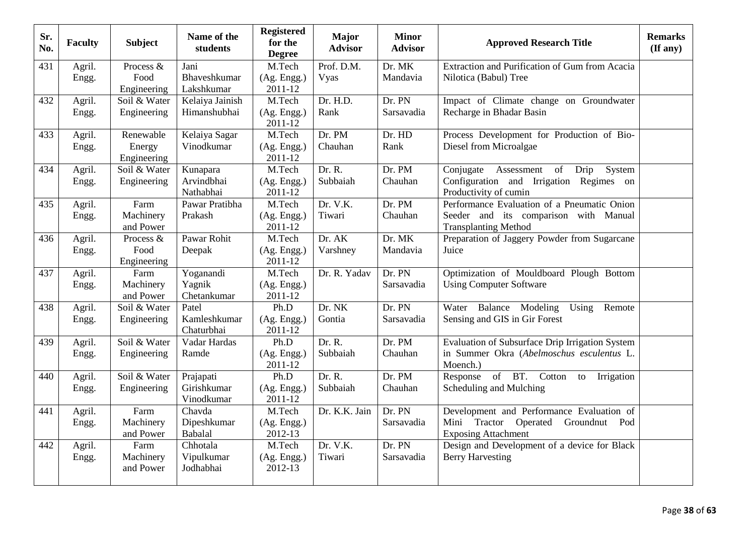| Sr. No. | Faculty | Subject | Name of the students | Registered for the Degree | Major Advisor | Minor Advisor | Approved Research Title | Remarks (If any) |
|---|---|---|---|---|---|---|---|---|
| 431 | Agril. Engg. | Process & Food Engineering | Jani Bhaveshkumar Lakshkumar | M.Tech (Ag. Engg.) 2011-12 | Prof. D.M. Vyas | Dr. MK Mandavia | Extraction and Purification of Gum from Acacia Nilotica (Babul) Tree | |
| 432 | Agril. Engg. | Soil & Water Engineering | Kelaiya Jainish Himanshubhai | M.Tech (Ag. Engg.) 2011-12 | Dr. H.D. Rank | Dr. PN Sarsavadia | Impact of Climate change on Groundwater Recharge in Bhadar Basin | |
| 433 | Agril. Engg. | Renewable Energy Engineering | Kelaiya Sagar Vinodkumar | M.Tech (Ag. Engg.) 2011-12 | Dr. PM Chauhan | Dr. HD Rank | Process Development for Production of Bio-Diesel from Microalgae | |
| 434 | Agril. Engg. | Soil & Water Engineering | Kunapara Arvindbhai Nathabhai | M.Tech (Ag. Engg.) 2011-12 | Dr. R. Subbaiah | Dr. PM Chauhan | Conjugate Assessment of Drip System Configuration and Irrigation Regimes on Productivity of cumin | |
| 435 | Agril. Engg. | Farm Machinery and Power | Pawar Pratibha Prakash | M.Tech (Ag. Engg.) 2011-12 | Dr. V.K. Tiwari | Dr. PM Chauhan | Performance Evaluation of a Pneumatic Onion Seeder and its comparison with Manual Transplanting Method | |
| 436 | Agril. Engg. | Process & Food Engineering | Pawar Rohit Deepak | M.Tech (Ag. Engg.) 2011-12 | Dr. AK Varshney | Dr. MK Mandavia | Preparation of Jaggery Powder from Sugarcane Juice | |
| 437 | Agril. Engg. | Farm Machinery and Power | Yoganandi Yagnik Chetankumar | M.Tech (Ag. Engg.) 2011-12 | Dr. R. Yadav | Dr. PN Sarsavadia | Optimization of Mouldboard Plough Bottom Using Computer Software | |
| 438 | Agril. Engg. | Soil & Water Engineering | Patel Kamleshkumar Chaturbhai | Ph.D (Ag. Engg.) 2011-12 | Dr. NK Gontia | Dr. PN Sarsavadia | Water Balance Modeling Using Remote Sensing and GIS in Gir Forest | |
| 439 | Agril. Engg. | Soil & Water Engineering | Vadar Hardas Ramde | Ph.D (Ag. Engg.) 2011-12 | Dr. R. Subbaiah | Dr. PM Chauhan | Evaluation of Subsurface Drip Irrigation System in Summer Okra (*Abelmoschus esculentus* L. Moench.) | |
| 440 | Agril. Engg. | Soil & Water Engineering | Prajapati Girishkumar Vinodkumar | Ph.D (Ag. Engg.) 2011-12 | Dr. R. Subbaiah | Dr. PM Chauhan | Response of BT. Cotton to Irrigation Scheduling and Mulching | |
| 441 | Agril. Engg. | Farm Machinery and Power | Chavda Dipeshkumar Babalal | M.Tech (Ag. Engg.) 2012-13 | Dr. K.K. Jain | Dr. PN Sarsavadia | Development and Performance Evaluation of Mini Tractor Operated Groundnut Pod Exposing Attachment | |
| 442 | Agril. Engg. | Farm Machinery and Power | Chhotala Vipulkumar Jodhabhai | M.Tech (Ag. Engg.) 2012-13 | Dr. V.K. Tiwari | Dr. PN Sarsavadia | Design and Development of a device for Black Berry Harvesting | |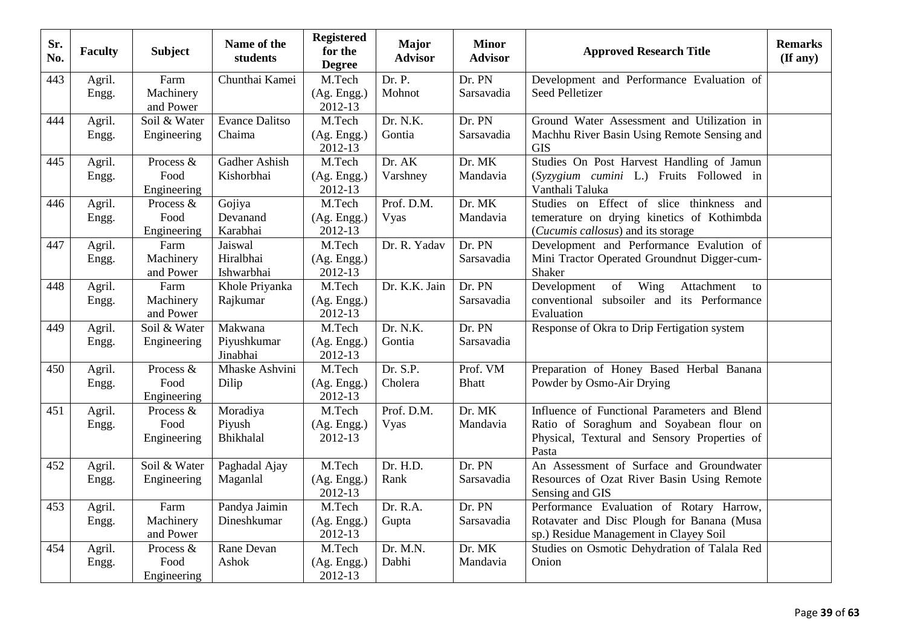| Sr. No. | Faculty | Subject | Name of the students | Registered for the Degree | Major Advisor | Minor Advisor | Approved Research Title | Remarks (If any) |
|---|---|---|---|---|---|---|---|---|
| 443 | Agril. Engg. | Farm Machinery and Power | Chunthai Kamei | M.Tech (Ag. Engg.) 2012-13 | Dr. P. Mohnot | Dr. PN Sarsavadia | Development and Performance Evaluation of Seed Pelletizer | |
| 444 | Agril. Engg. | Soil & Water Engineering | Evance Dalitso Chaima | M.Tech (Ag. Engg.) 2012-13 | Dr. N.K. Gontia | Dr. PN Sarsavadia | Ground Water Assessment and Utilization in Machhu River Basin Using Remote Sensing and GIS | |
| 445 | Agril. Engg. | Process & Food Engineering | Gadher Ashish Kishorbhai | M.Tech (Ag. Engg.) 2012-13 | Dr. AK Varshney | Dr. MK Mandavia | Studies On Post Harvest Handling of Jamun (*Syzygium cumini* L.) Fruits Followed in Vanthali Taluka | |
| 446 | Agril. Engg. | Process & Food Engineering | Gojiya Devanand Karabhai | M.Tech (Ag. Engg.) 2012-13 | Prof. D.M. Vyas | Dr. MK Mandavia | Studies on Effect of slice thinkness and temerature on drying kinetics of Kothimbda (*Cucumis callosus*) and its storage | |
| 447 | Agril. Engg. | Farm Machinery and Power | Jaiswal Hiralbhai Ishwarbhai | M.Tech (Ag. Engg.) 2012-13 | Dr. R. Yadav | Dr. PN Sarsavadia | Development and Performance Evalution of Mini Tractor Operated Groundnut Digger-cum-Shaker | |
| 448 | Agril. Engg. | Farm Machinery and Power | Khole Priyanka Rajkumar | M.Tech (Ag. Engg.) 2012-13 | Dr. K.K. Jain | Dr. PN Sarsavadia | Development of Wing Attachment to conventional subsoiler and its Performance Evaluation | |
| 449 | Agril. Engg. | Soil & Water Engineering | Makwana Piyushkumar Jinabhai | M.Tech (Ag. Engg.) 2012-13 | Dr. N.K. Gontia | Dr. PN Sarsavadia | Response of Okra to Drip Fertigation system | |
| 450 | Agril. Engg. | Process & Food Engineering | Mhaske Ashvini Dilip | M.Tech (Ag. Engg.) 2012-13 | Dr. S.P. Cholera | Prof. VM Bhatt | Preparation of Honey Based Herbal Banana Powder by Osmo-Air Drying | |
| 451 | Agril. Engg. | Process & Food Engineering | Moradiya Piyush Bhikhalal | M.Tech (Ag. Engg.) 2012-13 | Prof. D.M. Vyas | Dr. MK Mandavia | Influence of Functional Parameters and Blend Ratio of Soraghum and Soyabean flour on Physical, Textural and Sensory Properties of Pasta | |
| 452 | Agril. Engg. | Soil & Water Engineering | Paghadal Ajay Maganlal | M.Tech (Ag. Engg.) 2012-13 | Dr. H.D. Rank | Dr. PN Sarsavadia | An Assessment of Surface and Groundwater Resources of Ozat River Basin Using Remote Sensing and GIS | |
| 453 | Agril. Engg. | Farm Machinery and Power | Pandya Jaimin Dineshkumar | M.Tech (Ag. Engg.) 2012-13 | Dr. R.A. Gupta | Dr. PN Sarsavadia | Performance Evaluation of Rotary Harrow, Rotavater and Disc Plough for Banana (Musa sp.) Residue Management in Clayey Soil | |
| 454 | Agril. Engg. | Process & Food Engineering | Rane Devan Ashok | M.Tech (Ag. Engg.) 2012-13 | Dr. M.N. Dabhi | Dr. MK Mandavia | Studies on Osmotic Dehydration of Talala Red Onion | |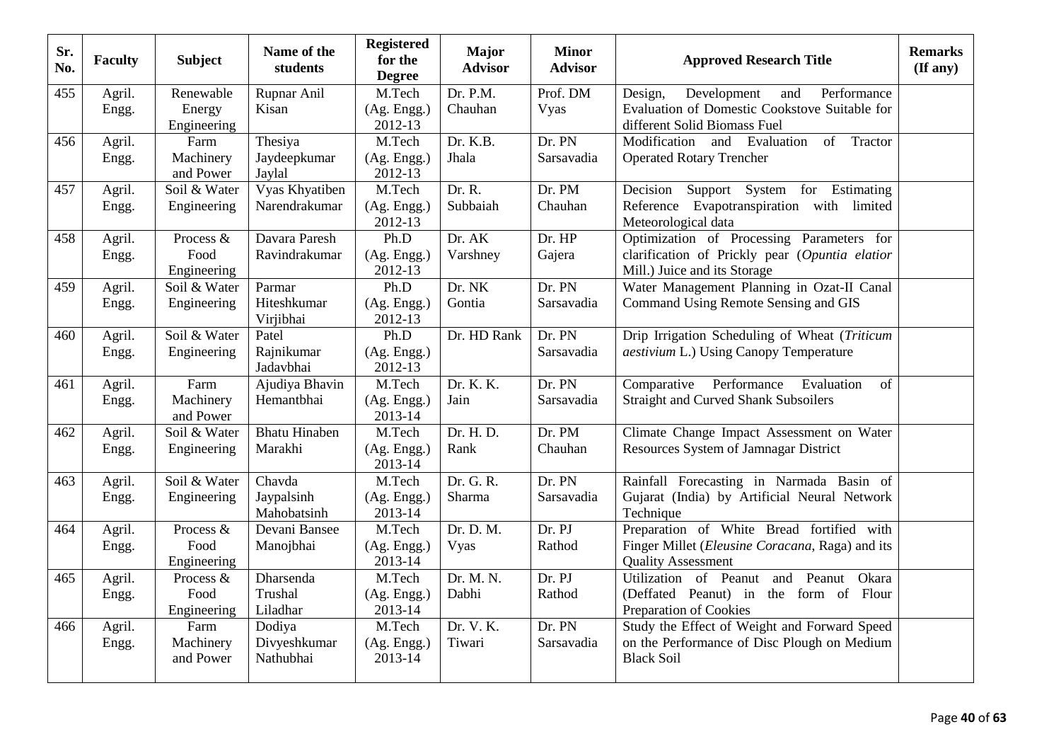| Sr. No. | Faculty | Subject | Name of the students | Registered for the Degree | Major Advisor | Minor Advisor | Approved Research Title | Remarks (If any) |
|---|---|---|---|---|---|---|---|---|
| 455 | Agril. Engg. | Renewable Energy Engineering | Rupnar Anil Kisan | M.Tech (Ag. Engg.) 2012-13 | Dr. P.M. Chauhan | Prof. DM Vyas | Design, Development and Performance Evaluation of Domestic Cookstove Suitable for different Solid Biomass Fuel | |
| 456 | Agril. Engg. | Farm Machinery and Power | Thesiya Jaydeepkumar Jaylal | M.Tech (Ag. Engg.) 2012-13 | Dr. K.B. Jhala | Dr. PN Sarsavadia | Modification and Evaluation of Tractor Operated Rotary Trencher | |
| 457 | Agril. Engg. | Soil & Water Engineering | Vyas Khyatiben Narendrakumar | M.Tech (Ag. Engg.) 2012-13 | Dr. R. Subbaiah | Dr. PM Chauhan | Decision Support System for Estimating Reference Evapotranspiration with limited Meteorological data | |
| 458 | Agril. Engg. | Process & Food Engineering | Davara Paresh Ravindrakumar | Ph.D (Ag. Engg.) 2012-13 | Dr. AK Varshney | Dr. HP Gajera | Optimization of Processing Parameters for clarification of Prickly pear (*Opuntia elatior* Mill.) Juice and its Storage | |
| 459 | Agril. Engg. | Soil & Water Engineering | Parmar Hiteshkumar Virjibhai | Ph.D (Ag. Engg.) 2012-13 | Dr. NK Gontia | Dr. PN Sarsavadia | Water Management Planning in Ozat-II Canal Command Using Remote Sensing and GIS | |
| 460 | Agril. Engg. | Soil & Water Engineering | Patel Rajnikumar Jadavbhai | Ph.D (Ag. Engg.) 2012-13 | Dr. HD Rank | Dr. PN Sarsavadia | Drip Irrigation Scheduling of Wheat (*Triticum aestivium* L.) Using Canopy Temperature | |
| 461 | Agril. Engg. | Farm Machinery and Power | Ajudiya Bhavin Hemantbhai | M.Tech (Ag. Engg.) 2013-14 | Dr. K. K. Jain | Dr. PN Sarsavadia | Comparative Performance Evaluation of Straight and Curved Shank Subsoilers | |
| 462 | Agril. Engg. | Soil & Water Engineering | Bhatu Hinaben Marakhi | M.Tech (Ag. Engg.) 2013-14 | Dr. H. D. Rank | Dr. PM Chauhan | Climate Change Impact Assessment on Water Resources System of Jamnagar District | |
| 463 | Agril. Engg. | Soil & Water Engineering | Chavda Jaypalsinh Mahobatsinh | M.Tech (Ag. Engg.) 2013-14 | Dr. G. R. Sharma | Dr. PN Sarsavadia | Rainfall Forecasting in Narmada Basin of Gujarat (India) by Artificial Neural Network Technique | |
| 464 | Agril. Engg. | Process & Food Engineering | Devani Bansee Manojbhai | M.Tech (Ag. Engg.) 2013-14 | Dr. D. M. Vyas | Dr. PJ Rathod | Preparation of White Bread fortified with Finger Millet (*Eleusine Coracana*, Raga) and its Quality Assessment | |
| 465 | Agril. Engg. | Process & Food Engineering | Dharsenda Trushal Liladhar | M.Tech (Ag. Engg.) 2013-14 | Dr. M. N. Dabhi | Dr. PJ Rathod | Utilization of Peanut and Peanut Okara (Deffated Peanut) in the form of Flour Preparation of Cookies | |
| 466 | Agril. Engg. | Farm Machinery and Power | Dodiya Divyeshkumar Nathubhai | M.Tech (Ag. Engg.) 2013-14 | Dr. V. K. Tiwari | Dr. PN Sarsavadia | Study the Effect of Weight and Forward Speed on the Performance of Disc Plough on Medium Black Soil | |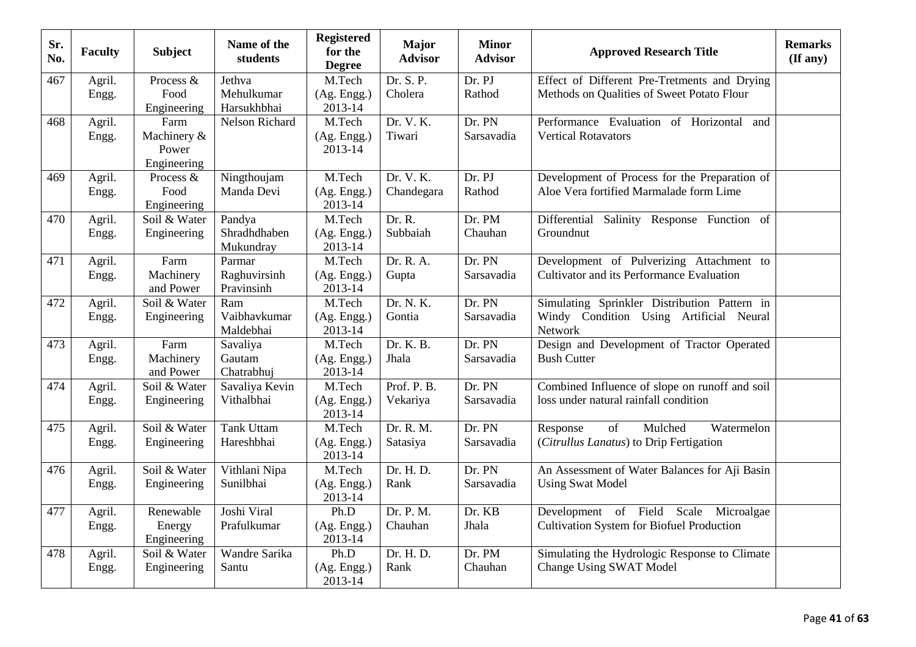| Sr. No. | Faculty | Subject | Name of the students | Registered for the Degree | Major Advisor | Minor Advisor | Approved Research Title | Remarks (If any) |
|---|---|---|---|---|---|---|---|---|
| 467 | Agril. Engg. | Process & Food Engineering | Jethva Mehulkumar Harsukhbhai | M.Tech (Ag. Engg.) 2013-14 | Dr. S. P. Cholera | Dr. PJ Rathod | Effect of Different Pre-Tretments and Drying Methods on Qualities of Sweet Potato Flour | |
| 468 | Agril. Engg. | Farm Machinery & Power Engineering | Nelson Richard | M.Tech (Ag. Engg.) 2013-14 | Dr. V. K. Tiwari | Dr. PN Sarsavadia | Performance Evaluation of Horizontal and Vertical Rotavators | |
| 469 | Agril. Engg. | Process & Food Engineering | Ningthoujam Manda Devi | M.Tech (Ag. Engg.) 2013-14 | Dr. V. K. Chandegara | Dr. PJ Rathod | Development of Process for the Preparation of Aloe Vera fortified Marmalade form Lime | |
| 470 | Agril. Engg. | Soil & Water Engineering | Pandya Shradhdhaben Mukundray | M.Tech (Ag. Engg.) 2013-14 | Dr. R. Subbaiah | Dr. PM Chauhan | Differential Salinity Response Function of Groundnut | |
| 471 | Agril. Engg. | Farm Machinery and Power | Parmar Raghuvirsinh Pravinsinh | M.Tech (Ag. Engg.) 2013-14 | Dr. R. A. Gupta | Dr. PN Sarsavadia | Development of Pulverizing Attachment to Cultivator and its Performance Evaluation | |
| 472 | Agril. Engg. | Soil & Water Engineering | Ram Vaibhavkumar Maldebhai | M.Tech (Ag. Engg.) 2013-14 | Dr. N. K. Gontia | Dr. PN Sarsavadia | Simulating Sprinkler Distribution Pattern in Windy Condition Using Artificial Neural Network | |
| 473 | Agril. Engg. | Farm Machinery and Power | Savaliya Gautam Chatrabhuj | M.Tech (Ag. Engg.) 2013-14 | Dr. K. B. Jhala | Dr. PN Sarsavadia | Design and Development of Tractor Operated Bush Cutter | |
| 474 | Agril. Engg. | Soil & Water Engineering | Savaliya Kevin Vithalbhai | M.Tech (Ag. Engg.) 2013-14 | Prof. P. B. Vekariya | Dr. PN Sarsavadia | Combined Influence of slope on runoff and soil loss under natural rainfall condition | |
| 475 | Agril. Engg. | Soil & Water Engineering | Tank Uttam Hareshbhai | M.Tech (Ag. Engg.) 2013-14 | Dr. R. M. Satasiya | Dr. PN Sarsavadia | Response of Mulched Watermelon (*Citrullus Lanatus*) to Drip Fertigation | |
| 476 | Agril. Engg. | Soil & Water Engineering | Vithlani Nipa Sunilbhai | M.Tech (Ag. Engg.) 2013-14 | Dr. H. D. Rank | Dr. PN Sarsavadia | An Assessment of Water Balances for Aji Basin Using Swat Model | |
| 477 | Agril. Engg. | Renewable Energy Engineering | Joshi Viral Prafulkumar | Ph.D (Ag. Engg.) 2013-14 | Dr. P. M. Chauhan | Dr. KB Jhala | Development of Field Scale Microalgae Cultivation System for Biofuel Production | |
| 478 | Agril. Engg. | Soil & Water Engineering | Wandre Sarika Santu | Ph.D (Ag. Engg.) 2013-14 | Dr. H. D. Rank | Dr. PM Chauhan | Simulating the Hydrologic Response to Climate Change Using SWAT Model | |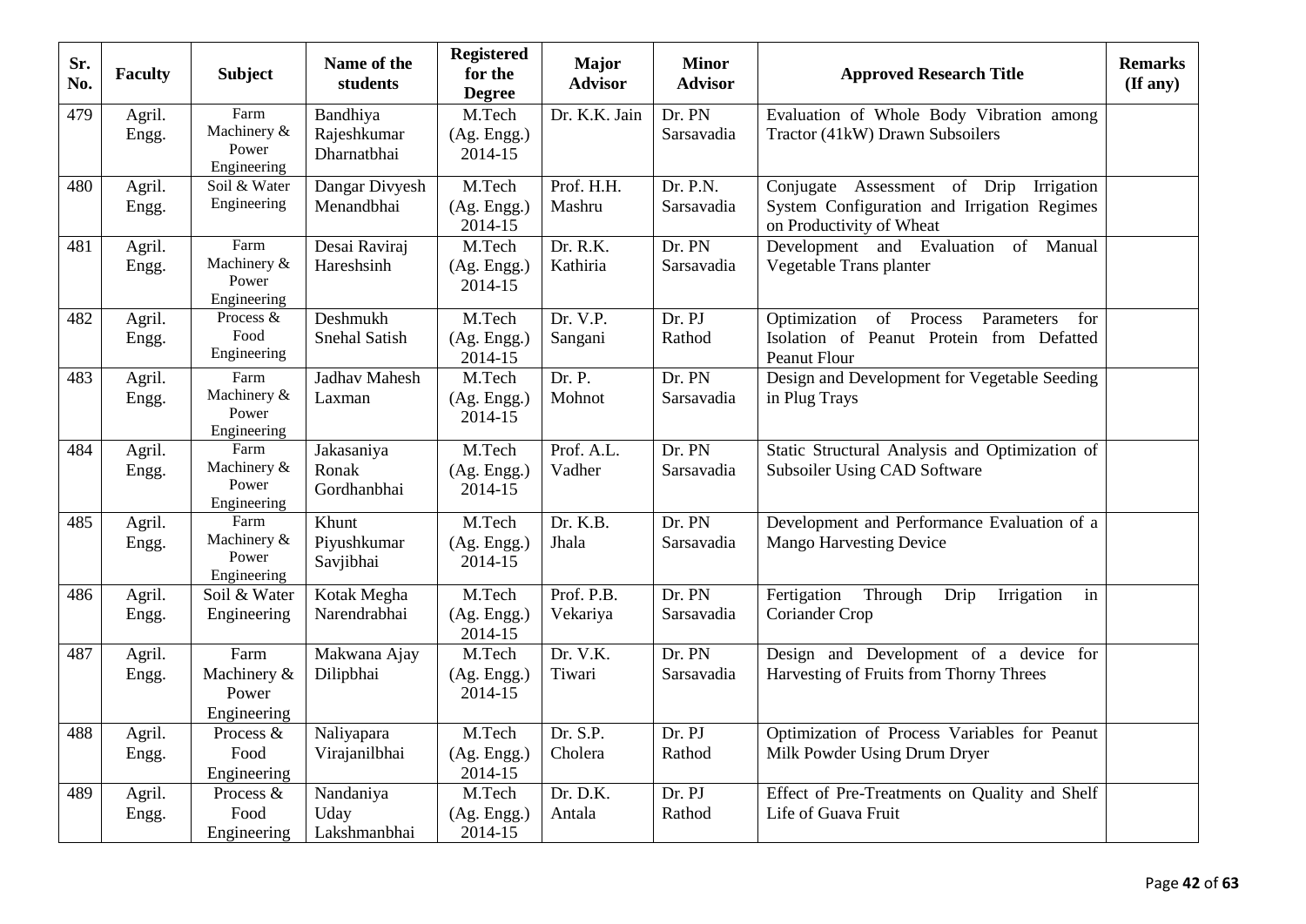| Sr. No. | Faculty | Subject | Name of the students | Registered for the Degree | Major Advisor | Minor Advisor | Approved Research Title | Remarks (If any) |
|---|---|---|---|---|---|---|---|---|
| 479 | Agril. Engg. | Farm Machinery & Power Engineering | Bandhiya Rajeshkumar Dharnatbhai | M.Tech (Ag. Engg.) 2014-15 | Dr. K.K. Jain | Dr. PN Sarsavadia | Evaluation of Whole Body Vibration among Tractor (41kW) Drawn Subsoilers | |
| 480 | Agril. Engg. | Soil & Water Engineering | Dangar Divyesh Menandbhai | M.Tech (Ag. Engg.) 2014-15 | Prof. H.H. Mashru | Dr. P.N. Sarsavadia | Conjugate Assessment of Drip Irrigation System Configuration and Irrigation Regimes on Productivity of Wheat | |
| 481 | Agril. Engg. | Farm Machinery & Power Engineering | Desai Raviraj Hareshsinh | M.Tech (Ag. Engg.) 2014-15 | Dr. R.K. Kathiria | Dr. PN Sarsavadia | Development and Evaluation of Manual Vegetable Trans planter | |
| 482 | Agril. Engg. | Process & Food Engineering | Deshmukh Snehal Satish | M.Tech (Ag. Engg.) 2014-15 | Dr. V.P. Sangani | Dr. PJ Rathod | Optimization of Process Parameters for Isolation of Peanut Protein from Defatted Peanut Flour | |
| 483 | Agril. Engg. | Farm Machinery & Power Engineering | Jadhav Mahesh Laxman | M.Tech (Ag. Engg.) 2014-15 | Dr. P. Mohnot | Dr. PN Sarsavadia | Design and Development for Vegetable Seeding in Plug Trays | |
| 484 | Agril. Engg. | Farm Machinery & Power Engineering | Jakasaniya Ronak Gordhanbhai | M.Tech (Ag. Engg.) 2014-15 | Prof. A.L. Vadher | Dr. PN Sarsavadia | Static Structural Analysis and Optimization of Subsoiler Using CAD Software | |
| 485 | Agril. Engg. | Farm Machinery & Power Engineering | Khunt Piyushkumar Savjibhai | M.Tech (Ag. Engg.) 2014-15 | Dr. K.B. Jhala | Dr. PN Sarsavadia | Development and Performance Evaluation of a Mango Harvesting Device | |
| 486 | Agril. Engg. | Soil & Water Engineering | Kotak Megha Narendrabhai | M.Tech (Ag. Engg.) 2014-15 | Prof. P.B. Vekariya | Dr. PN Sarsavadia | Fertigation Through Drip Irrigation in Coriander Crop | |
| 487 | Agril. Engg. | Farm Machinery & Power Engineering | Makwana Ajay Dilipbhai | M.Tech (Ag. Engg.) 2014-15 | Dr. V.K. Tiwari | Dr. PN Sarsavadia | Design and Development of a device for Harvesting of Fruits from Thorny Threes | |
| 488 | Agril. Engg. | Process & Food Engineering | Naliyapara Virajanilbhai | M.Tech (Ag. Engg.) 2014-15 | Dr. S.P. Cholera | Dr. PJ Rathod | Optimization of Process Variables for Peanut Milk Powder Using Drum Dryer | |
| 489 | Agril. Engg. | Process & Food Engineering | Nandaniya Uday Lakshmanbhai | M.Tech (Ag. Engg.) 2014-15 | Dr. D.K. Antala | Dr. PJ Rathod | Effect of Pre-Treatments on Quality and Shelf Life of Guava Fruit | |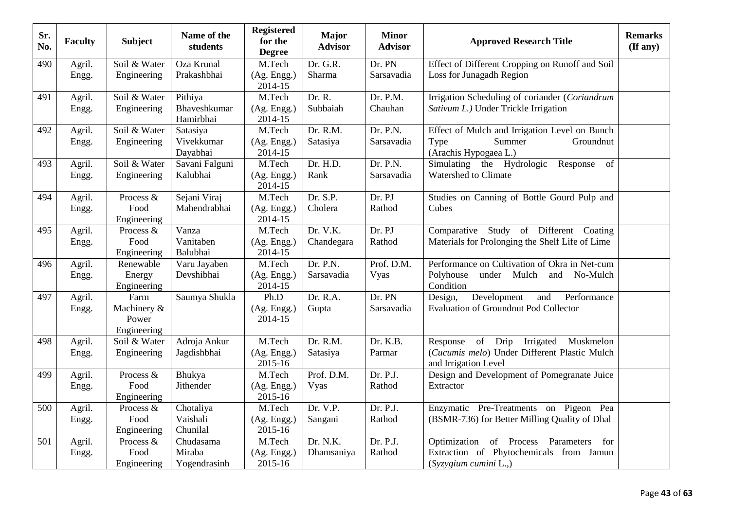| Sr. No. | Faculty | Subject | Name of the students | Registered for the Degree | Major Advisor | Minor Advisor | Approved Research Title | Remarks (If any) |
|---|---|---|---|---|---|---|---|---|
| 490 | Agril. Engg. | Soil & Water Engineering | Oza Krunal Prakashbhai | M.Tech (Ag. Engg.) 2014-15 | Dr. G.R. Sharma | Dr. PN Sarsavadia | Effect of Different Cropping on Runoff and Soil Loss for Junagadh Region | |
| 491 | Agril. Engg. | Soil & Water Engineering | Pithiya Bhaveshkumar Hamirbhai | M.Tech (Ag. Engg.) 2014-15 | Dr. R. Subbaiah | Dr. P.M. Chauhan | Irrigation Scheduling of coriander (*Coriandrum Sativum L.)* Under Trickle Irrigation | |
| 492 | Agril. Engg. | Soil & Water Engineering | Satasiya Vivekkumar Dayabhai | M.Tech (Ag. Engg.) 2014-15 | Dr. R.M. Satasiya | Dr. P.N. Sarsavadia | Effect of Mulch and Irrigation Level on Bunch Type Summer Groundnut (Arachis Hypogaea L.) | |
| 493 | Agril. Engg. | Soil & Water Engineering | Savani Falguni Kalubhai | M.Tech (Ag. Engg.) 2014-15 | Dr. H.D. Rank | Dr. P.N. Sarsavadia | Simulating the Hydrologic Response of Watershed to Climate | |
| 494 | Agril. Engg. | Process & Food Engineering | Sejani Viraj Mahendrabhai | M.Tech (Ag. Engg.) 2014-15 | Dr. S.P. Cholera | Dr. PJ Rathod | Studies on Canning of Bottle Gourd Pulp and Cubes | |
| 495 | Agril. Engg. | Process & Food Engineering | Vanza Vanitaben Balubhai | M.Tech (Ag. Engg.) 2014-15 | Dr. V.K. Chandegara | Dr. PJ Rathod | Comparative Study of Different Coating Materials for Prolonging the Shelf Life of Lime | |
| 496 | Agril. Engg. | Renewable Energy Engineering | Varu Jayaben Devshibhai | M.Tech (Ag. Engg.) 2014-15 | Dr. P.N. Sarsavadia | Prof. D.M. Vyas | Performance on Cultivation of Okra in Net-cum Polyhouse under Mulch and No-Mulch Condition | |
| 497 | Agril. Engg. | Farm Machinery & Power Engineering | Saumya Shukla | Ph.D (Ag. Engg.) 2014-15 | Dr. R.A. Gupta | Dr. PN Sarsavadia | Design, Development and Performance Evaluation of Groundnut Pod Collector | |
| 498 | Agril. Engg. | Soil & Water Engineering | Adroja Ankur Jagdishbhai | M.Tech (Ag. Engg.) 2015-16 | Dr. R.M. Satasiya | Dr. K.B. Parmar | Response of Drip Irrigated Muskmelon (*Cucumis melo*) Under Different Plastic Mulch and Irrigation Level | |
| 499 | Agril. Engg. | Process & Food Engineering | Bhukya Jithender | M.Tech (Ag. Engg.) 2015-16 | Prof. D.M. Vyas | Dr. P.J. Rathod | Design and Development of Pomegranate Juice Extractor | |
| 500 | Agril. Engg. | Process & Food Engineering | Chotaliya Vaishali Chunilal | M.Tech (Ag. Engg.) 2015-16 | Dr. V.P. Sangani | Dr. P.J. Rathod | Enzymatic Pre-Treatments on Pigeon Pea (BSMR-736) for Better Milling Quality of Dhal | |
| 501 | Agril. Engg. | Process & Food Engineering | Chudasama Miraba Yogendrasinh | M.Tech (Ag. Engg.) 2015-16 | Dr. N.K. Dhamsaniya | Dr. P.J. Rathod | Optimization of Process Parameters for Extraction of Phytochemicals from Jamun (*Syzygium cumini* L.,) | |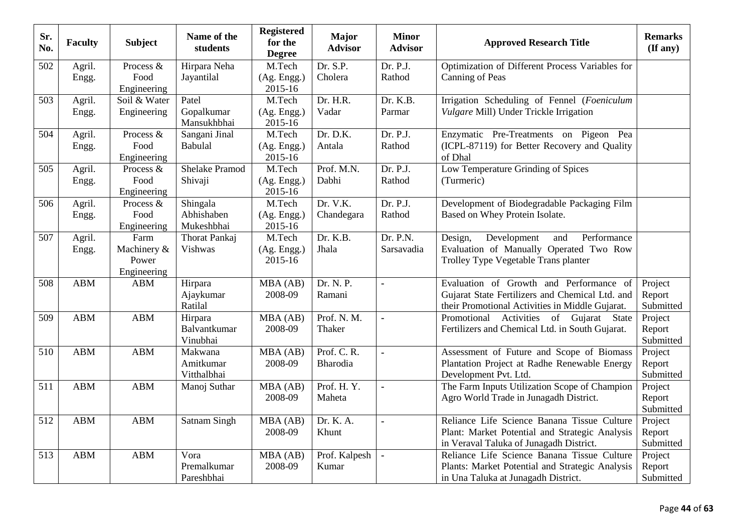| Sr. No. | Faculty | Subject | Name of the students | Registered for the Degree | Major Advisor | Minor Advisor | Approved Research Title | Remarks (If any) |
|---|---|---|---|---|---|---|---|---|
| 502 | Agril. Engg. | Process & Food Engineering | Hirpara Neha Jayantilal | M.Tech (Ag. Engg.) 2015-16 | Dr. S.P. Cholera | Dr. P.J. Rathod | Optimization of Different Process Variables for Canning of Peas | |
| 503 | Agril. Engg. | Soil & Water Engineering | Patel Gopalkumar Mansukhbhai | M.Tech (Ag. Engg.) 2015-16 | Dr. H.R. Vadar | Dr. K.B. Parmar | Irrigation Scheduling of Fennel (*Foeniculum Vulgare* Mill) Under Trickle Irrigation | |
| 504 | Agril. Engg. | Process & Food Engineering | Sangani Jinal Babulal | M.Tech (Ag. Engg.) 2015-16 | Dr. D.K. Antala | Dr. P.J. Rathod | Enzymatic Pre-Treatments on Pigeon Pea (ICPL-87119) for Better Recovery and Quality of Dhal | |
| 505 | Agril. Engg. | Process & Food Engineering | Shelake Pramod Shivaji | M.Tech (Ag. Engg.) 2015-16 | Prof. M.N. Dabhi | Dr. P.J. Rathod | Low Temperature Grinding of Spices (Turmeric) | |
| 506 | Agril. Engg. | Process & Food Engineering | Shingala Abhishaben Mukeshbhai | M.Tech (Ag. Engg.) 2015-16 | Dr. V.K. Chandegara | Dr. P.J. Rathod | Development of Biodegradable Packaging Film Based on Whey Protein Isolate. | |
| 507 | Agril. Engg. | Farm Machinery & Power Engineering | Thorat Pankaj Vishwas | M.Tech (Ag. Engg.) 2015-16 | Dr. K.B. Jhala | Dr. P.N. Sarsavadia | Design, Development and Performance Evaluation of Manually Operated Two Row Trolley Type Vegetable Trans planter | |
| 508 | ABM | ABM | Hirpara Ajaykumar Ratilal | MBA (AB) 2008-09 | Dr. N. P. Ramani | - | Evaluation of Growth and Performance of Gujarat State Fertilizers and Chemical Ltd. and their Promotional Activities in Middle Gujarat. | Project Report Submitted |
| 509 | ABM | ABM | Hirpara Balvantkumar Vinubhai | MBA (AB) 2008-09 | Prof. N. M. Thaker | - | Promotional Activities of Gujarat State Fertilizers and Chemical Ltd. in South Gujarat. | Project Report Submitted |
| 510 | ABM | ABM | Makwana Amitkumar Vitthalbhai | MBA (AB) 2008-09 | Prof. C. R. Bharodia | - | Assessment of Future and Scope of Biomass Plantation Project at Radhe Renewable Energy Development Pvt. Ltd. | Project Report Submitted |
| 511 | ABM | ABM | Manoj Suthar | MBA (AB) 2008-09 | Prof. H. Y. Maheta | - | The Farm Inputs Utilization Scope of Champion Agro World Trade in Junagadh District. | Project Report Submitted |
| 512 | ABM | ABM | Satnam Singh | MBA (AB) 2008-09 | Dr. K. A. Khunt | - | Reliance Life Science Banana Tissue Culture Plant: Market Potential and Strategic Analysis in Veraval Taluka of Junagadh District. | Project Report Submitted |
| 513 | ABM | ABM | Vora Premalkumar Pareshbhai | MBA (AB) 2008-09 | Prof. Kalpesh Kumar | - | Reliance Life Science Banana Tissue Culture Plants: Market Potential and Strategic Analysis in Una Taluka at Junagadh District. | Project Report Submitted |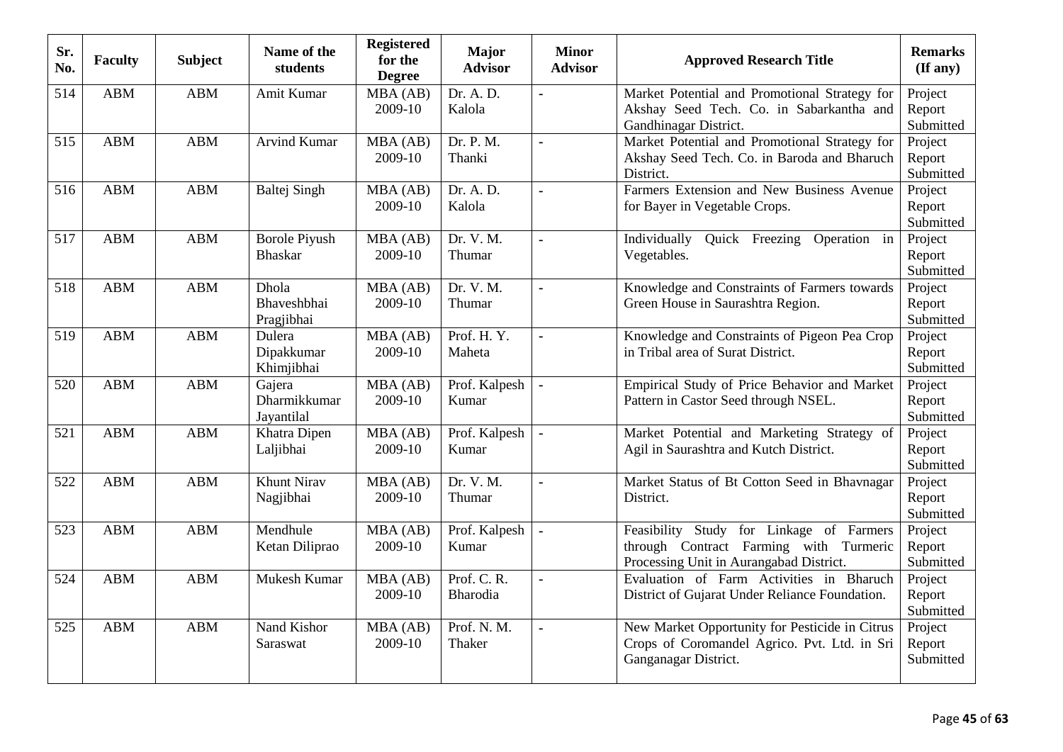| Sr. No. | Faculty | Subject | Name of the students | Registered for the Degree | Major Advisor | Minor Advisor | Approved Research Title | Remarks (If any) |
|---|---|---|---|---|---|---|---|---|
| 514 | ABM | ABM | Amit Kumar | MBA (AB) 2009-10 | Dr. A. D. Kalola | - | Market Potential and Promotional Strategy for Akshay Seed Tech. Co. in Sabarkantha and Gandhinagar District. | Project Report Submitted |
| 515 | ABM | ABM | Arvind Kumar | MBA (AB) 2009-10 | Dr. P. M. Thanki | - | Market Potential and Promotional Strategy for Akshay Seed Tech. Co. in Baroda and Bharuch District. | Project Report Submitted |
| 516 | ABM | ABM | Baltej Singh | MBA (AB) 2009-10 | Dr. A. D. Kalola | - | Farmers Extension and New Business Avenue for Bayer in Vegetable Crops. | Project Report Submitted |
| 517 | ABM | ABM | Borole Piyush Bhaskar | MBA (AB) 2009-10 | Dr. V. M. Thumar | - | Individually Quick Freezing Operation in Vegetables. | Project Report Submitted |
| 518 | ABM | ABM | Dhola Bhaveshbhai Pragjibhai | MBA (AB) 2009-10 | Dr. V. M. Thumar | - | Knowledge and Constraints of Farmers towards Green House in Saurashtra Region. | Project Report Submitted |
| 519 | ABM | ABM | Dulera Dipakkumar Khimjibhai | MBA (AB) 2009-10 | Prof. H. Y. Maheta | - | Knowledge and Constraints of Pigeon Pea Crop in Tribal area of Surat District. | Project Report Submitted |
| 520 | ABM | ABM | Gajera Dharmikkumar Jayantilal | MBA (AB) 2009-10 | Prof. Kalpesh Kumar | - | Empirical Study of Price Behavior and Market Pattern in Castor Seed through NSEL. | Project Report Submitted |
| 521 | ABM | ABM | Khatra Dipen Laljibhai | MBA (AB) 2009-10 | Prof. Kalpesh Kumar | - | Market Potential and Marketing Strategy of Agil in Saurashtra and Kutch District. | Project Report Submitted |
| 522 | ABM | ABM | Khunt Nirav Nagjibhai | MBA (AB) 2009-10 | Dr. V. M. Thumar | - | Market Status of Bt Cotton Seed in Bhavnagar District. | Project Report Submitted |
| 523 | ABM | ABM | Mendhule Ketan Diliprao | MBA (AB) 2009-10 | Prof. Kalpesh Kumar | - | Feasibility Study for Linkage of Farmers through Contract Farming with Turmeric Processing Unit in Aurangabad District. | Project Report Submitted |
| 524 | ABM | ABM | Mukesh Kumar | MBA (AB) 2009-10 | Prof. C. R. Bharodia | - | Evaluation of Farm Activities in Bharuch District of Gujarat Under Reliance Foundation. | Project Report Submitted |
| 525 | ABM | ABM | Nand Kishor Saraswat | MBA (AB) 2009-10 | Prof. N. M. Thaker | - | New Market Opportunity for Pesticide in Citrus Crops of Coromandel Agrico. Pvt. Ltd. in Sri Ganganagar District. | Project Report Submitted |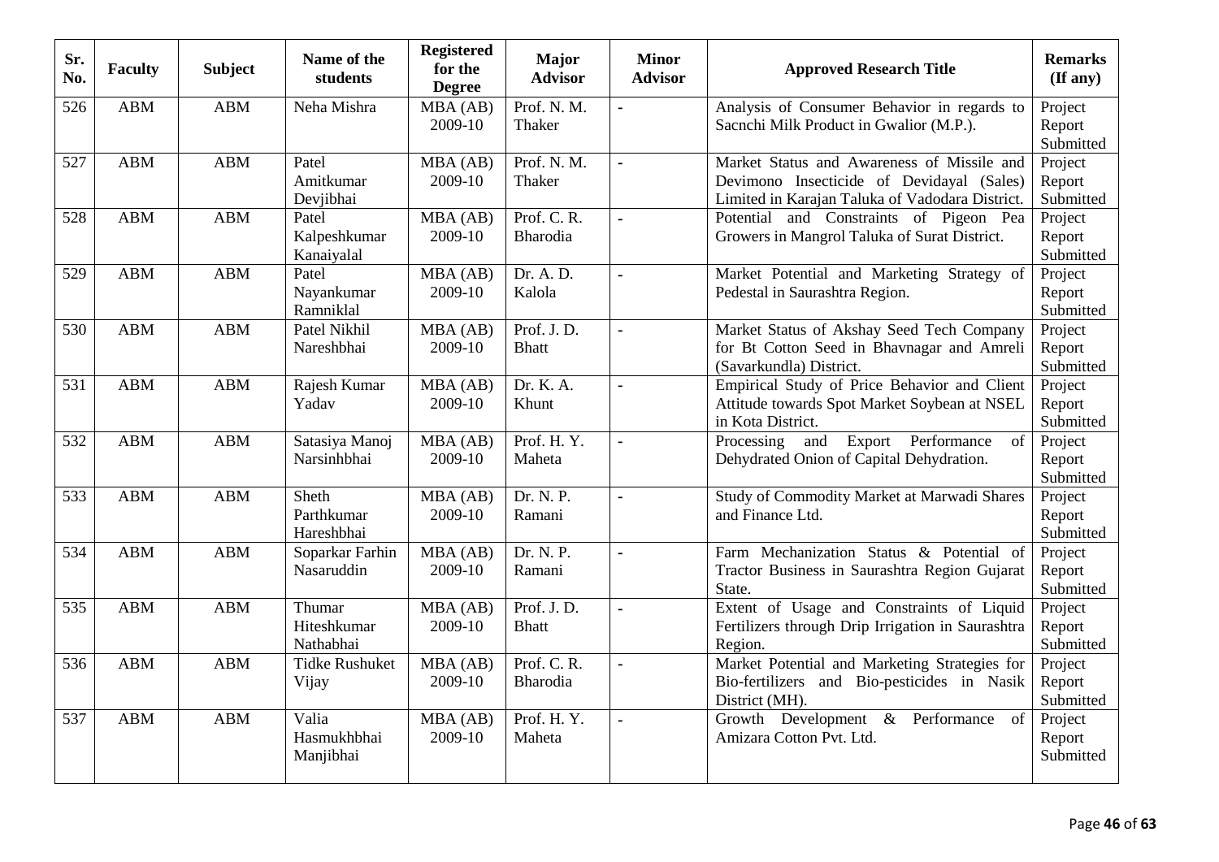| Sr. No. | Faculty | Subject | Name of the students | Registered for the Degree | Major Advisor | Minor Advisor | Approved Research Title | Remarks (If any) |
|---|---|---|---|---|---|---|---|---|
| 526 | ABM | ABM | Neha Mishra | MBA (AB) 2009-10 | Prof. N. M. Thaker | - | Analysis of Consumer Behavior in regards to Sacnchi Milk Product in Gwalior (M.P.). | Project Report Submitted |
| 527 | ABM | ABM | Patel Amitkumar Devjibhai | MBA (AB) 2009-10 | Prof. N. M. Thaker | - | Market Status and Awareness of Missile and Devimono Insecticide of Devidayal (Sales) Limited in Karajan Taluka of Vadodara District. | Project Report Submitted |
| 528 | ABM | ABM | Patel Kalpeshkumar Kanaiyalal | MBA (AB) 2009-10 | Prof. C. R. Bharodia | - | Potential and Constraints of Pigeon Pea Growers in Mangrol Taluka of Surat District. | Project Report Submitted |
| 529 | ABM | ABM | Patel Nayankumar Ramniklal | MBA (AB) 2009-10 | Dr. A. D. Kalola | - | Market Potential and Marketing Strategy of Pedestal in Saurashtra Region. | Project Report Submitted |
| 530 | ABM | ABM | Patel Nikhil Nareshbhai | MBA (AB) 2009-10 | Prof. J. D. Bhatt | - | Market Status of Akshay Seed Tech Company for Bt Cotton Seed in Bhavnagar and Amreli (Savarkundla) District. | Project Report Submitted |
| 531 | ABM | ABM | Rajesh Kumar Yadav | MBA (AB) 2009-10 | Dr. K. A. Khunt | - | Empirical Study of Price Behavior and Client Attitude towards Spot Market Soybean at NSEL in Kota District. | Project Report Submitted |
| 532 | ABM | ABM | Satasiya Manoj Narsinhbhai | MBA (AB) 2009-10 | Prof. H. Y. Maheta | - | Processing and Export Performance of Dehydrated Onion of Capital Dehydration. | Project Report Submitted |
| 533 | ABM | ABM | Sheth Parthkumar Hareshbhai | MBA (AB) 2009-10 | Dr. N. P. Ramani | - | Study of Commodity Market at Marwadi Shares and Finance Ltd. | Project Report Submitted |
| 534 | ABM | ABM | Soparkar Farhin Nasaruddin | MBA (AB) 2009-10 | Dr. N. P. Ramani | - | Farm Mechanization Status & Potential of Tractor Business in Saurashtra Region Gujarat State. | Project Report Submitted |
| 535 | ABM | ABM | Thumar Hiteshkumar Nathabhai | MBA (AB) 2009-10 | Prof. J. D. Bhatt | - | Extent of Usage and Constraints of Liquid Fertilizers through Drip Irrigation in Saurashtra Region. | Project Report Submitted |
| 536 | ABM | ABM | Tidke Rushuket Vijay | MBA (AB) 2009-10 | Prof. C. R. Bharodia | - | Market Potential and Marketing Strategies for Bio-fertilizers and Bio-pesticides in Nasik District (MH). | Project Report Submitted |
| 537 | ABM | ABM | Valia Hasmukhbhai Manjibhai | MBA (AB) 2009-10 | Prof. H. Y. Maheta | - | Growth Development & Performance of Amizara Cotton Pvt. Ltd. | Project Report Submitted |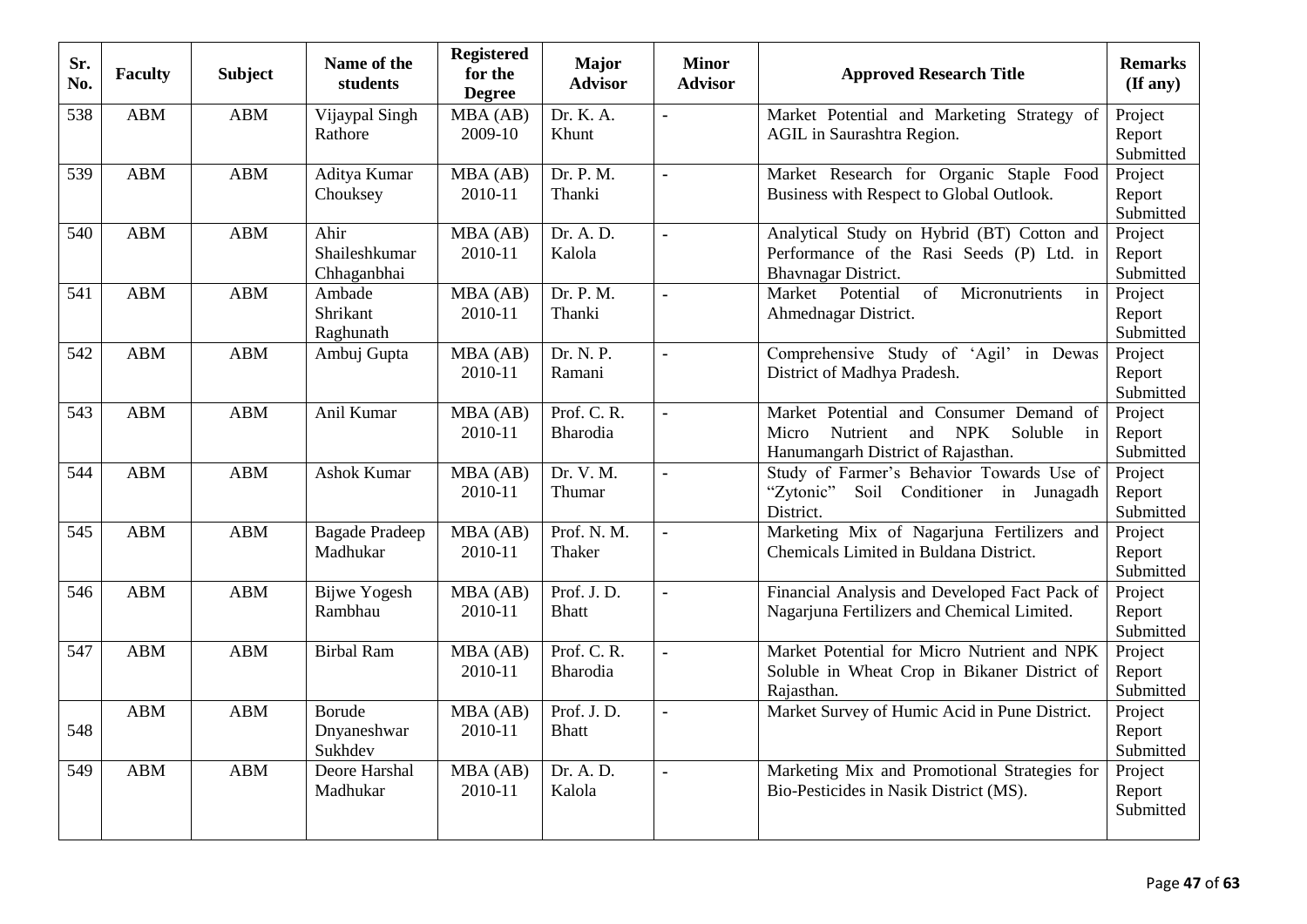| Sr. No. | Faculty | Subject | Name of the students | Registered for the Degree | Major Advisor | Minor Advisor | Approved Research Title | Remarks (If any) |
|---|---|---|---|---|---|---|---|---|
| 538 | ABM | ABM | Vijaypal Singh Rathore | MBA (AB) 2009-10 | Dr. K. A. Khunt | - | Market Potential and Marketing Strategy of AGIL in Saurashtra Region. | Project Report Submitted |
| 539 | ABM | ABM | Aditya Kumar Chouksey | MBA (AB) 2010-11 | Dr. P. M. Thanki | - | Market Research for Organic Staple Food Business with Respect to Global Outlook. | Project Report Submitted |
| 540 | ABM | ABM | Ahir Shaileshkumar Chhaganbhai | MBA (AB) 2010-11 | Dr. A. D. Kalola | - | Analytical Study on Hybrid (BT) Cotton and Performance of the Rasi Seeds (P) Ltd. in Bhavnagar District. | Project Report Submitted |
| 541 | ABM | ABM | Ambade Shrikant Raghunath | MBA (AB) 2010-11 | Dr. P. M. Thanki | - | Market Potential of Micronutrients in Ahmednagar District. | Project Report Submitted |
| 542 | ABM | ABM | Ambuj Gupta | MBA (AB) 2010-11 | Dr. N. P. Ramani | - | Comprehensive Study of 'Agil' in Dewas District of Madhya Pradesh. | Project Report Submitted |
| 543 | ABM | ABM | Anil Kumar | MBA (AB) 2010-11 | Prof. C. R. Bharodia | - | Market Potential and Consumer Demand of Micro Nutrient and NPK Soluble in Hanumangarh District of Rajasthan. | Project Report Submitted |
| 544 | ABM | ABM | Ashok Kumar | MBA (AB) 2010-11 | Dr. V. M. Thumar | - | Study of Farmer's Behavior Towards Use of "Zytonic" Soil Conditioner in Junagadh District. | Project Report Submitted |
| 545 | ABM | ABM | Bagade Pradeep Madhukar | MBA (AB) 2010-11 | Prof. N. M. Thaker | - | Marketing Mix of Nagarjuna Fertilizers and Chemicals Limited in Buldana District. | Project Report Submitted |
| 546 | ABM | ABM | Bijwe Yogesh Rambhau | MBA (AB) 2010-11 | Prof. J. D. Bhatt | - | Financial Analysis and Developed Fact Pack of Nagarjuna Fertilizers and Chemical Limited. | Project Report Submitted |
| 547 | ABM | ABM | Birbal Ram | MBA (AB) 2010-11 | Prof. C. R. Bharodia | - | Market Potential for Micro Nutrient and NPK Soluble in Wheat Crop in Bikaner District of Rajasthan. | Project Report Submitted |
| 548 | ABM | ABM | Borude Dnyaneshwar Sukhdev | MBA (AB) 2010-11 | Prof. J. D. Bhatt | - | Market Survey of Humic Acid in Pune District. | Project Report Submitted |
| 549 | ABM | ABM | Deore Harshal Madhukar | MBA (AB) 2010-11 | Dr. A. D. Kalola | - | Marketing Mix and Promotional Strategies for Bio-Pesticides in Nasik District (MS). | Project Report Submitted |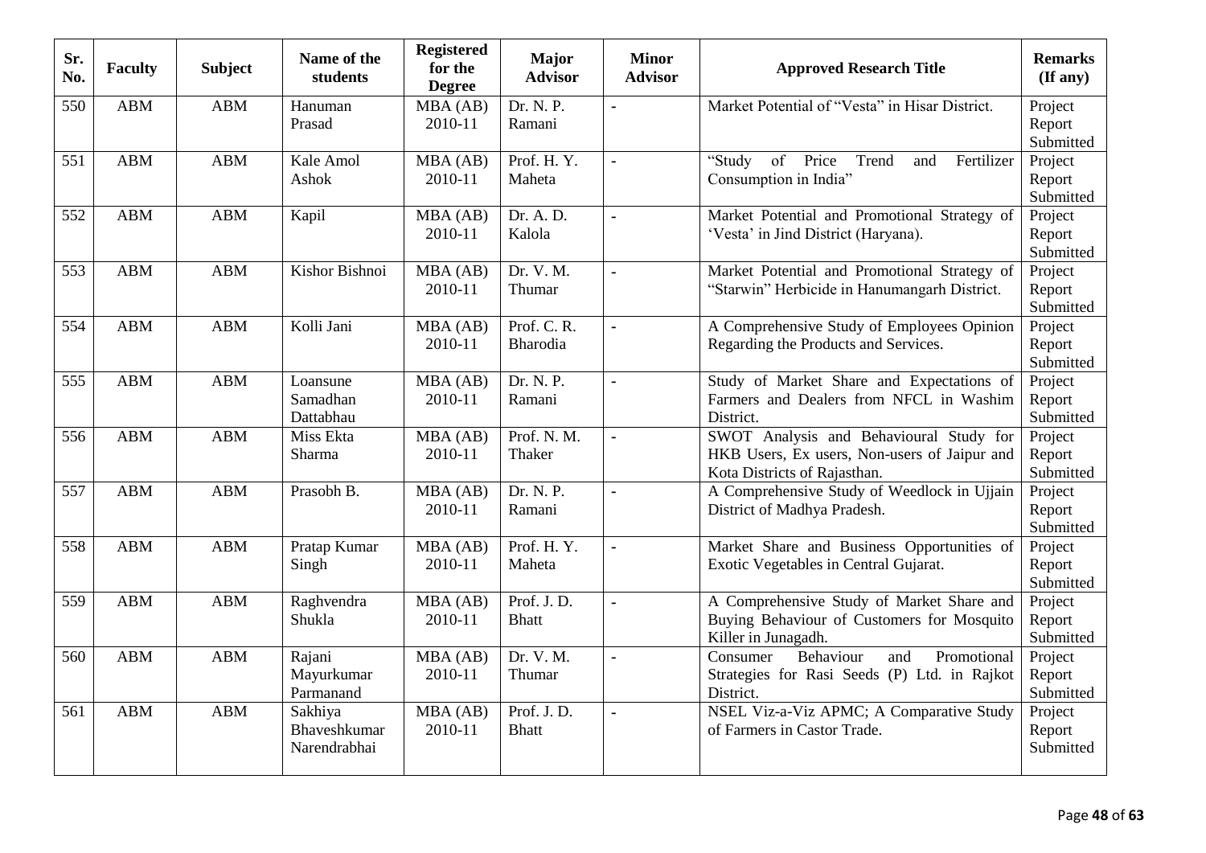| Sr. No. | Faculty | Subject | Name of the students | Registered for the Degree | Major Advisor | Minor Advisor | Approved Research Title | Remarks (If any) |
|---|---|---|---|---|---|---|---|---|
| 550 | ABM | ABM | Hanuman Prasad | MBA (AB) 2010-11 | Dr. N. P. Ramani | - | Market Potential of "Vesta" in Hisar District. | Project Report Submitted |
| 551 | ABM | ABM | Kale Amol Ashok | MBA (AB) 2010-11 | Prof. H. Y. Maheta | - | "Study of Price Trend and Fertilizer Consumption in India" | Project Report Submitted |
| 552 | ABM | ABM | Kapil | MBA (AB) 2010-11 | Dr. A. D. Kalola | - | Market Potential and Promotional Strategy of 'Vesta' in Jind District (Haryana). | Project Report Submitted |
| 553 | ABM | ABM | Kishor Bishnoi | MBA (AB) 2010-11 | Dr. V. M. Thumar | - | Market Potential and Promotional Strategy of "Starwin" Herbicide in Hanumangarh District. | Project Report Submitted |
| 554 | ABM | ABM | Kolli Jani | MBA (AB) 2010-11 | Prof. C. R. Bharodia | - | A Comprehensive Study of Employees Opinion Regarding the Products and Services. | Project Report Submitted |
| 555 | ABM | ABM | Loansune Samadhan Dattabhau | MBA (AB) 2010-11 | Dr. N. P. Ramani | - | Study of Market Share and Expectations of Farmers and Dealers from NFCL in Washim District. | Project Report Submitted |
| 556 | ABM | ABM | Miss Ekta Sharma | MBA (AB) 2010-11 | Prof. N. M. Thaker | - | SWOT Analysis and Behavioural Study for HKB Users, Ex users, Non-users of Jaipur and Kota Districts of Rajasthan. | Project Report Submitted |
| 557 | ABM | ABM | Prasobh B. | MBA (AB) 2010-11 | Dr. N. P. Ramani | - | A Comprehensive Study of Weedlock in Ujjain District of Madhya Pradesh. | Project Report Submitted |
| 558 | ABM | ABM | Pratap Kumar Singh | MBA (AB) 2010-11 | Prof. H. Y. Maheta | - | Market Share and Business Opportunities of Exotic Vegetables in Central Gujarat. | Project Report Submitted |
| 559 | ABM | ABM | Raghvendra Shukla | MBA (AB) 2010-11 | Prof. J. D. Bhatt | - | A Comprehensive Study of Market Share and Buying Behaviour of Customers for Mosquito Killer in Junagadh. | Project Report Submitted |
| 560 | ABM | ABM | Rajani Mayurkumar Parmanand | MBA (AB) 2010-11 | Dr. V. M. Thumar | - | Consumer Behaviour and Promotional Strategies for Rasi Seeds (P) Ltd. in Rajkot District. | Project Report Submitted |
| 561 | ABM | ABM | Sakhiya Bhaveshkumar Narendrabhai | MBA (AB) 2010-11 | Prof. J. D. Bhatt | - | NSEL Viz-a-Viz APMC; A Comparative Study of Farmers in Castor Trade. | Project Report Submitted |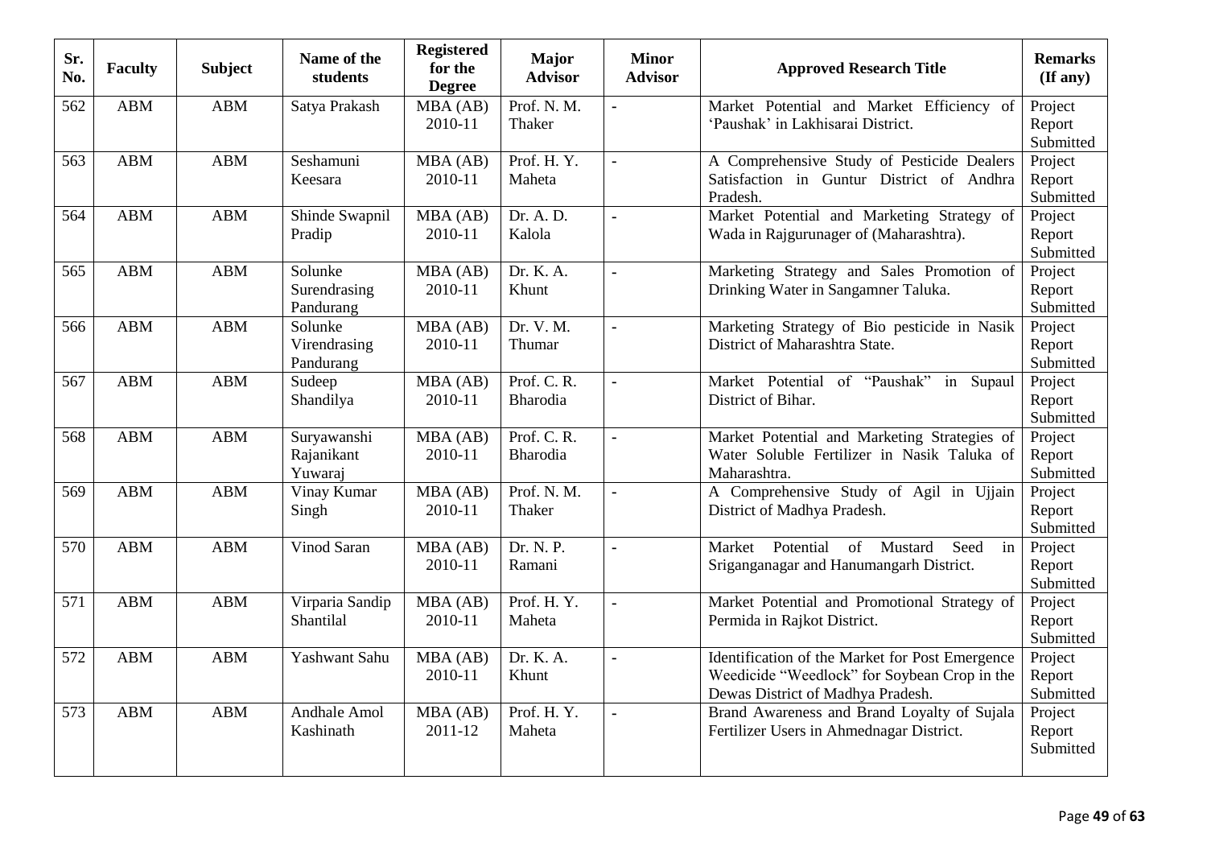| Sr. No. | Faculty | Subject | Name of the students | Registered for the Degree | Major Advisor | Minor Advisor | Approved Research Title | Remarks (If any) |
|---|---|---|---|---|---|---|---|---|
| 562 | ABM | ABM | Satya Prakash | MBA (AB) 2010-11 | Prof. N. M. Thaker | - | Market Potential and Market Efficiency of 'Paushak' in Lakhisarai District. | Project Report Submitted |
| 563 | ABM | ABM | Seshamuni Keesara | MBA (AB) 2010-11 | Prof. H. Y. Maheta | - | A Comprehensive Study of Pesticide Dealers Satisfaction in Guntur District of Andhra Pradesh. | Project Report Submitted |
| 564 | ABM | ABM | Shinde Swapnil Pradip | MBA (AB) 2010-11 | Dr. A. D. Kalola | - | Market Potential and Marketing Strategy of Wada in Rajgurunager of (Maharashtra). | Project Report Submitted |
| 565 | ABM | ABM | Solunke Surendrasing Pandurang | MBA (AB) 2010-11 | Dr. K. A. Khunt | - | Marketing Strategy and Sales Promotion of Drinking Water in Sangamner Taluka. | Project Report Submitted |
| 566 | ABM | ABM | Solunke Virendrasing Pandurang | MBA (AB) 2010-11 | Dr. V. M. Thumar | - | Marketing Strategy of Bio pesticide in Nasik District of Maharashtra State. | Project Report Submitted |
| 567 | ABM | ABM | Sudeep Shandilya | MBA (AB) 2010-11 | Prof. C. R. Bharodia | - | Market Potential of "Paushak" in Supaul District of Bihar. | Project Report Submitted |
| 568 | ABM | ABM | Suryawanshi Rajanikant Yuwaraj | MBA (AB) 2010-11 | Prof. C. R. Bharodia | - | Market Potential and Marketing Strategies of Water Soluble Fertilizer in Nasik Taluka of Maharashtra. | Project Report Submitted |
| 569 | ABM | ABM | Vinay Kumar Singh | MBA (AB) 2010-11 | Prof. N. M. Thaker | - | A Comprehensive Study of Agil in Ujjain District of Madhya Pradesh. | Project Report Submitted |
| 570 | ABM | ABM | Vinod Saran | MBA (AB) 2010-11 | Dr. N. P. Ramani | - | Market Potential of Mustard Seed in Sriganganagar and Hanumangarh District. | Project Report Submitted |
| 571 | ABM | ABM | Virparia Sandip Shantilal | MBA (AB) 2010-11 | Prof. H. Y. Maheta | - | Market Potential and Promotional Strategy of Permida in Rajkot District. | Project Report Submitted |
| 572 | ABM | ABM | Yashwant Sahu | MBA (AB) 2010-11 | Dr. K. A. Khunt | - | Identification of the Market for Post Emergence Weedicide "Weedlock" for Soybean Crop in the Dewas District of Madhya Pradesh. | Project Report Submitted |
| 573 | ABM | ABM | Andhale Amol Kashinath | MBA (AB) 2011-12 | Prof. H. Y. Maheta | - | Brand Awareness and Brand Loyalty of Sujala Fertilizer Users in Ahmednagar District. | Project Report Submitted |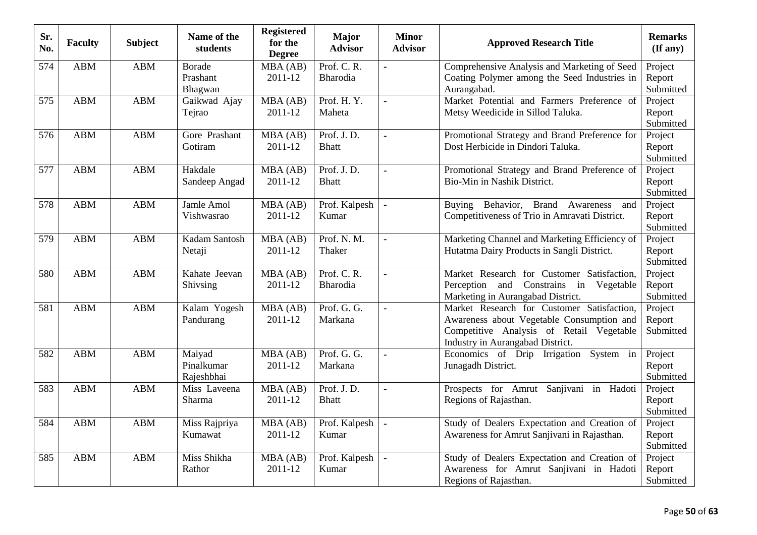| Sr. No. | Faculty | Subject | Name of the students | Registered for the Degree | Major Advisor | Minor Advisor | Approved Research Title | Remarks (If any) |
|---|---|---|---|---|---|---|---|---|
| 574 | ABM | ABM | Borade Prashant Bhagwan | MBA (AB) 2011-12 | Prof. C. R. Bharodia | - | Comprehensive Analysis and Marketing of Seed Coating Polymer among the Seed Industries in Aurangabad. | Project Report Submitted |
| 575 | ABM | ABM | Gaikwad Ajay Tejrao | MBA (AB) 2011-12 | Prof. H. Y. Maheta | - | Market Potential and Farmers Preference of Metsy Weedicide in Sillod Taluka. | Project Report Submitted |
| 576 | ABM | ABM | Gore Prashant Gotiram | MBA (AB) 2011-12 | Prof. J. D. Bhatt | - | Promotional Strategy and Brand Preference for Dost Herbicide in Dindori Taluka. | Project Report Submitted |
| 577 | ABM | ABM | Hakdale Sandeep Angad | MBA (AB) 2011-12 | Prof. J. D. Bhatt | - | Promotional Strategy and Brand Preference of Bio-Min in Nashik District. | Project Report Submitted |
| 578 | ABM | ABM | Jamle Amol Vishwasrao | MBA (AB) 2011-12 | Prof. Kalpesh Kumar | - | Buying Behavior, Brand Awareness and Competitiveness of Trio in Amravati District. | Project Report Submitted |
| 579 | ABM | ABM | Kadam Santosh Netaji | MBA (AB) 2011-12 | Prof. N. M. Thaker | - | Marketing Channel and Marketing Efficiency of Hutatma Dairy Products in Sangli District. | Project Report Submitted |
| 580 | ABM | ABM | Kahate Jeevan Shivsing | MBA (AB) 2011-12 | Prof. C. R. Bharodia | - | Market Research for Customer Satisfaction, Perception and Constrains in Vegetable Marketing in Aurangabad District. | Project Report Submitted |
| 581 | ABM | ABM | Kalam Yogesh Pandurang | MBA (AB) 2011-12 | Prof. G. G. Markana | - | Market Research for Customer Satisfaction, Awareness about Vegetable Consumption and Competitive Analysis of Retail Vegetable Industry in Aurangabad District. | Project Report Submitted |
| 582 | ABM | ABM | Maiyad Pinalkumar Rajeshbhai | MBA (AB) 2011-12 | Prof. G. G. Markana | - | Economics of Drip Irrigation System in Junagadh District. | Project Report Submitted |
| 583 | ABM | ABM | Miss Laveena Sharma | MBA (AB) 2011-12 | Prof. J. D. Bhatt | - | Prospects for Amrut Sanjivani in Hadoti Regions of Rajasthan. | Project Report Submitted |
| 584 | ABM | ABM | Miss Rajpriya Kumawat | MBA (AB) 2011-12 | Prof. Kalpesh Kumar | - | Study of Dealers Expectation and Creation of Awareness for Amrut Sanjivani in Rajasthan. | Project Report Submitted |
| 585 | ABM | ABM | Miss Shikha Rathor | MBA (AB) 2011-12 | Prof. Kalpesh Kumar | - | Study of Dealers Expectation and Creation of Awareness for Amrut Sanjivani in Hadoti Regions of Rajasthan. | Project Report Submitted |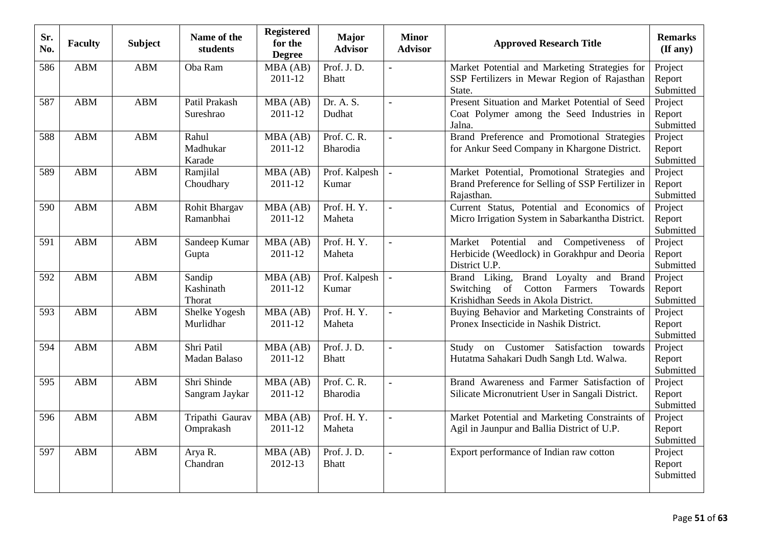| Sr. No. | Faculty | Subject | Name of the students | Registered for the Degree | Major Advisor | Minor Advisor | Approved Research Title | Remarks (If any) |
|---|---|---|---|---|---|---|---|---|
| 586 | ABM | ABM | Oba Ram | MBA (AB) 2011-12 | Prof. J. D. Bhatt | - | Market Potential and Marketing Strategies for SSP Fertilizers in Mewar Region of Rajasthan State. | Project Report Submitted |
| 587 | ABM | ABM | Patil Prakash Sureshrao | MBA (AB) 2011-12 | Dr. A. S. Dudhat | - | Present Situation and Market Potential of Seed Coat Polymer among the Seed Industries in Jalna. | Project Report Submitted |
| 588 | ABM | ABM | Rahul Madhukar Karade | MBA (AB) 2011-12 | Prof. C. R. Bharodia | - | Brand Preference and Promotional Strategies for Ankur Seed Company in Khargone District. | Project Report Submitted |
| 589 | ABM | ABM | Ramjilal Choudhary | MBA (AB) 2011-12 | Prof. Kalpesh Kumar | - | Market Potential, Promotional Strategies and Brand Preference for Selling of SSP Fertilizer in Rajasthan. | Project Report Submitted |
| 590 | ABM | ABM | Rohit Bhargav Ramanbhai | MBA (AB) 2011-12 | Prof. H. Y. Maheta | - | Current Status, Potential and Economics of Micro Irrigation System in Sabarkantha District. | Project Report Submitted |
| 591 | ABM | ABM | Sandeep Kumar Gupta | MBA (AB) 2011-12 | Prof. H. Y. Maheta | - | Market Potential and Competiveness of Herbicide (Weedlock) in Gorakhpur and Deoria District U.P. | Project Report Submitted |
| 592 | ABM | ABM | Sandip Kashinath Thorat | MBA (AB) 2011-12 | Prof. Kalpesh Kumar | - | Brand Liking, Brand Loyalty and Brand Switching of Cotton Farmers Towards Krishidhan Seeds in Akola District. | Project Report Submitted |
| 593 | ABM | ABM | Shelke Yogesh Murlidhar | MBA (AB) 2011-12 | Prof. H. Y. Maheta | - | Buying Behavior and Marketing Constraints of Pronex Insecticide in Nashik District. | Project Report Submitted |
| 594 | ABM | ABM | Shri Patil Madan Balaso | MBA (AB) 2011-12 | Prof. J. D. Bhatt | - | Study on Customer Satisfaction towards Hutatma Sahakari Dudh Sangh Ltd. Walwa. | Project Report Submitted |
| 595 | ABM | ABM | Shri Shinde Sangram Jaykar | MBA (AB) 2011-12 | Prof. C. R. Bharodia | - | Brand Awareness and Farmer Satisfaction of Silicate Micronutrient User in Sangali District. | Project Report Submitted |
| 596 | ABM | ABM | Tripathi Gaurav Omprakash | MBA (AB) 2011-12 | Prof. H. Y. Maheta | - | Market Potential and Marketing Constraints of Agil in Jaunpur and Ballia District of U.P. | Project Report Submitted |
| 597 | ABM | ABM | Arya R. Chandran | MBA (AB) 2012-13 | Prof. J. D. Bhatt | - | Export performance of Indian raw cotton | Project Report Submitted |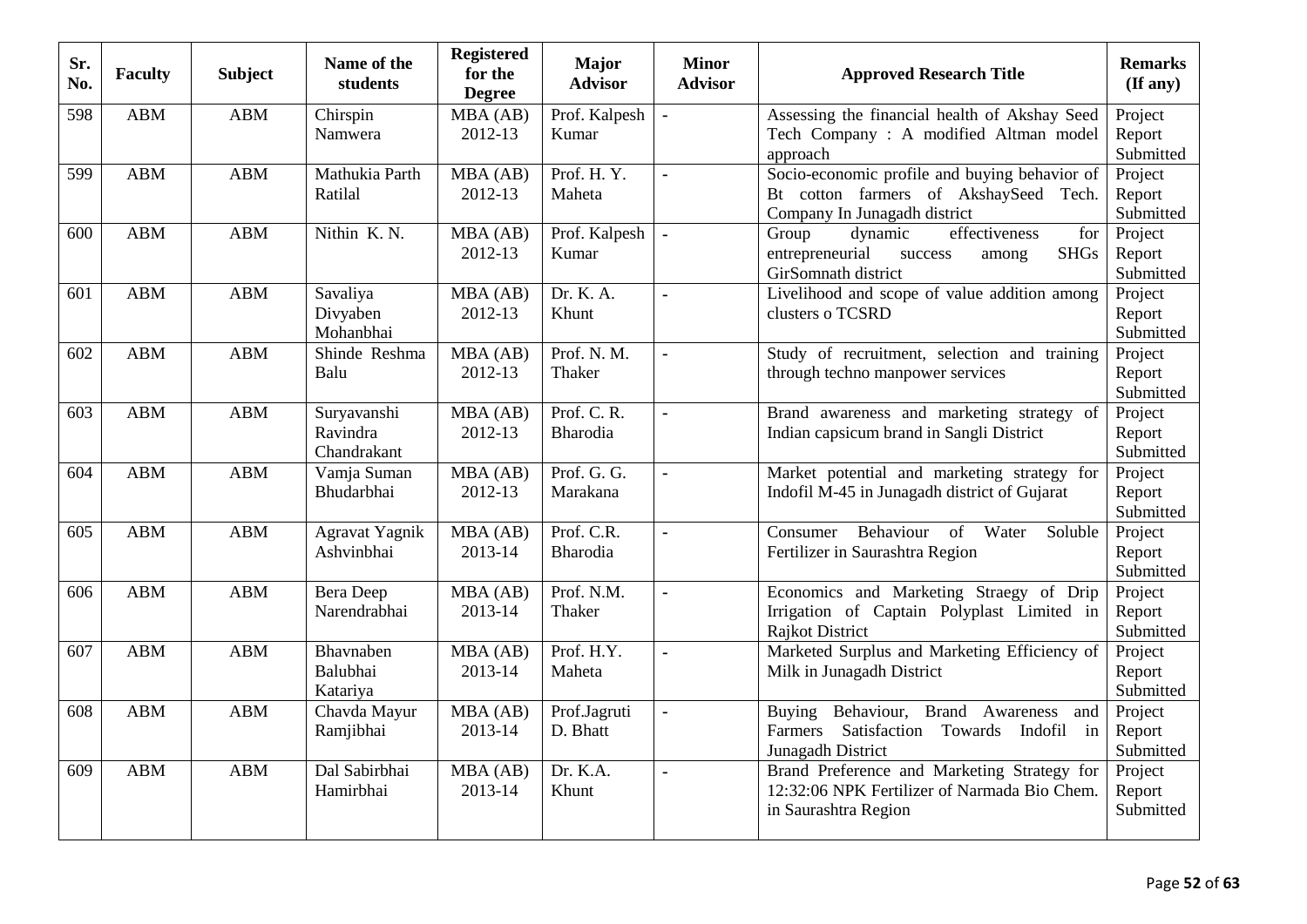| Sr. No. | Faculty | Subject | Name of the students | Registered for the Degree | Major Advisor | Minor Advisor | Approved Research Title | Remarks (If any) |
|---|---|---|---|---|---|---|---|---|
| 598 | ABM | ABM | Chirspin Namwera | MBA (AB) 2012-13 | Prof. Kalpesh Kumar | - | Assessing the financial health of Akshay Seed Tech Company : A modified Altman model approach | Project Report Submitted |
| 599 | ABM | ABM | Mathukia Parth Ratilal | MBA (AB) 2012-13 | Prof. H. Y. Maheta | - | Socio-economic profile and buying behavior of Bt cotton farmers of AkshaySeed Tech. Company In Junagadh district | Project Report Submitted |
| 600 | ABM | ABM | Nithin K. N. | MBA (AB) 2012-13 | Prof. Kalpesh Kumar | - | Group dynamic effectiveness for entrepreneurial success among SHGs GirSomnath district | Project Report Submitted |
| 601 | ABM | ABM | Savaliya Divyaben Mohanbhai | MBA (AB) 2012-13 | Dr. K. A. Khunt | - | Livelihood and scope of value addition among clusters o TCSRD | Project Report Submitted |
| 602 | ABM | ABM | Shinde Reshma Balu | MBA (AB) 2012-13 | Prof. N. M. Thaker | - | Study of recruitment, selection and training through techno manpower services | Project Report Submitted |
| 603 | ABM | ABM | Suryavanshi Ravindra Chandrakant | MBA (AB) 2012-13 | Prof. C. R. Bharodia | - | Brand awareness and marketing strategy of Indian capsicum brand in Sangli District | Project Report Submitted |
| 604 | ABM | ABM | Vamja Suman Bhudarbhai | MBA (AB) 2012-13 | Prof. G. G. Marakana | - | Market potential and marketing strategy for Indofil M-45 in Junagadh district of Gujarat | Project Report Submitted |
| 605 | ABM | ABM | Agravat Yagnik Ashvinbhai | MBA (AB) 2013-14 | Prof. C.R. Bharodia | - | Consumer Behaviour of Water Soluble Fertilizer in Saurashtra Region | Project Report Submitted |
| 606 | ABM | ABM | Bera Deep Narendrabhai | MBA (AB) 2013-14 | Prof. N.M. Thaker | - | Economics and Marketing Straegy of Drip Irrigation of Captain Polyplast Limited in Rajkot District | Project Report Submitted |
| 607 | ABM | ABM | Bhavnaben Balubhai Katariya | MBA (AB) 2013-14 | Prof. H.Y. Maheta | - | Marketed Surplus and Marketing Efficiency of Milk in Junagadh District | Project Report Submitted |
| 608 | ABM | ABM | Chavda Mayur Ramjibhai | MBA (AB) 2013-14 | Prof.Jagruti D. Bhatt | - | Buying Behaviour, Brand Awareness and Farmers Satisfaction Towards Indofil in Junagadh District | Project Report Submitted |
| 609 | ABM | ABM | Dal Sabirbhai Hamirbhai | MBA (AB) 2013-14 | Dr. K.A. Khunt | - | Brand Preference and Marketing Strategy for 12:32:06 NPK Fertilizer of Narmada Bio Chem. in Saurashtra Region | Project Report Submitted |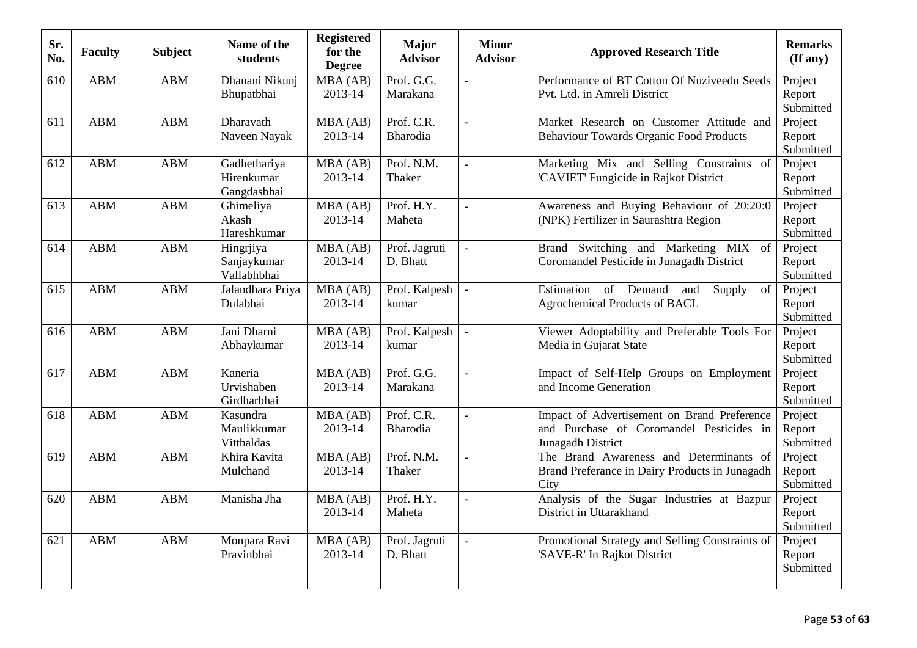| Sr. No. | Faculty | Subject | Name of the students | Registered for the Degree | Major Advisor | Minor Advisor | Approved Research Title | Remarks (If any) |
|---|---|---|---|---|---|---|---|---|
| 610 | ABM | ABM | Dhanani Nikunj Bhupatbhai | MBA (AB) 2013-14 | Prof. G.G. Marakana | - | Performance of BT Cotton Of Nuziveedu Seeds Pvt. Ltd. in Amreli District | Project Report Submitted |
| 611 | ABM | ABM | Dharavath Naveen Nayak | MBA (AB) 2013-14 | Prof. C.R. Bharodia | - | Market Research on Customer Attitude and Behaviour Towards Organic Food Products | Project Report Submitted |
| 612 | ABM | ABM | Gadhethariya Hirenkumar Gangdasbhai | MBA (AB) 2013-14 | Prof. N.M. Thaker | - | Marketing Mix and Selling Constraints of 'CAVIET' Fungicide in Rajkot District | Project Report Submitted |
| 613 | ABM | ABM | Ghimeliya Akash Hareshkumar | MBA (AB) 2013-14 | Prof. H.Y. Maheta | - | Awareness and Buying Behaviour of 20:20:0 (NPK) Fertilizer in Saurashtra Region | Project Report Submitted |
| 614 | ABM | ABM | Hingrjiya Sanjaykumar Vallabhbhai | MBA (AB) 2013-14 | Prof. Jagruti D. Bhatt | - | Brand Switching and Marketing MIX of Coromandel Pesticide in Junagadh District | Project Report Submitted |
| 615 | ABM | ABM | Jalandhara Priya Dulabhai | MBA (AB) 2013-14 | Prof. Kalpesh kumar | - | Estimation of Demand and Supply of Agrochemical Products of BACL | Project Report Submitted |
| 616 | ABM | ABM | Jani Dharni Abhaykumar | MBA (AB) 2013-14 | Prof. Kalpesh kumar | - | Viewer Adoptability and Preferable Tools For Media in Gujarat State | Project Report Submitted |
| 617 | ABM | ABM | Kaneria Urvishaben Girdharbhai | MBA (AB) 2013-14 | Prof. G.G. Marakana | - | Impact of Self-Help Groups on Employment and Income Generation | Project Report Submitted |
| 618 | ABM | ABM | Kasundra Maulikkumar Vitthaldas | MBA (AB) 2013-14 | Prof. C.R. Bharodia | - | Impact of Advertisement on Brand Preference and Purchase of Coromandel Pesticides in Junagadh District | Project Report Submitted |
| 619 | ABM | ABM | Khira Kavita Mulchand | MBA (AB) 2013-14 | Prof. N.M. Thaker | - | The Brand Awareness and Determinants of Brand Preferance in Dairy Products in Junagadh City | Project Report Submitted |
| 620 | ABM | ABM | Manisha Jha | MBA (AB) 2013-14 | Prof. H.Y. Maheta | - | Analysis of the Sugar Industries at Bazpur District in Uttarakhand | Project Report Submitted |
| 621 | ABM | ABM | Monpara Ravi Pravinbhai | MBA (AB) 2013-14 | Prof. Jagruti D. Bhatt | - | Promotional Strategy and Selling Constraints of 'SAVE-R' In Rajkot District | Project Report Submitted |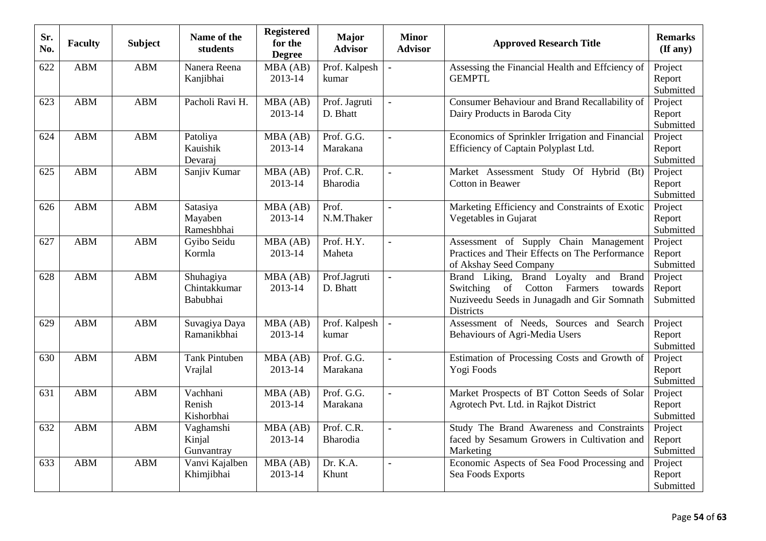| Sr. No. | Faculty | Subject | Name of the students | Registered for the Degree | Major Advisor | Minor Advisor | Approved Research Title | Remarks (If any) |
|---|---|---|---|---|---|---|---|---|
| 622 | ABM | ABM | Nanera Reena Kanjibhai | MBA (AB) 2013-14 | Prof. Kalpesh kumar | - | Assessing the Financial Health and Effciency of GEMPTL | Project Report Submitted |
| 623 | ABM | ABM | Pacholi Ravi H. | MBA (AB) 2013-14 | Prof. Jagruti D. Bhatt | - | Consumer Behaviour and Brand Recallability of Dairy Products in Baroda City | Project Report Submitted |
| 624 | ABM | ABM | Patoliya Kauishik Devaraj | MBA (AB) 2013-14 | Prof. G.G. Marakana | - | Economics of Sprinkler Irrigation and Financial Efficiency of Captain Polyplast Ltd. | Project Report Submitted |
| 625 | ABM | ABM | Sanjiv Kumar | MBA (AB) 2013-14 | Prof. C.R. Bharodia | - | Market Assessment Study Of Hybrid (Bt) Cotton in Beawer | Project Report Submitted |
| 626 | ABM | ABM | Satasiya Mayaben Rameshbhai | MBA (AB) 2013-14 | Prof. N.M.Thaker | - | Marketing Efficiency and Constraints of Exotic Vegetables in Gujarat | Project Report Submitted |
| 627 | ABM | ABM | Gyibo Seidu Kormla | MBA (AB) 2013-14 | Prof. H.Y. Maheta | - | Assessment of Supply Chain Management Practices and Their Effects on The Performance of Akshay Seed Company | Project Report Submitted |
| 628 | ABM | ABM | Shuhagiya Chintakkumar Babubhai | MBA (AB) 2013-14 | Prof.Jagruti D. Bhatt | - | Brand Liking, Brand Loyalty and Brand Switching of Cotton Farmers towards Nuziveedu Seeds in Junagadh and Gir Somnath Districts | Project Report Submitted |
| 629 | ABM | ABM | Suvagiya Daya Ramanikbhai | MBA (AB) 2013-14 | Prof. Kalpesh kumar | - | Assessment of Needs, Sources and Search Behaviours of Agri-Media Users | Project Report Submitted |
| 630 | ABM | ABM | Tank Pintuben Vrajlal | MBA (AB) 2013-14 | Prof. G.G. Marakana | - | Estimation of Processing Costs and Growth of Yogi Foods | Project Report Submitted |
| 631 | ABM | ABM | Vachhani Renish Kishorbhai | MBA (AB) 2013-14 | Prof. G.G. Marakana | - | Market Prospects of BT Cotton Seeds of Solar Agrotech Pvt. Ltd. in Rajkot District | Project Report Submitted |
| 632 | ABM | ABM | Vaghamshi Kinjal Gunvantray | MBA (AB) 2013-14 | Prof. C.R. Bharodia | - | Study The Brand Awareness and Constraints faced by Sesamum Growers in Cultivation and Marketing | Project Report Submitted |
| 633 | ABM | ABM | Vanvi Kajalben Khimjibhai | MBA (AB) 2013-14 | Dr. K.A. Khunt | - | Economic Aspects of Sea Food Processing and Sea Foods Exports | Project Report Submitted |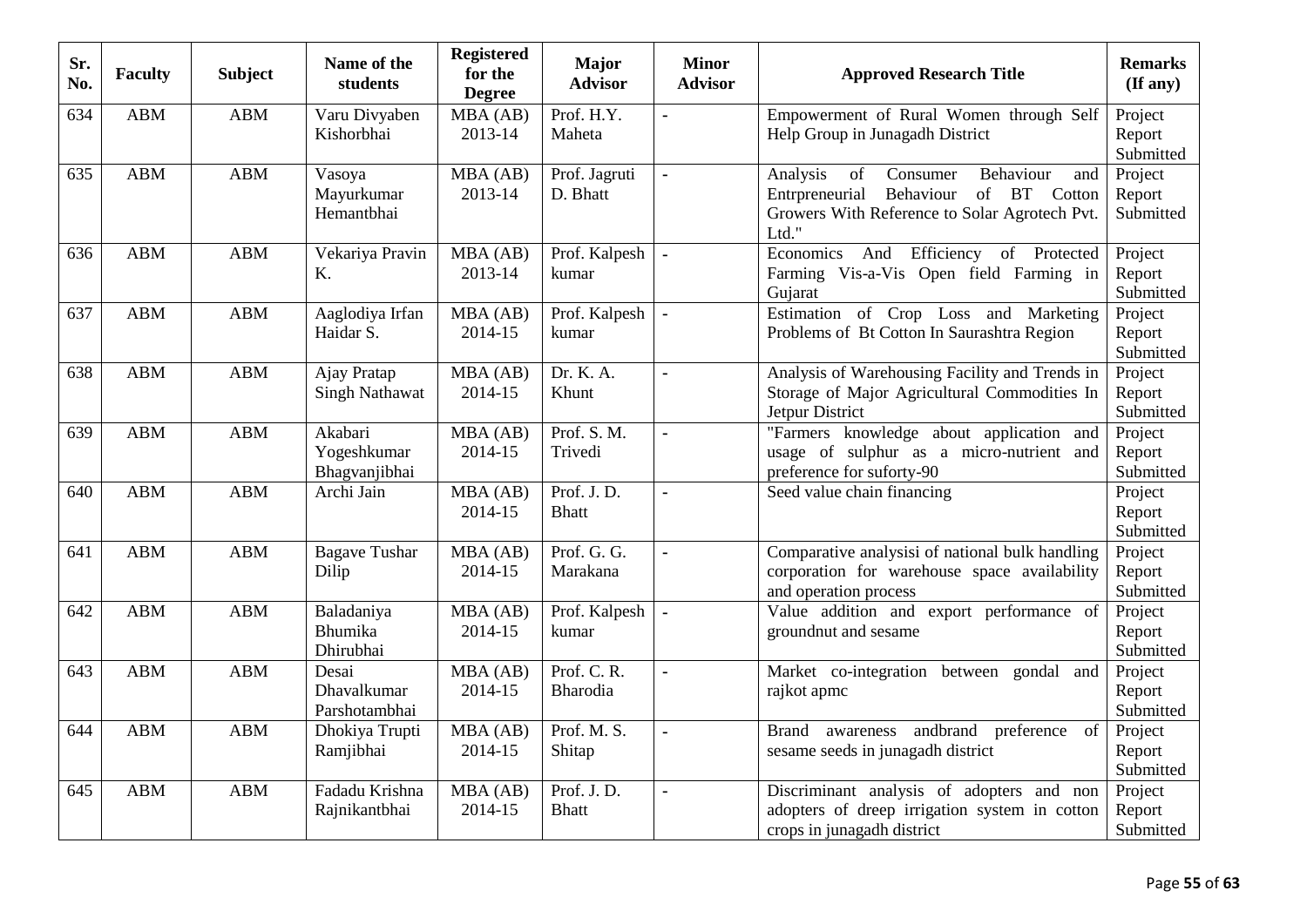| Sr. No. | Faculty | Subject | Name of the students | Registered for the Degree | Major Advisor | Minor Advisor | Approved Research Title | Remarks (If any) |
|---|---|---|---|---|---|---|---|---|
| 634 | ABM | ABM | Varu Divyaben Kishorbhai | MBA (AB) 2013-14 | Prof. H.Y. Maheta | - | Empowerment of Rural Women through Self Help Group in Junagadh District | Project Report Submitted |
| 635 | ABM | ABM | Vasoya Mayurkumar Hemantbhai | MBA (AB) 2013-14 | Prof. Jagruti D. Bhatt | - | Analysis of Consumer Behaviour and Entrpreneurial Behaviour of BT Cotton Growers With Reference to Solar Agrotech Pvt. Ltd." | Project Report Submitted |
| 636 | ABM | ABM | Vekariya Pravin K. | MBA (AB) 2013-14 | Prof. Kalpesh kumar | - | Economics And Efficiency of Protected Farming Vis-a-Vis Open field Farming in Gujarat | Project Report Submitted |
| 637 | ABM | ABM | Aaglodiya Irfan Haidar S. | MBA (AB) 2014-15 | Prof. Kalpesh kumar | - | Estimation of Crop Loss and Marketing Problems of Bt Cotton In Saurashtra Region | Project Report Submitted |
| 638 | ABM | ABM | Ajay Pratap Singh Nathawat | MBA (AB) 2014-15 | Dr. K. A. Khunt | - | Analysis of Warehousing Facility and Trends in Storage of Major Agricultural Commodities In Jetpur District | Project Report Submitted |
| 639 | ABM | ABM | Akabari Yogeshkumar Bhagvanjibhai | MBA (AB) 2014-15 | Prof. S. M. Trivedi | - | "Farmers knowledge about application and usage of sulphur as a micro-nutrient and preference for suforty-90 | Project Report Submitted |
| 640 | ABM | ABM | Archi Jain | MBA (AB) 2014-15 | Prof. J. D. Bhatt | - | Seed value chain financing | Project Report Submitted |
| 641 | ABM | ABM | Bagave Tushar Dilip | MBA (AB) 2014-15 | Prof. G. G. Marakana | - | Comparative analysisi of national bulk handling corporation for warehouse space availability and operation process | Project Report Submitted |
| 642 | ABM | ABM | Baladaniya Bhumika Dhirubhai | MBA (AB) 2014-15 | Prof. Kalpesh kumar | - | Value addition and export performance of groundnut and sesame | Project Report Submitted |
| 643 | ABM | ABM | Desai Dhavalkumar Parshotambhai | MBA (AB) 2014-15 | Prof. C. R. Bharodia | - | Market co-integration between gondal and rajkot apmc | Project Report Submitted |
| 644 | ABM | ABM | Dhokiya Trupti Ramjibhai | MBA (AB) 2014-15 | Prof. M. S. Shitap | - | Brand awareness andbrand preference of sesame seeds in junagadh district | Project Report Submitted |
| 645 | ABM | ABM | Fadadu Krishna Rajnikantbhai | MBA (AB) 2014-15 | Prof. J. D. Bhatt | - | Discriminant analysis of adopters and non adopters of dreep irrigation system in cotton crops in junagadh district | Project Report Submitted |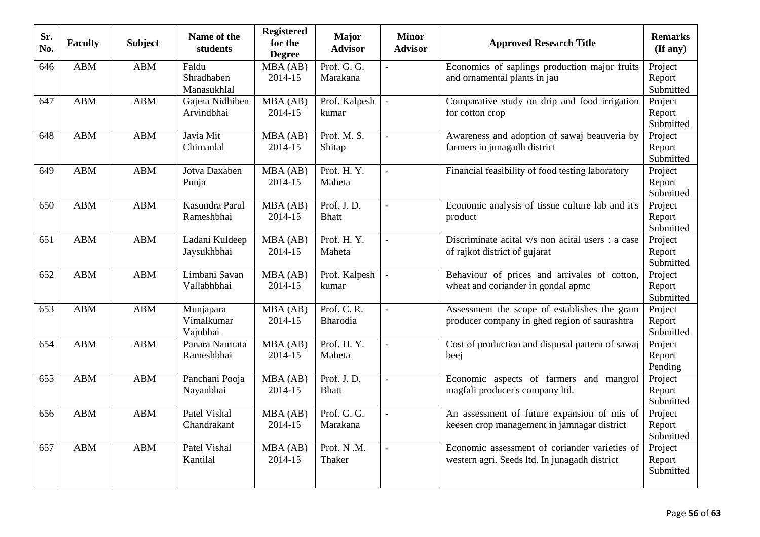| Sr. No. | Faculty | Subject | Name of the students | Registered for the Degree | Major Advisor | Minor Advisor | Approved Research Title | Remarks (If any) |
|---|---|---|---|---|---|---|---|---|
| 646 | ABM | ABM | Faldu Shradhaben Manasukhlal | MBA (AB) 2014-15 | Prof. G. G. Marakana | - | Economics of saplings production major fruits and ornamental plants in jau | Project Report Submitted |
| 647 | ABM | ABM | Gajera Nidhiben Arvindbhai | MBA (AB) 2014-15 | Prof. Kalpesh kumar | - | Comparative study on drip and food irrigation for cotton crop | Project Report Submitted |
| 648 | ABM | ABM | Javia Mit Chimanlal | MBA (AB) 2014-15 | Prof. M. S. Shitap | - | Awareness and adoption of sawaj beauveria by farmers in junagadh district | Project Report Submitted |
| 649 | ABM | ABM | Jotva Daxaben Punja | MBA (AB) 2014-15 | Prof. H. Y. Maheta | - | Financial feasibility of food testing laboratory | Project Report Submitted |
| 650 | ABM | ABM | Kasundra Parul Rameshbhai | MBA (AB) 2014-15 | Prof. J. D. Bhatt | - | Economic analysis of tissue culture lab and it's product | Project Report Submitted |
| 651 | ABM | ABM | Ladani Kuldeep Jaysukhbhai | MBA (AB) 2014-15 | Prof. H. Y. Maheta | - | Discriminate acital v/s non acital users : a case of rajkot district of gujarat | Project Report Submitted |
| 652 | ABM | ABM | Limbani Savan Vallabhbhai | MBA (AB) 2014-15 | Prof. Kalpesh kumar | - | Behaviour of prices and arrivales of cotton, wheat and coriander in gondal apmc | Project Report Submitted |
| 653 | ABM | ABM | Munjapara Vimalkumar Vajubhai | MBA (AB) 2014-15 | Prof. C. R. Bharodia | - | Assessment the scope of establishes the gram producer company in ghed region of saurashtra | Project Report Submitted |
| 654 | ABM | ABM | Panara Namrata Rameshbhai | MBA (AB) 2014-15 | Prof. H. Y. Maheta | - | Cost of production and disposal pattern of sawaj beej | Project Report Pending |
| 655 | ABM | ABM | Panchani Pooja Nayanbhai | MBA (AB) 2014-15 | Prof. J. D. Bhatt | - | Economic aspects of farmers and mangrol magfali producer's company ltd. | Project Report Submitted |
| 656 | ABM | ABM | Patel Vishal Chandrakant | MBA (AB) 2014-15 | Prof. G. G. Marakana | - | An assessment of future expansion of mis of keesen crop management in jamnagar district | Project Report Submitted |
| 657 | ABM | ABM | Patel Vishal Kantilal | MBA (AB) 2014-15 | Prof. N .M. Thaker | - | Economic assessment of coriander varieties of western agri. Seeds ltd. In junagadh district | Project Report Submitted |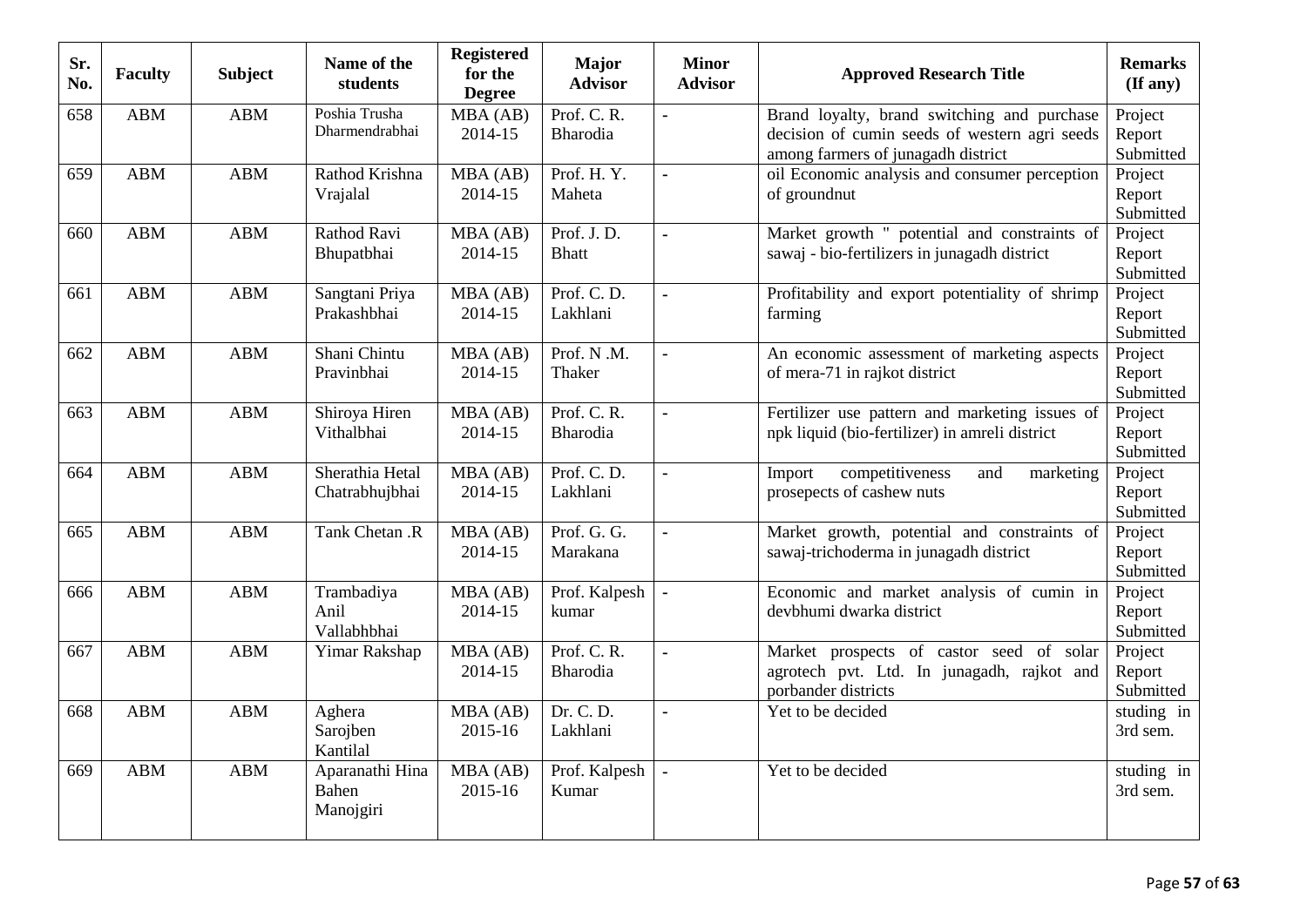| Sr. No. | Faculty | Subject | Name of the students | Registered for the Degree | Major Advisor | Minor Advisor | Approved Research Title | Remarks (If any) |
|---|---|---|---|---|---|---|---|---|
| 658 | ABM | ABM | Poshia Trusha Dharmendrabhai | MBA (AB) 2014-15 | Prof. C. R. Bharodia | - | Brand loyalty, brand switching and purchase decision of cumin seeds of western agri seeds among farmers of junagadh district | Project Report Submitted |
| 659 | ABM | ABM | Rathod Krishna Vrajalal | MBA (AB) 2014-15 | Prof. H. Y. Maheta | - | oil Economic analysis and consumer perception of groundnut | Project Report Submitted |
| 660 | ABM | ABM | Rathod Ravi Bhupatbhai | MBA (AB) 2014-15 | Prof. J. D. Bhatt | - | Market growth " potential and constraints of sawaj - bio-fertilizers in junagadh district | Project Report Submitted |
| 661 | ABM | ABM | Sangtani Priya Prakashbhai | MBA (AB) 2014-15 | Prof. C. D. Lakhlani | - | Profitability and export potentiality of shrimp farming | Project Report Submitted |
| 662 | ABM | ABM | Shani Chintu Pravinbhai | MBA (AB) 2014-15 | Prof. N .M. Thaker | - | An economic assessment of marketing aspects of mera-71 in rajkot district | Project Report Submitted |
| 663 | ABM | ABM | Shiroya Hiren Vithalbhai | MBA (AB) 2014-15 | Prof. C. R. Bharodia | - | Fertilizer use pattern and marketing issues of npk liquid (bio-fertilizer) in amreli district | Project Report Submitted |
| 664 | ABM | ABM | Sherathia Hetal Chatrabhujbhai | MBA (AB) 2014-15 | Prof. C. D. Lakhlani | - | Import competitiveness and marketing prosepects of cashew nuts | Project Report Submitted |
| 665 | ABM | ABM | Tank Chetan .R | MBA (AB) 2014-15 | Prof. G. G. Marakana | - | Market growth, potential and constraints of sawaj-trichoderma in junagadh district | Project Report Submitted |
| 666 | ABM | ABM | Trambadiya Anil Vallabhbhai | MBA (AB) 2014-15 | Prof. Kalpesh kumar | - | Economic and market analysis of cumin in devbhumi dwarka district | Project Report Submitted |
| 667 | ABM | ABM | Yimar Rakshap | MBA (AB) 2014-15 | Prof. C. R. Bharodia | - | Market prospects of castor seed of solar agrotech pvt. Ltd. In junagadh, rajkot and porbander districts | Project Report Submitted |
| 668 | ABM | ABM | Aghera Sarojben Kantilal | MBA (AB) 2015-16 | Dr. C. D. Lakhlani | - | Yet to be decided | studing in 3rd sem. |
| 669 | ABM | ABM | Aparanathi Hina Bahen Manojgiri | MBA (AB) 2015-16 | Prof. Kalpesh Kumar | - | Yet to be decided | studing in 3rd sem. |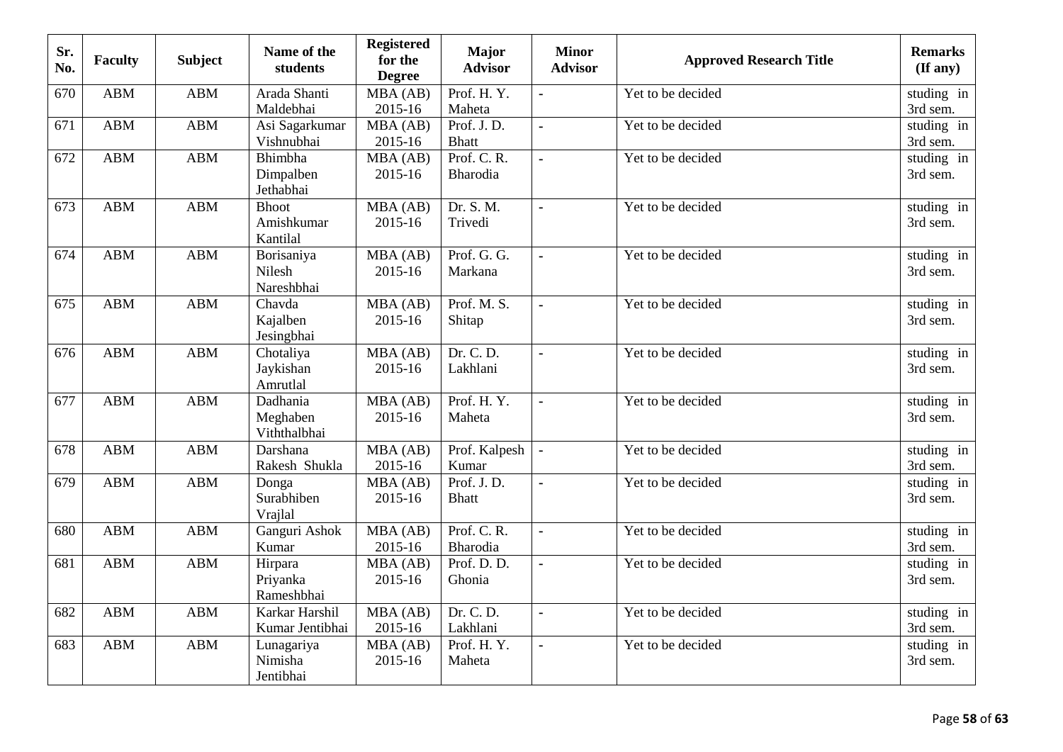| Sr. No. | Faculty | Subject | Name of the students | Registered for the Degree | Major Advisor | Minor Advisor | Approved Research Title | Remarks (If any) |
|---|---|---|---|---|---|---|---|---|
| 670 | ABM | ABM | Arada Shanti Maldebhai | MBA (AB) 2015-16 | Prof. H. Y. Maheta | - | Yet to be decided | studing in 3rd sem. |
| 671 | ABM | ABM | Asi Sagarkumar Vishnubhai | MBA (AB) 2015-16 | Prof. J. D. Bhatt | - | Yet to be decided | studing in 3rd sem. |
| 672 | ABM | ABM | Bhimbha Dimpalben Jethabhai | MBA (AB) 2015-16 | Prof. C. R. Bharodia | - | Yet to be decided | studing in 3rd sem. |
| 673 | ABM | ABM | Bhoot Amishkumar Kantilal | MBA (AB) 2015-16 | Dr. S. M. Trivedi | - | Yet to be decided | studing in 3rd sem. |
| 674 | ABM | ABM | Borisaniya Nilesh Nareshbhai | MBA (AB) 2015-16 | Prof. G. G. Markana | - | Yet to be decided | studing in 3rd sem. |
| 675 | ABM | ABM | Chavda Kajalben Jesingbhai | MBA (AB) 2015-16 | Prof. M. S. Shitap | - | Yet to be decided | studing in 3rd sem. |
| 676 | ABM | ABM | Chotaliya Jaykishan Amrutlal | MBA (AB) 2015-16 | Dr. C. D. Lakhlani | - | Yet to be decided | studing in 3rd sem. |
| 677 | ABM | ABM | Dadhania Meghaben Viththalbhai | MBA (AB) 2015-16 | Prof. H. Y. Maheta | - | Yet to be decided | studing in 3rd sem. |
| 678 | ABM | ABM | Darshana Rakesh Shukla | MBA (AB) 2015-16 | Prof. Kalpesh Kumar | - | Yet to be decided | studing in 3rd sem. |
| 679 | ABM | ABM | Donga Surabhiben Vrajlal | MBA (AB) 2015-16 | Prof. J. D. Bhatt | - | Yet to be decided | studing in 3rd sem. |
| 680 | ABM | ABM | Ganguri Ashok Kumar | MBA (AB) 2015-16 | Prof. C. R. Bharodia | - | Yet to be decided | studing in 3rd sem. |
| 681 | ABM | ABM | Hirpara Priyanka Rameshbhai | MBA (AB) 2015-16 | Prof. D. D. Ghonia | - | Yet to be decided | studing in 3rd sem. |
| 682 | ABM | ABM | Karkar Harshil Kumar Jentibhai | MBA (AB) 2015-16 | Dr. C. D. Lakhlani | - | Yet to be decided | studing in 3rd sem. |
| 683 | ABM | ABM | Lunagariya Nimisha Jentibhai | MBA (AB) 2015-16 | Prof. H. Y. Maheta | - | Yet to be decided | studing in 3rd sem. |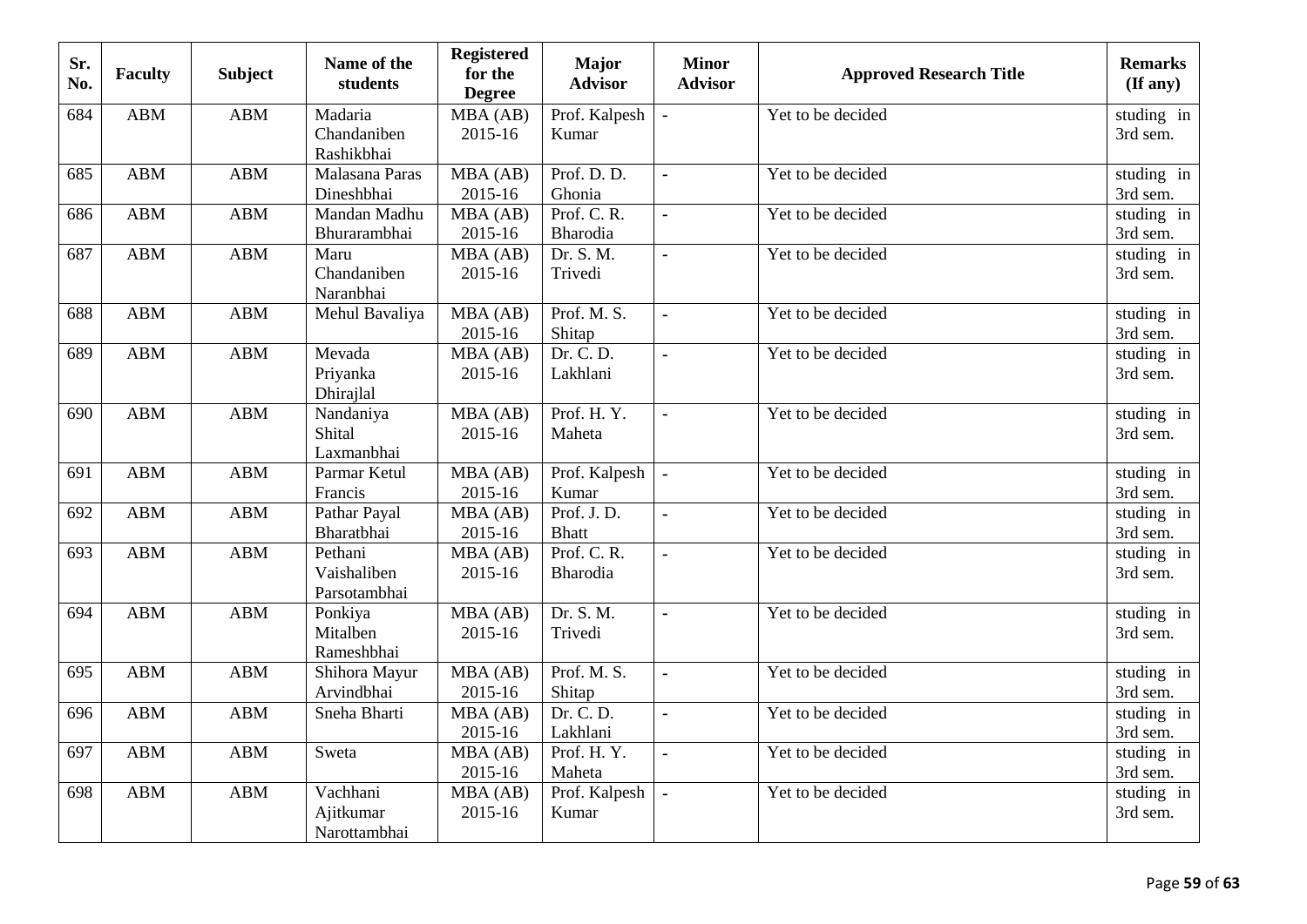| Sr. No. | Faculty | Subject | Name of the students | Registered for the Degree | Major Advisor | Minor Advisor | Approved Research Title | Remarks (If any) |
|---|---|---|---|---|---|---|---|---|
| 684 | ABM | ABM | Madaria Chandaniben Rashikbhai | MBA (AB) 2015-16 | Prof. Kalpesh Kumar | - | Yet to be decided | studing in 3rd sem. |
| 685 | ABM | ABM | Malasana Paras Dineshbhai | MBA (AB) 2015-16 | Prof. D. D. Ghonia | - | Yet to be decided | studing in 3rd sem. |
| 686 | ABM | ABM | Mandan Madhu Bhurarambhai | MBA (AB) 2015-16 | Prof. C. R. Bharodia | - | Yet to be decided | studing in 3rd sem. |
| 687 | ABM | ABM | Maru Chandaniben Naranbhai | MBA (AB) 2015-16 | Dr. S. M. Trivedi | - | Yet to be decided | studing in 3rd sem. |
| 688 | ABM | ABM | Mehul Bavaliya | MBA (AB) 2015-16 | Prof. M. S. Shitap | - | Yet to be decided | studing in 3rd sem. |
| 689 | ABM | ABM | Mevada Priyanka Dhirajlal | MBA (AB) 2015-16 | Dr. C. D. Lakhlani | - | Yet to be decided | studing in 3rd sem. |
| 690 | ABM | ABM | Nandaniya Shital Laxmanbhai | MBA (AB) 2015-16 | Prof. H. Y. Maheta | - | Yet to be decided | studing in 3rd sem. |
| 691 | ABM | ABM | Parmar Ketul Francis | MBA (AB) 2015-16 | Prof. Kalpesh Kumar | - | Yet to be decided | studing in 3rd sem. |
| 692 | ABM | ABM | Pathar Payal Bharatbhai | MBA (AB) 2015-16 | Prof. J. D. Bhatt | - | Yet to be decided | studing in 3rd sem. |
| 693 | ABM | ABM | Pethani Vaishaliben Parsotambhai | MBA (AB) 2015-16 | Prof. C. R. Bharodia | - | Yet to be decided | studing in 3rd sem. |
| 694 | ABM | ABM | Ponkiya Mitalben Rameshbhai | MBA (AB) 2015-16 | Dr. S. M. Trivedi | - | Yet to be decided | studing in 3rd sem. |
| 695 | ABM | ABM | Shihora Mayur Arvindbhai | MBA (AB) 2015-16 | Prof. M. S. Shitap | - | Yet to be decided | studing in 3rd sem. |
| 696 | ABM | ABM | Sneha Bharti | MBA (AB) 2015-16 | Dr. C. D. Lakhlani | - | Yet to be decided | studing in 3rd sem. |
| 697 | ABM | ABM | Sweta | MBA (AB) 2015-16 | Prof. H. Y. Maheta | - | Yet to be decided | studing in 3rd sem. |
| 698 | ABM | ABM | Vachhani Ajitkumar Narottambhai | MBA (AB) 2015-16 | Prof. Kalpesh Kumar | - | Yet to be decided | studing in 3rd sem. |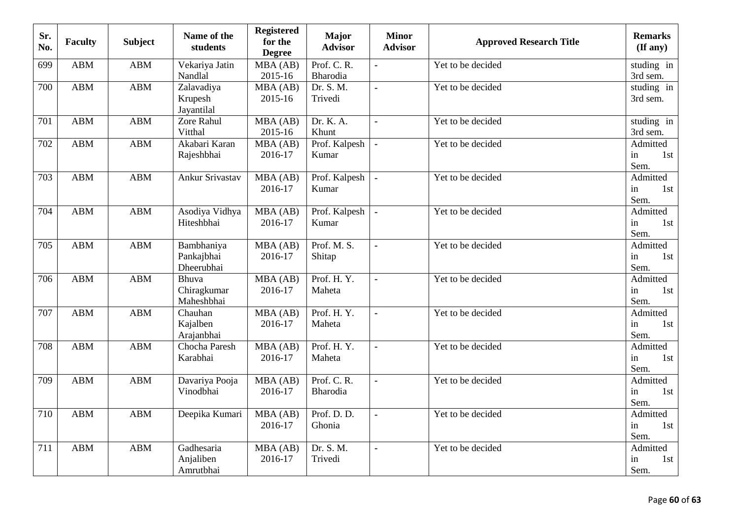| Sr. No. | Faculty | Subject | Name of the students | Registered for the Degree | Major Advisor | Minor Advisor | Approved Research Title | Remarks (If any) |
|---|---|---|---|---|---|---|---|---|
| 699 | ABM | ABM | Vekariya Jatin Nandlal | MBA (AB) 2015-16 | Prof. C. R. Bharodia | - | Yet to be decided | studing in 3rd sem. |
| 700 | ABM | ABM | Zalavadiya Krupesh Jayantilal | MBA (AB) 2015-16 | Dr. S. M. Trivedi | - | Yet to be decided | studing in 3rd sem. |
| 701 | ABM | ABM | Zore Rahul Vitthal | MBA (AB) 2015-16 | Dr. K. A. Khunt | - | Yet to be decided | studing in 3rd sem. |
| 702 | ABM | ABM | Akabari Karan Rajeshbhai | MBA (AB) 2016-17 | Prof. Kalpesh Kumar | - | Yet to be decided | Admitted in 1st Sem. |
| 703 | ABM | ABM | Ankur Srivastav | MBA (AB) 2016-17 | Prof. Kalpesh Kumar | - | Yet to be decided | Admitted in 1st Sem. |
| 704 | ABM | ABM | Asodiya Vidhya Hiteshbhai | MBA (AB) 2016-17 | Prof. Kalpesh Kumar | - | Yet to be decided | Admitted in 1st Sem. |
| 705 | ABM | ABM | Bambhaniya Pankajbhai Dheerubhai | MBA (AB) 2016-17 | Prof. M. S. Shitap | - | Yet to be decided | Admitted in 1st Sem. |
| 706 | ABM | ABM | Bhuva Chiragkumar Maheshbhai | MBA (AB) 2016-17 | Prof. H. Y. Maheta | - | Yet to be decided | Admitted in 1st Sem. |
| 707 | ABM | ABM | Chauhan Kajalben Arajanbhai | MBA (AB) 2016-17 | Prof. H. Y. Maheta | - | Yet to be decided | Admitted in 1st Sem. |
| 708 | ABM | ABM | Chocha Paresh Karabhai | MBA (AB) 2016-17 | Prof. H. Y. Maheta | - | Yet to be decided | Admitted in 1st Sem. |
| 709 | ABM | ABM | Davariya Pooja Vinodbhai | MBA (AB) 2016-17 | Prof. C. R. Bharodia | - | Yet to be decided | Admitted in 1st Sem. |
| 710 | ABM | ABM | Deepika Kumari | MBA (AB) 2016-17 | Prof. D. D. Ghonia | - | Yet to be decided | Admitted in 1st Sem. |
| 711 | ABM | ABM | Gadhesaria Anjaliben Amrutbhai | MBA (AB) 2016-17 | Dr. S. M. Trivedi | - | Yet to be decided | Admitted in 1st Sem. |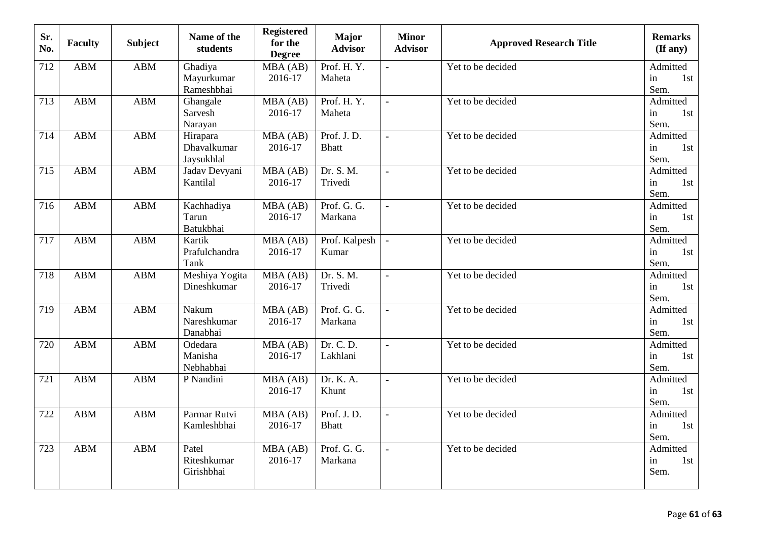| Sr. No. | Faculty | Subject | Name of the students | Registered for the Degree | Major Advisor | Minor Advisor | Approved Research Title | Remarks (If any) |
|---|---|---|---|---|---|---|---|---|
| 712 | ABM | ABM | Ghadiya Mayurkumar Rameshbhai | MBA (AB) 2016-17 | Prof. H. Y. Maheta | - | Yet to be decided | Admitted in 1st Sem. |
| 713 | ABM | ABM | Ghangale Sarvesh Narayan | MBA (AB) 2016-17 | Prof. H. Y. Maheta | - | Yet to be decided | Admitted in 1st Sem. |
| 714 | ABM | ABM | Hirapara Dhavalkumar Jaysukhlal | MBA (AB) 2016-17 | Prof. J. D. Bhatt | - | Yet to be decided | Admitted in 1st Sem. |
| 715 | ABM | ABM | Jadav Devyani Kantilal | MBA (AB) 2016-17 | Dr. S. M. Trivedi | - | Yet to be decided | Admitted in 1st Sem. |
| 716 | ABM | ABM | Kachhadiya Tarun Batukbhai | MBA (AB) 2016-17 | Prof. G. G. Markana | - | Yet to be decided | Admitted in 1st Sem. |
| 717 | ABM | ABM | Kartik Prafulchandra Tank | MBA (AB) 2016-17 | Prof. Kalpesh Kumar | - | Yet to be decided | Admitted in 1st Sem. |
| 718 | ABM | ABM | Meshiya Yogita Dineshkumar | MBA (AB) 2016-17 | Dr. S. M. Trivedi | - | Yet to be decided | Admitted in 1st Sem. |
| 719 | ABM | ABM | Nakum Nareshkumar Danabhai | MBA (AB) 2016-17 | Prof. G. G. Markana | - | Yet to be decided | Admitted in 1st Sem. |
| 720 | ABM | ABM | Odedara Manisha Nebhabhai | MBA (AB) 2016-17 | Dr. C. D. Lakhlani | - | Yet to be decided | Admitted in 1st Sem. |
| 721 | ABM | ABM | P Nandini | MBA (AB) 2016-17 | Dr. K. A. Khunt | - | Yet to be decided | Admitted in 1st Sem. |
| 722 | ABM | ABM | Parmar Rutvi Kamleshbhai | MBA (AB) 2016-17 | Prof. J. D. Bhatt | - | Yet to be decided | Admitted in 1st Sem. |
| 723 | ABM | ABM | Patel Riteshkumar Girishbhai | MBA (AB) 2016-17 | Prof. G. G. Markana | - | Yet to be decided | Admitted in 1st Sem. |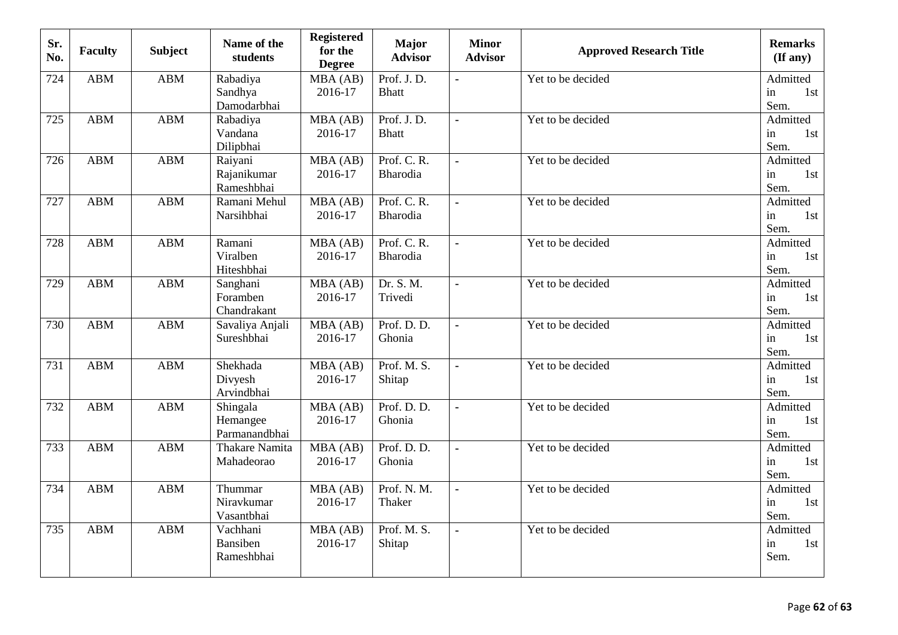| Sr. No. | Faculty | Subject | Name of the students | Registered for the Degree | Major Advisor | Minor Advisor | Approved Research Title | Remarks (If any) |
|---|---|---|---|---|---|---|---|---|
| 724 | ABM | ABM | Rabadiya Sandhya Damodarbhai | MBA (AB) 2016-17 | Prof. J. D. Bhatt | - | Yet to be decided | Admitted in 1st Sem. |
| 725 | ABM | ABM | Rabadiya Vandana Dilipbhai | MBA (AB) 2016-17 | Prof. J. D. Bhatt | - | Yet to be decided | Admitted in 1st Sem. |
| 726 | ABM | ABM | Raiyani Rajanikumar Rameshbhai | MBA (AB) 2016-17 | Prof. C. R. Bharodia | - | Yet to be decided | Admitted in 1st Sem. |
| 727 | ABM | ABM | Ramani Mehul Narsihbhai | MBA (AB) 2016-17 | Prof. C. R. Bharodia | - | Yet to be decided | Admitted in 1st Sem. |
| 728 | ABM | ABM | Ramani Viralben Hiteshbhai | MBA (AB) 2016-17 | Prof. C. R. Bharodia | - | Yet to be decided | Admitted in 1st Sem. |
| 729 | ABM | ABM | Sanghani Foramben Chandrakant | MBA (AB) 2016-17 | Dr. S. M. Trivedi | - | Yet to be decided | Admitted in 1st Sem. |
| 730 | ABM | ABM | Savaliya Anjali Sureshbhai | MBA (AB) 2016-17 | Prof. D. D. Ghonia | - | Yet to be decided | Admitted in 1st Sem. |
| 731 | ABM | ABM | Shekhada Divyesh Arvindbhai | MBA (AB) 2016-17 | Prof. M. S. Shitap | - | Yet to be decided | Admitted in 1st Sem. |
| 732 | ABM | ABM | Shingala Hemangee Parmanandbhai | MBA (AB) 2016-17 | Prof. D. D. Ghonia | - | Yet to be decided | Admitted in 1st Sem. |
| 733 | ABM | ABM | Thakare Namita Mahadeorao | MBA (AB) 2016-17 | Prof. D. D. Ghonia | - | Yet to be decided | Admitted in 1st Sem. |
| 734 | ABM | ABM | Thummar Niravkumar Vasantbhai | MBA (AB) 2016-17 | Prof. N. M. Thaker | - | Yet to be decided | Admitted in 1st Sem. |
| 735 | ABM | ABM | Vachhani Bansiben Rameshbhai | MBA (AB) 2016-17 | Prof. M. S. Shitap | - | Yet to be decided | Admitted in 1st Sem. |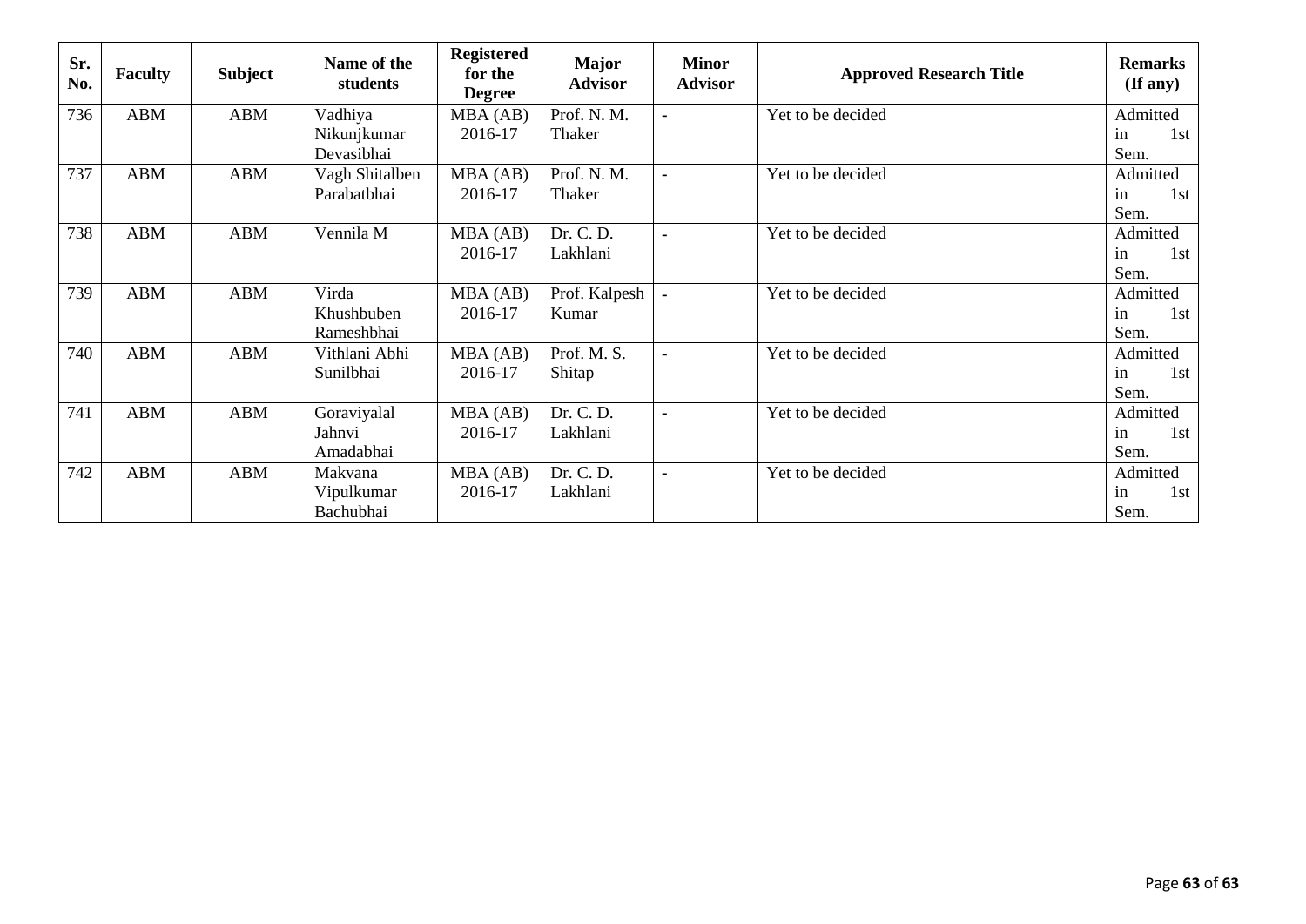| Sr. No. | Faculty | Subject | Name of the students | Registered for the Degree | Major Advisor | Minor Advisor | Approved Research Title | Remarks (If any) |
|---|---|---|---|---|---|---|---|---|
| 736 | ABM | ABM | Vadhiya Nikunjkumar Devasibhai | MBA (AB) 2016-17 | Prof. N. M. Thaker | - | Yet to be decided | Admitted in 1st Sem. |
| 737 | ABM | ABM | Vagh Shitalben Parabatbhai | MBA (AB) 2016-17 | Prof. N. M. Thaker | - | Yet to be decided | Admitted in 1st Sem. |
| 738 | ABM | ABM | Vennila M | MBA (AB) 2016-17 | Dr. C. D. Lakhlani | - | Yet to be decided | Admitted in 1st Sem. |
| 739 | ABM | ABM | Virda Khushbuben Rameshbhai | MBA (AB) 2016-17 | Prof. Kalpesh Kumar | - | Yet to be decided | Admitted in 1st Sem. |
| 740 | ABM | ABM | Vithlani Abhi Sunilbhai | MBA (AB) 2016-17 | Prof. M. S. Shitap | - | Yet to be decided | Admitted in 1st Sem. |
| 741 | ABM | ABM | Goraviyalal Jahnvi Amadabhai | MBA (AB) 2016-17 | Dr. C. D. Lakhlani | - | Yet to be decided | Admitted in 1st Sem. |
| 742 | ABM | ABM | Makvana Vipulkumar Bachubhai | MBA (AB) 2016-17 | Dr. C. D. Lakhlani | - | Yet to be decided | Admitted in 1st Sem. |